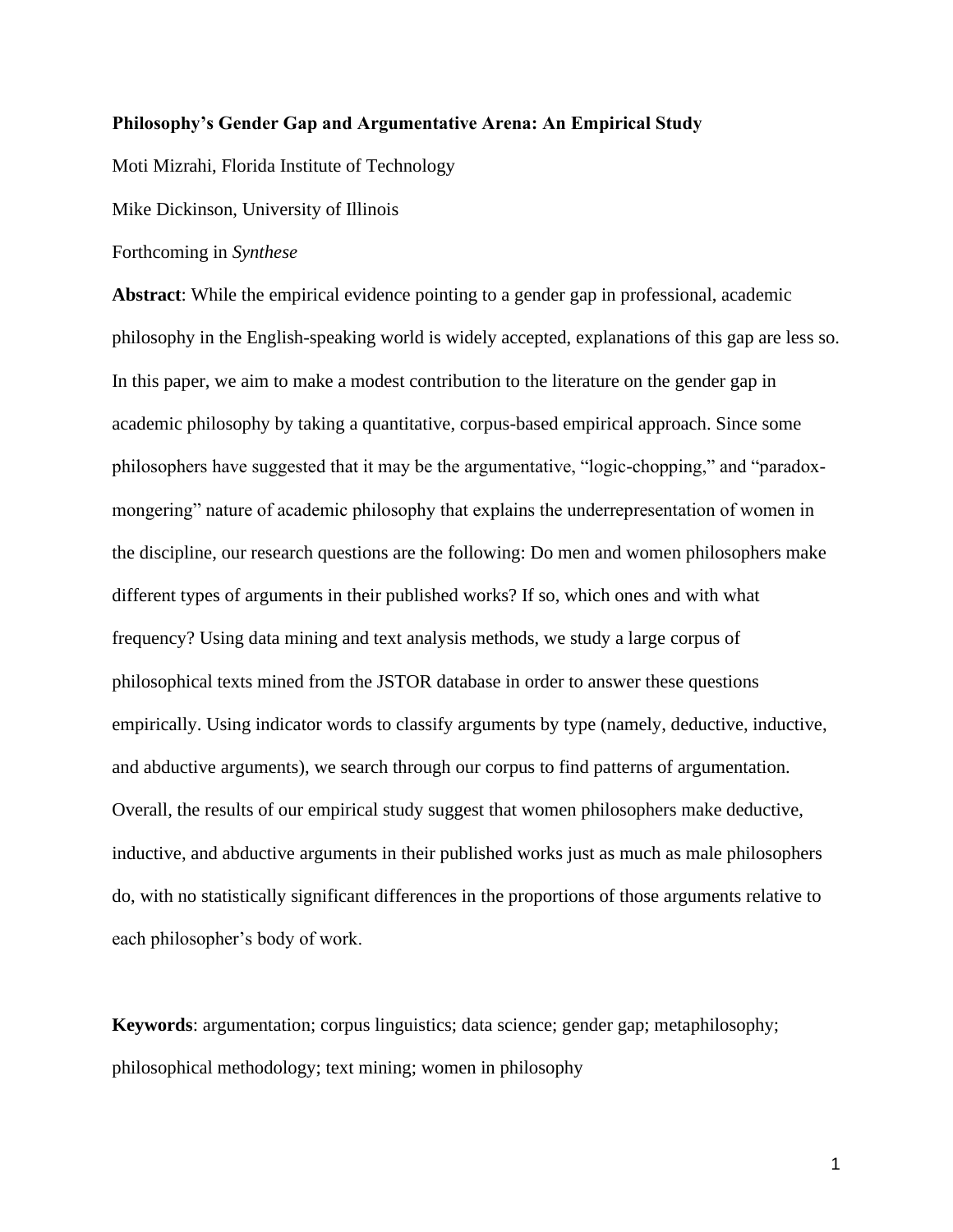**Philosophy's Gender Gap and Argumentative Arena: An Empirical Study**

Moti Mizrahi, Florida Institute of Technology

Mike Dickinson, University of Illinois

Forthcoming in *Synthese*

**Abstract**: While the empirical evidence pointing to a gender gap in professional, academic philosophy in the English-speaking world is widely accepted, explanations of this gap are less so. In this paper, we aim to make a modest contribution to the literature on the gender gap in academic philosophy by taking a quantitative, corpus-based empirical approach. Since some philosophers have suggested that it may be the argumentative, "logic-chopping," and "paradox-mongering" nature of academic philosophy that explains the underrepresentation of women in the discipline, our research questions are the following: Do men and women philosophers make different types of arguments in their published works? If so, which ones and with what frequency? Using data mining and text analysis methods, we study a large corpus of philosophical texts mined from the JSTOR database in order to answer these questions empirically. Using indicator words to classify arguments by type (namely, deductive, inductive, and abductive arguments), we search through our corpus to find patterns of argumentation. Overall, the results of our empirical study suggest that women philosophers make deductive, inductive, and abductive arguments in their published works just as much as male philosophers do, with no statistically significant differences in the proportions of those arguments relative to each philosopher's body of work.

**Keywords**: argumentation; corpus linguistics; data science; gender gap; metaphilosophy; philosophical methodology; text mining; women in philosophy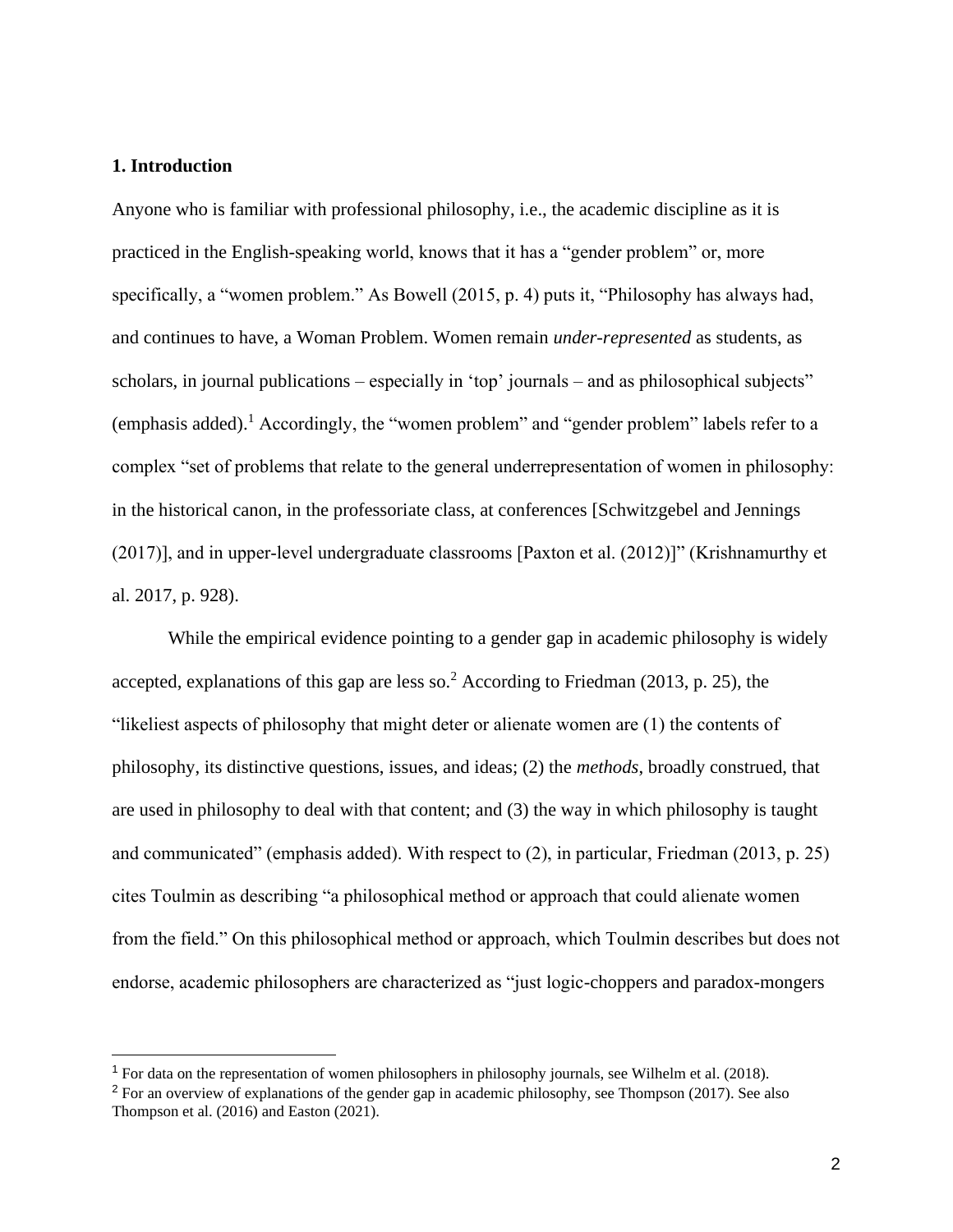## 1. Introduction

Anyone who is familiar with professional philosophy, i.e., the academic discipline as it is practiced in the English-speaking world, knows that it has a "gender problem" or, more specifically, a "women problem." As Bowell (2015, p. 4) puts it, "Philosophy has always had, and continues to have, a Woman Problem. Women remain *under-represented* as students, as scholars, in journal publications – especially in 'top' journals – and as philosophical subjects" (emphasis added).[1] Accordingly, the "women problem" and "gender problem" labels refer to a complex "set of problems that relate to the general underrepresentation of women in philosophy: in the historical canon, in the professoriate class, at conferences [Schwitzgebel and Jennings (2017)], and in upper-level undergraduate classrooms [Paxton et al. (2012)]" (Krishnamurthy et al. 2017, p. 928).

While the empirical evidence pointing to a gender gap in academic philosophy is widely accepted, explanations of this gap are less so.[2] According to Friedman (2013, p. 25), the "likeliest aspects of philosophy that might deter or alienate women are (1) the contents of philosophy, its distinctive questions, issues, and ideas; (2) the *methods*, broadly construed, that are used in philosophy to deal with that content; and (3) the way in which philosophy is taught and communicated" (emphasis added). With respect to (2), in particular, Friedman (2013, p. 25) cites Toulmin as describing "a philosophical method or approach that could alienate women from the field." On this philosophical method or approach, which Toulmin describes but does not endorse, academic philosophers are characterized as "just logic-choppers and paradox-mongers

---

[1] For data on the representation of women philosophers in philosophy journals, see Wilhelm et al. (2018).

[2] For an overview of explanations of the gender gap in academic philosophy, see Thompson (2017). See also Thompson et al. (2016) and Easton (2021).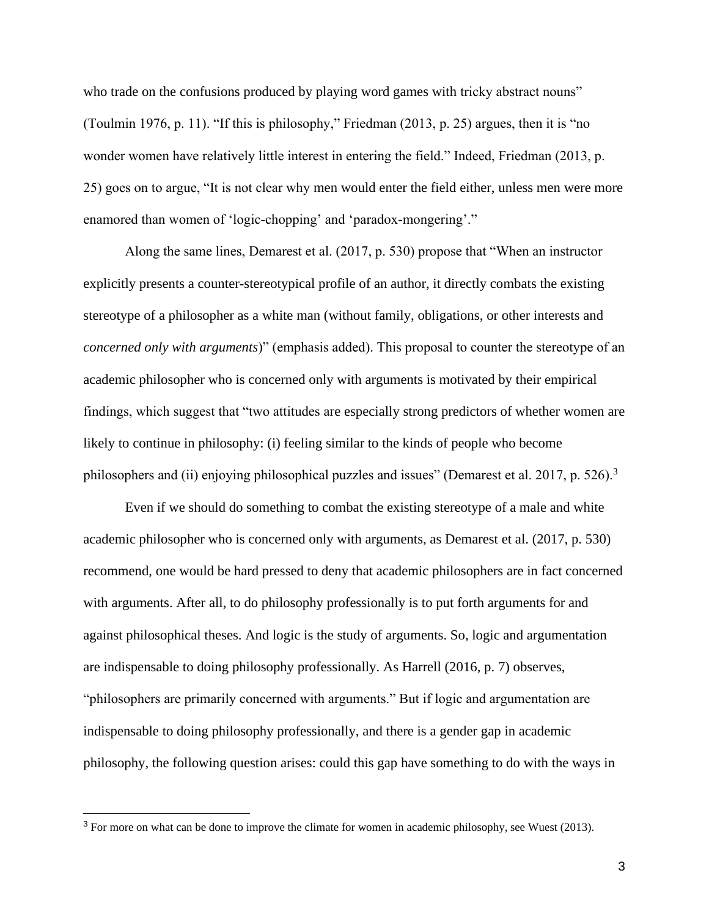who trade on the confusions produced by playing word games with tricky abstract nouns" (Toulmin 1976, p. 11). "If this is philosophy," Friedman (2013, p. 25) argues, then it is "no wonder women have relatively little interest in entering the field." Indeed, Friedman (2013, p. 25) goes on to argue, "It is not clear why men would enter the field either, unless men were more enamored than women of 'logic-chopping' and 'paradox-mongering'."

Along the same lines, Demarest et al. (2017, p. 530) propose that "When an instructor explicitly presents a counter-stereotypical profile of an author, it directly combats the existing stereotype of a philosopher as a white man (without family, obligations, or other interests and *concerned only with arguments*)" (emphasis added). This proposal to counter the stereotype of an academic philosopher who is concerned only with arguments is motivated by their empirical findings, which suggest that "two attitudes are especially strong predictors of whether women are likely to continue in philosophy: (i) feeling similar to the kinds of people who become philosophers and (ii) enjoying philosophical puzzles and issues" (Demarest et al. 2017, p. 526).[3]

Even if we should do something to combat the existing stereotype of a male and white academic philosopher who is concerned only with arguments, as Demarest et al. (2017, p. 530) recommend, one would be hard pressed to deny that academic philosophers are in fact concerned with arguments. After all, to do philosophy professionally is to put forth arguments for and against philosophical theses. And logic is the study of arguments. So, logic and argumentation are indispensable to doing philosophy professionally. As Harrell (2016, p. 7) observes, "philosophers are primarily concerned with arguments." But if logic and argumentation are indispensable to doing philosophy professionally, and there is a gender gap in academic philosophy, the following question arises: could this gap have something to do with the ways in

[3] For more on what can be done to improve the climate for women in academic philosophy, see Wuest (2013).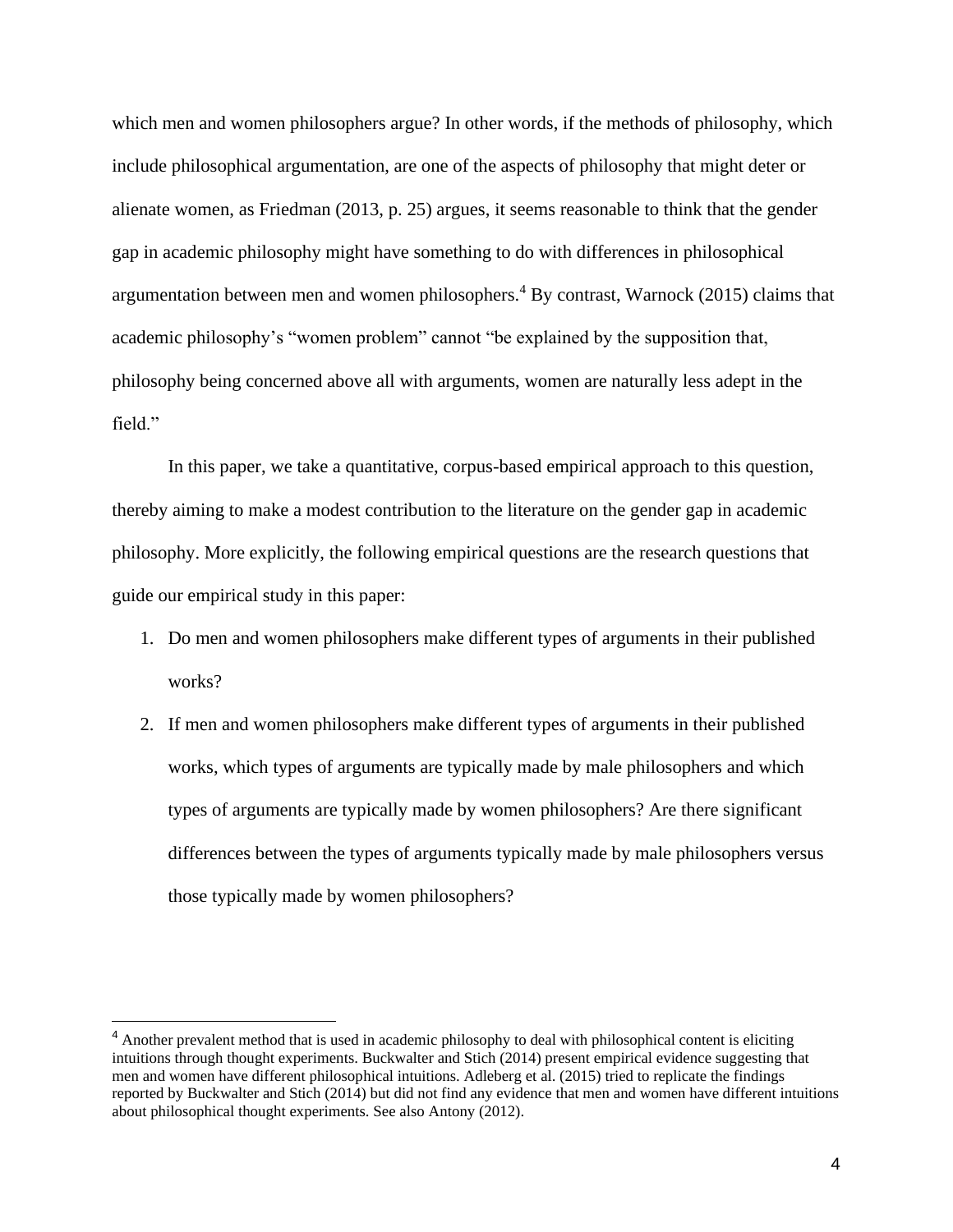which men and women philosophers argue? In other words, if the methods of philosophy, which include philosophical argumentation, are one of the aspects of philosophy that might deter or alienate women, as Friedman (2013, p. 25) argues, it seems reasonable to think that the gender gap in academic philosophy might have something to do with differences in philosophical argumentation between men and women philosophers.[4] By contrast, Warnock (2015) claims that academic philosophy's "women problem" cannot "be explained by the supposition that, philosophy being concerned above all with arguments, women are naturally less adept in the field."

In this paper, we take a quantitative, corpus-based empirical approach to this question, thereby aiming to make a modest contribution to the literature on the gender gap in academic philosophy. More explicitly, the following empirical questions are the research questions that guide our empirical study in this paper:

1. Do men and women philosophers make different types of arguments in their published works?
2. If men and women philosophers make different types of arguments in their published works, which types of arguments are typically made by male philosophers and which types of arguments are typically made by women philosophers? Are there significant differences between the types of arguments typically made by male philosophers versus those typically made by women philosophers?

[4] Another prevalent method that is used in academic philosophy to deal with philosophical content is eliciting intuitions through thought experiments. Buckwalter and Stich (2014) present empirical evidence suggesting that men and women have different philosophical intuitions. Adleberg et al. (2015) tried to replicate the findings reported by Buckwalter and Stich (2014) but did not find any evidence that men and women have different intuitions about philosophical thought experiments. See also Antony (2012).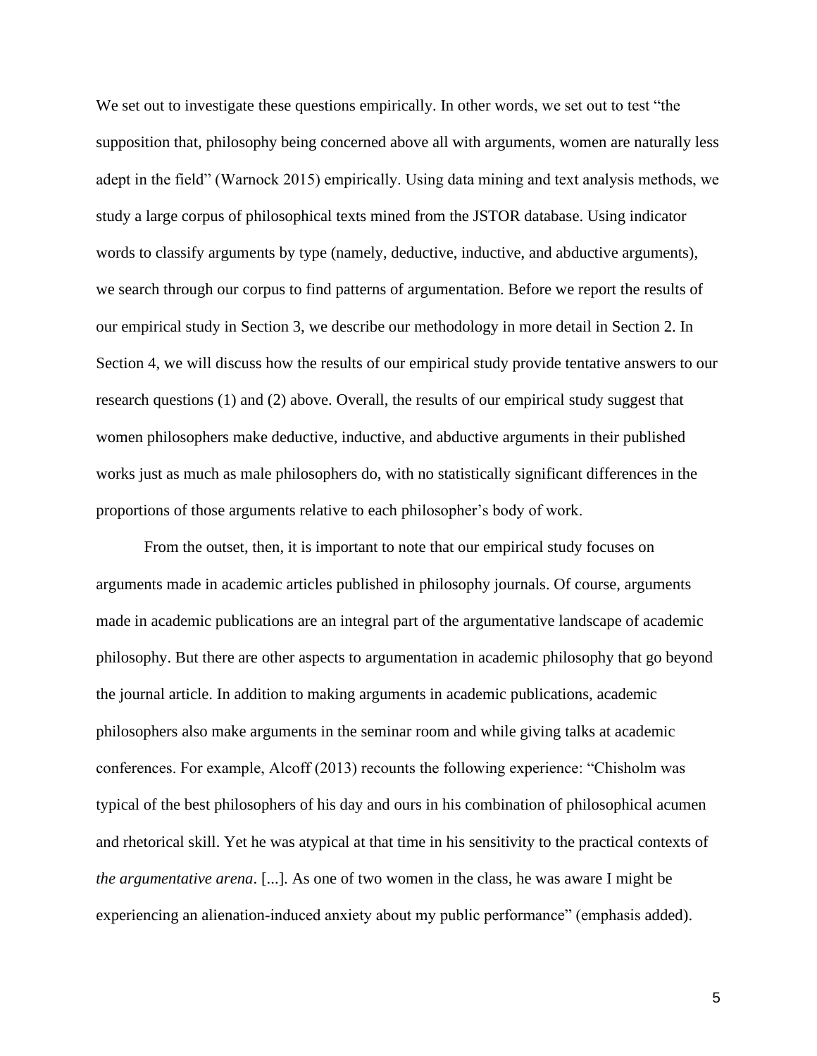We set out to investigate these questions empirically. In other words, we set out to test "the supposition that, philosophy being concerned above all with arguments, women are naturally less adept in the field" (Warnock 2015) empirically. Using data mining and text analysis methods, we study a large corpus of philosophical texts mined from the JSTOR database. Using indicator words to classify arguments by type (namely, deductive, inductive, and abductive arguments), we search through our corpus to find patterns of argumentation. Before we report the results of our empirical study in Section 3, we describe our methodology in more detail in Section 2. In Section 4, we will discuss how the results of our empirical study provide tentative answers to our research questions (1) and (2) above. Overall, the results of our empirical study suggest that women philosophers make deductive, inductive, and abductive arguments in their published works just as much as male philosophers do, with no statistically significant differences in the proportions of those arguments relative to each philosopher's body of work.

From the outset, then, it is important to note that our empirical study focuses on arguments made in academic articles published in philosophy journals. Of course, arguments made in academic publications are an integral part of the argumentative landscape of academic philosophy. But there are other aspects to argumentation in academic philosophy that go beyond the journal article. In addition to making arguments in academic publications, academic philosophers also make arguments in the seminar room and while giving talks at academic conferences. For example, Alcoff (2013) recounts the following experience: "Chisholm was typical of the best philosophers of his day and ours in his combination of philosophical acumen and rhetorical skill. Yet he was atypical at that time in his sensitivity to the practical contexts of *the argumentative arena*. [...]. As one of two women in the class, he was aware I might be experiencing an alienation-induced anxiety about my public performance" (emphasis added).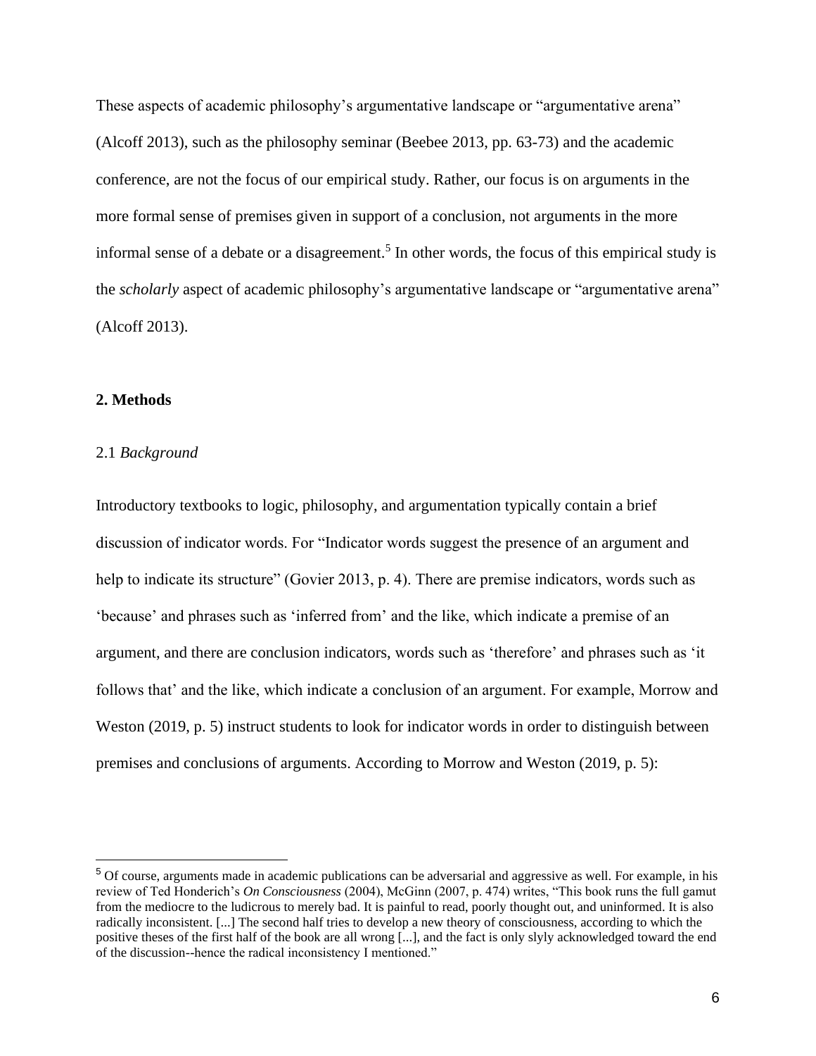These aspects of academic philosophy's argumentative landscape or "argumentative arena" (Alcoff 2013), such as the philosophy seminar (Beebee 2013, pp. 63-73) and the academic conference, are not the focus of our empirical study. Rather, our focus is on arguments in the more formal sense of premises given in support of a conclusion, not arguments in the more informal sense of a debate or a disagreement.[5] In other words, the focus of this empirical study is the *scholarly* aspect of academic philosophy's argumentative landscape or "argumentative arena" (Alcoff 2013).

## 2. Methods

### 2.1 *Background*

Introductory textbooks to logic, philosophy, and argumentation typically contain a brief discussion of indicator words. For "Indicator words suggest the presence of an argument and help to indicate its structure" (Govier 2013, p. 4). There are premise indicators, words such as 'because' and phrases such as 'inferred from' and the like, which indicate a premise of an argument, and there are conclusion indicators, words such as 'therefore' and phrases such as 'it follows that' and the like, which indicate a conclusion of an argument. For example, Morrow and Weston (2019, p. 5) instruct students to look for indicator words in order to distinguish between premises and conclusions of arguments. According to Morrow and Weston (2019, p. 5):

---

[5] Of course, arguments made in academic publications can be adversarial and aggressive as well. For example, in his review of Ted Honderich's *On Consciousness* (2004), McGinn (2007, p. 474) writes, "This book runs the full gamut from the mediocre to the ludicrous to merely bad. It is painful to read, poorly thought out, and uninformed. It is also radically inconsistent. [...] The second half tries to develop a new theory of consciousness, according to which the positive theses of the first half of the book are all wrong [...], and the fact is only slyly acknowledged toward the end of the discussion--hence the radical inconsistency I mentioned."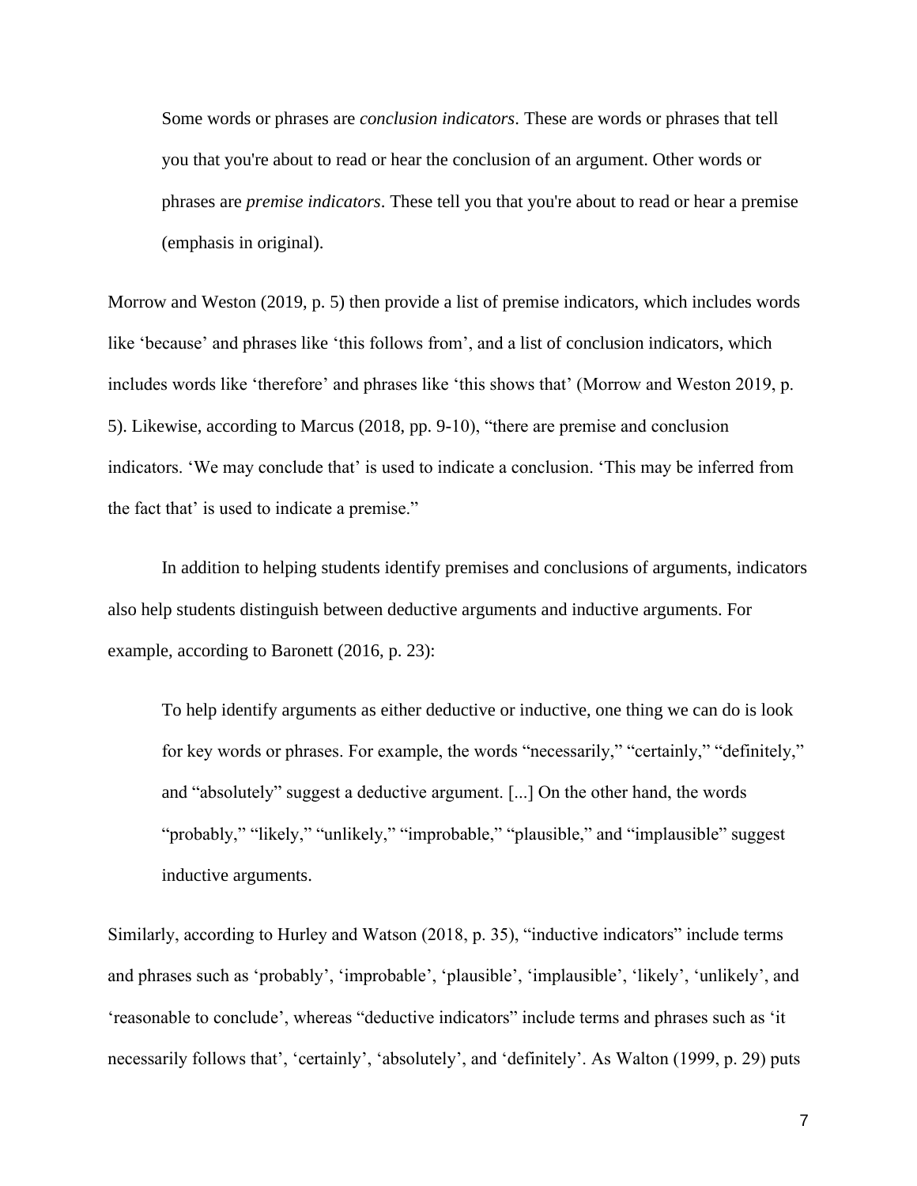> Some words or phrases are *conclusion indicators*. These are words or phrases that tell you that you're about to read or hear the conclusion of an argument. Other words or phrases are *premise indicators*. These tell you that you're about to read or hear a premise (emphasis in original).

Morrow and Weston (2019, p. 5) then provide a list of premise indicators, which includes words like 'because' and phrases like 'this follows from', and a list of conclusion indicators, which includes words like 'therefore' and phrases like 'this shows that' (Morrow and Weston 2019, p. 5). Likewise, according to Marcus (2018, pp. 9-10), "there are premise and conclusion indicators. 'We may conclude that' is used to indicate a conclusion. 'This may be inferred from the fact that' is used to indicate a premise."

In addition to helping students identify premises and conclusions of arguments, indicators also help students distinguish between deductive arguments and inductive arguments. For example, according to Baronett (2016, p. 23):

> To help identify arguments as either deductive or inductive, one thing we can do is look for key words or phrases. For example, the words "necessarily," "certainly," "definitely," and "absolutely" suggest a deductive argument. [...] On the other hand, the words "probably," "likely," "unlikely," "improbable," "plausible," and "implausible" suggest inductive arguments.

Similarly, according to Hurley and Watson (2018, p. 35), "inductive indicators" include terms and phrases such as 'probably', 'improbable', 'plausible', 'implausible', 'likely', 'unlikely', and 'reasonable to conclude', whereas "deductive indicators" include terms and phrases such as 'it necessarily follows that', 'certainly', 'absolutely', and 'definitely'. As Walton (1999, p. 29) puts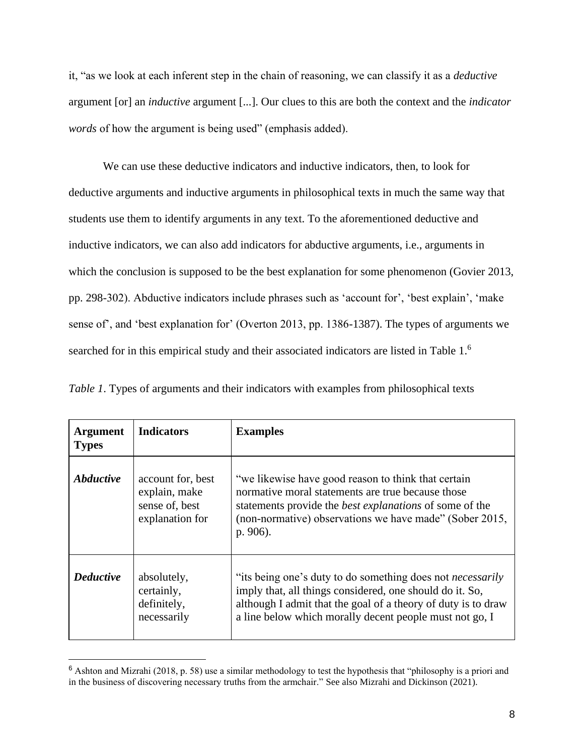it, "as we look at each inferent step in the chain of reasoning, we can classify it as a *deductive* argument [or] an *inductive* argument [...]. Our clues to this are both the context and the *indicator words* of how the argument is being used" (emphasis added).

We can use these deductive indicators and inductive indicators, then, to look for deductive arguments and inductive arguments in philosophical texts in much the same way that students use them to identify arguments in any text. To the aforementioned deductive and inductive indicators, we can also add indicators for abductive arguments, i.e., arguments in which the conclusion is supposed to be the best explanation for some phenomenon (Govier 2013, pp. 298-302). Abductive indicators include phrases such as 'account for', 'best explain', 'make sense of', and 'best explanation for' (Overton 2013, pp. 1386-1387). The types of arguments we searched for in this empirical study and their associated indicators are listed in Table 1.[6]

*Table 1*. Types of arguments and their indicators with examples from philosophical texts

| **Argument Types** | **Indicators** | **Examples** |
|---|---|---|
| ***Abductive*** | account for, best explain, make sense of, best explanation for | "we likewise have good reason to think that certain normative moral statements are true because those statements provide the *best explanations* of some of the (non-normative) observations we have made" (Sober 2015, p. 906). |
| ***Deductive*** | absolutely, certainly, definitely, necessarily | "its being one's duty to do something does not *necessarily* imply that, all things considered, one should do it. So, although I admit that the goal of a theory of duty is to draw a line below which morally decent people must not go, I |

[6] Ashton and Mizrahi (2018, p. 58) use a similar methodology to test the hypothesis that "philosophy is a priori and in the business of discovering necessary truths from the armchair." See also Mizrahi and Dickinson (2021).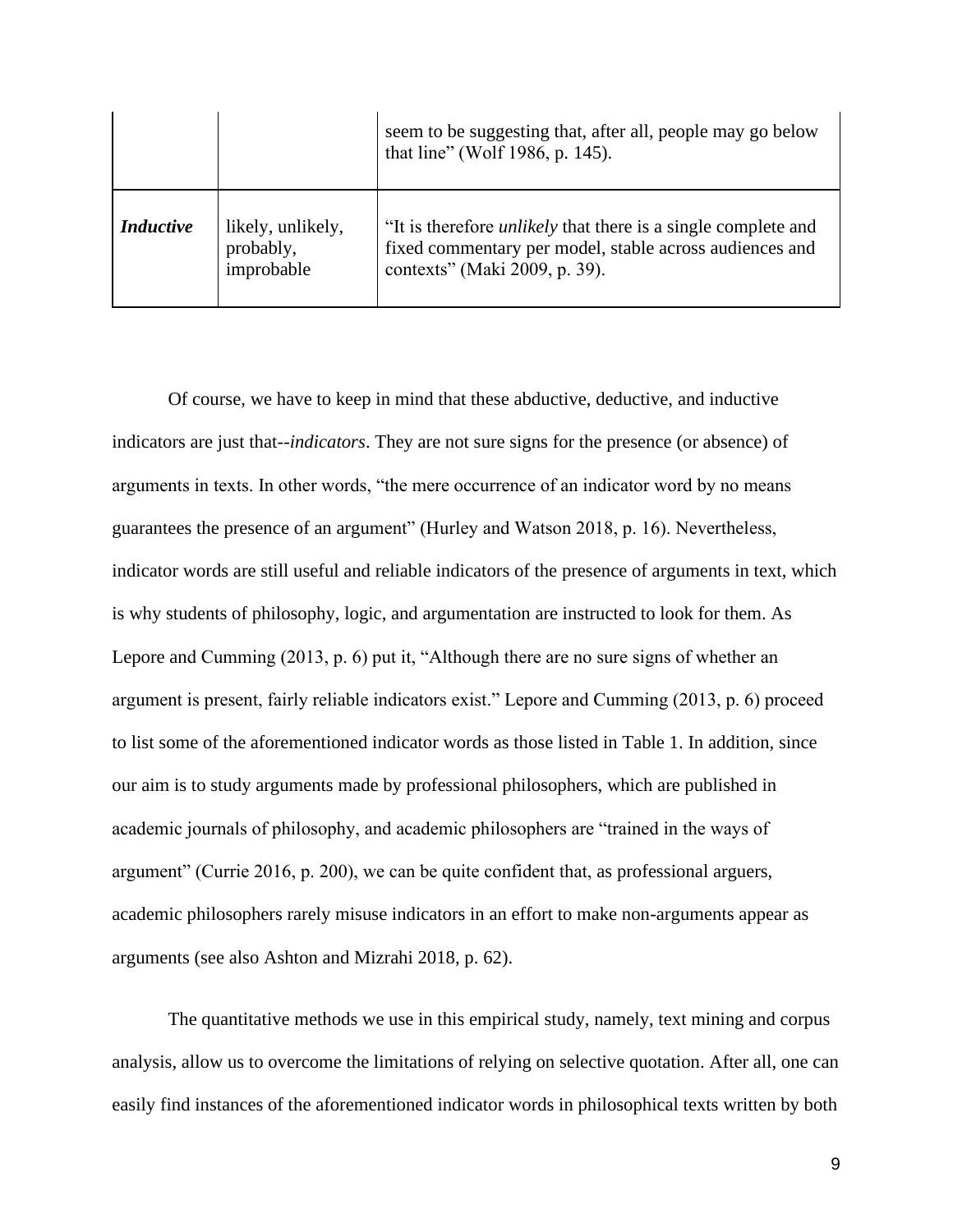| | | |
|---|---|---|
| | | seem to be suggesting that, after all, people may go below that line" (Wolf 1986, p. 145). |
| ***Inductive*** | likely, unlikely, probably, improbable | "It is therefore *unlikely* that there is a single complete and fixed commentary per model, stable across audiences and contexts" (Maki 2009, p. 39). |

Of course, we have to keep in mind that these abductive, deductive, and inductive indicators are just that--*indicators*. They are not sure signs for the presence (or absence) of arguments in texts. In other words, "the mere occurrence of an indicator word by no means guarantees the presence of an argument" (Hurley and Watson 2018, p. 16). Nevertheless, indicator words are still useful and reliable indicators of the presence of arguments in text, which is why students of philosophy, logic, and argumentation are instructed to look for them. As Lepore and Cumming (2013, p. 6) put it, "Although there are no sure signs of whether an argument is present, fairly reliable indicators exist." Lepore and Cumming (2013, p. 6) proceed to list some of the aforementioned indicator words as those listed in Table 1. In addition, since our aim is to study arguments made by professional philosophers, which are published in academic journals of philosophy, and academic philosophers are "trained in the ways of argument" (Currie 2016, p. 200), we can be quite confident that, as professional arguers, academic philosophers rarely misuse indicators in an effort to make non-arguments appear as arguments (see also Ashton and Mizrahi 2018, p. 62).

The quantitative methods we use in this empirical study, namely, text mining and corpus analysis, allow us to overcome the limitations of relying on selective quotation. After all, one can easily find instances of the aforementioned indicator words in philosophical texts written by both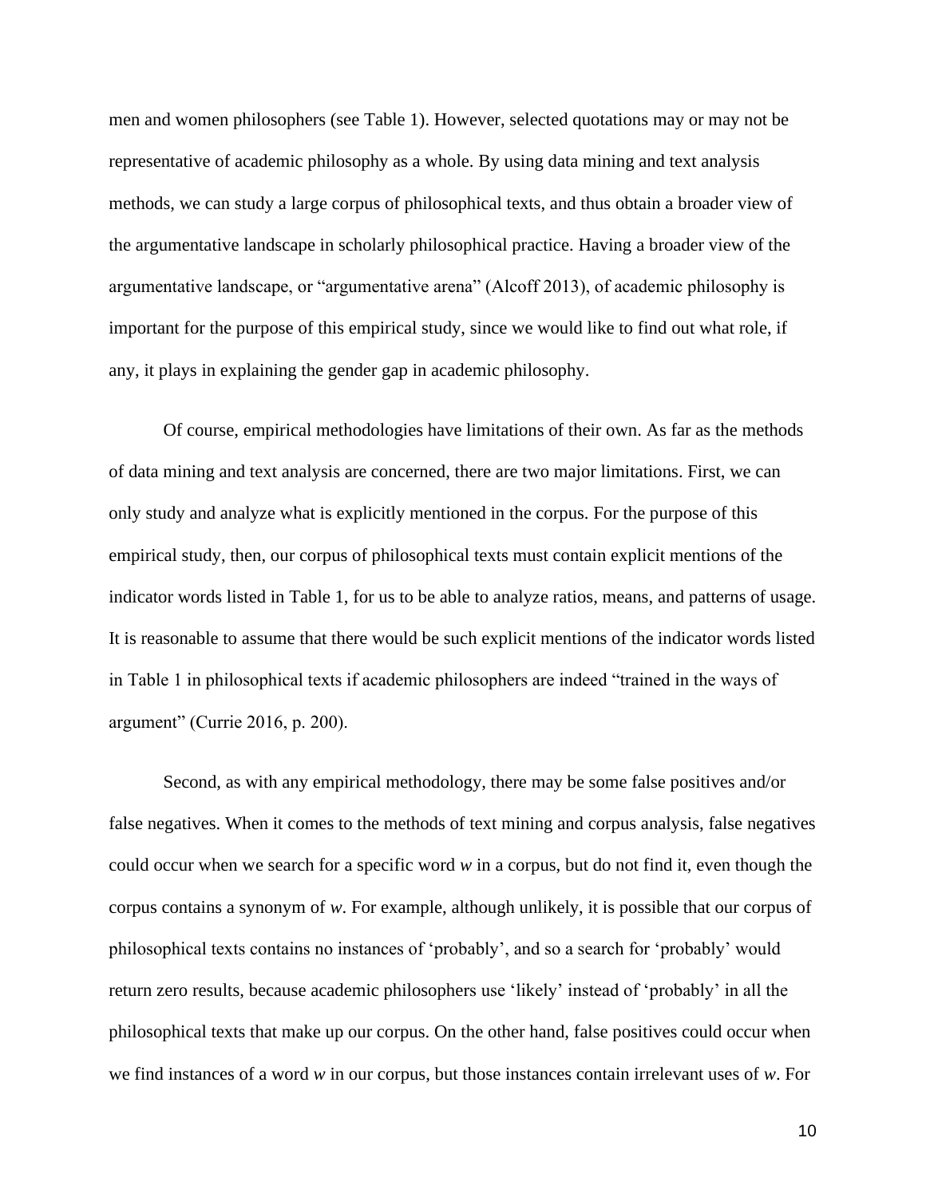men and women philosophers (see Table 1). However, selected quotations may or may not be representative of academic philosophy as a whole. By using data mining and text analysis methods, we can study a large corpus of philosophical texts, and thus obtain a broader view of the argumentative landscape in scholarly philosophical practice. Having a broader view of the argumentative landscape, or "argumentative arena" (Alcoff 2013), of academic philosophy is important for the purpose of this empirical study, since we would like to find out what role, if any, it plays in explaining the gender gap in academic philosophy.

Of course, empirical methodologies have limitations of their own. As far as the methods of data mining and text analysis are concerned, there are two major limitations. First, we can only study and analyze what is explicitly mentioned in the corpus. For the purpose of this empirical study, then, our corpus of philosophical texts must contain explicit mentions of the indicator words listed in Table 1, for us to be able to analyze ratios, means, and patterns of usage. It is reasonable to assume that there would be such explicit mentions of the indicator words listed in Table 1 in philosophical texts if academic philosophers are indeed "trained in the ways of argument" (Currie 2016, p. 200).

Second, as with any empirical methodology, there may be some false positives and/or false negatives. When it comes to the methods of text mining and corpus analysis, false negatives could occur when we search for a specific word *w* in a corpus, but do not find it, even though the corpus contains a synonym of *w*. For example, although unlikely, it is possible that our corpus of philosophical texts contains no instances of 'probably', and so a search for 'probably' would return zero results, because academic philosophers use 'likely' instead of 'probably' in all the philosophical texts that make up our corpus. On the other hand, false positives could occur when we find instances of a word *w* in our corpus, but those instances contain irrelevant uses of *w*. For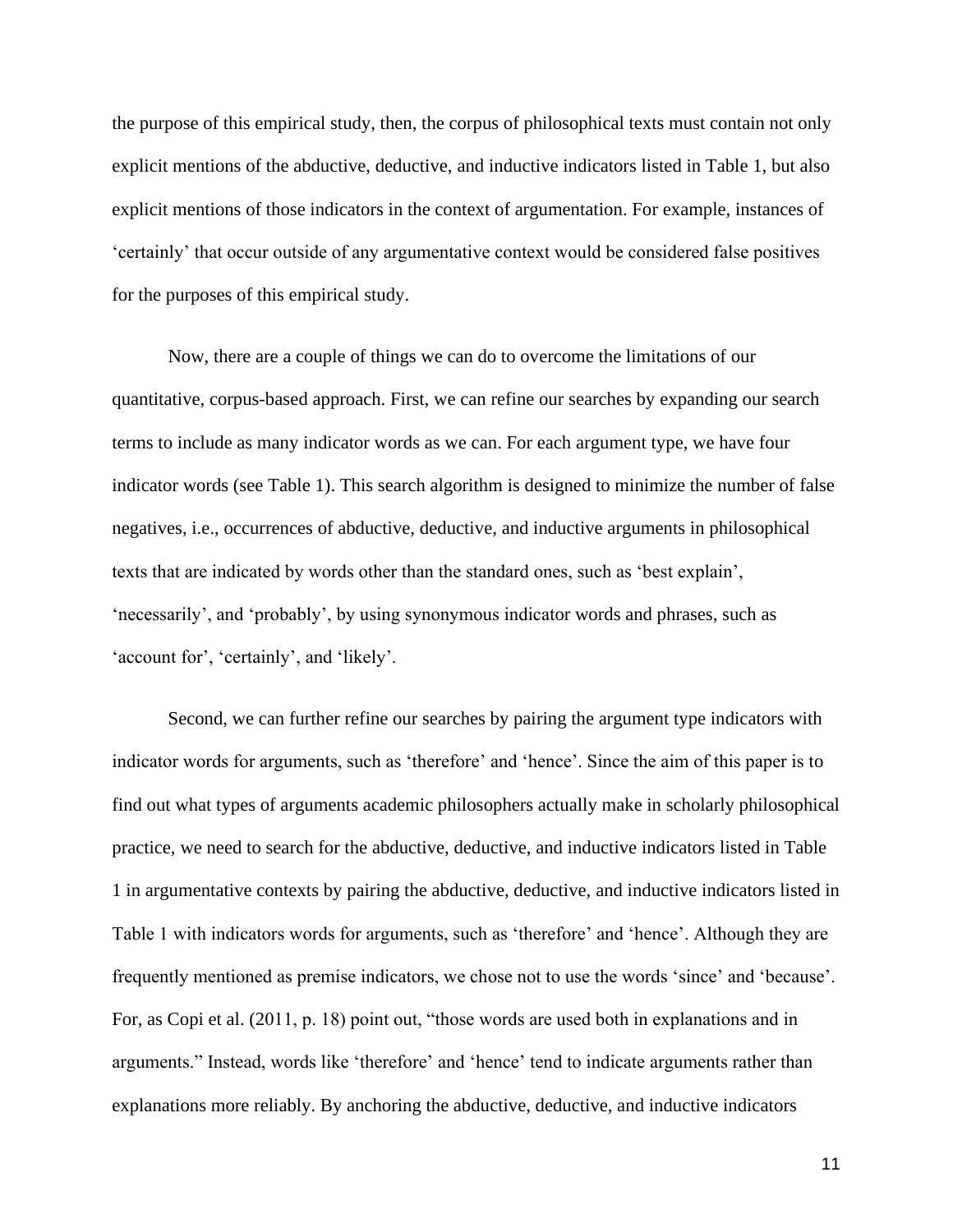the purpose of this empirical study, then, the corpus of philosophical texts must contain not only explicit mentions of the abductive, deductive, and inductive indicators listed in Table 1, but also explicit mentions of those indicators in the context of argumentation. For example, instances of 'certainly' that occur outside of any argumentative context would be considered false positives for the purposes of this empirical study.

Now, there are a couple of things we can do to overcome the limitations of our quantitative, corpus-based approach. First, we can refine our searches by expanding our search terms to include as many indicator words as we can. For each argument type, we have four indicator words (see Table 1). This search algorithm is designed to minimize the number of false negatives, i.e., occurrences of abductive, deductive, and inductive arguments in philosophical texts that are indicated by words other than the standard ones, such as 'best explain', 'necessarily', and 'probably', by using synonymous indicator words and phrases, such as 'account for', 'certainly', and 'likely'.

Second, we can further refine our searches by pairing the argument type indicators with indicator words for arguments, such as 'therefore' and 'hence'. Since the aim of this paper is to find out what types of arguments academic philosophers actually make in scholarly philosophical practice, we need to search for the abductive, deductive, and inductive indicators listed in Table 1 in argumentative contexts by pairing the abductive, deductive, and inductive indicators listed in Table 1 with indicators words for arguments, such as 'therefore' and 'hence'. Although they are frequently mentioned as premise indicators, we chose not to use the words 'since' and 'because'. For, as Copi et al. (2011, p. 18) point out, "those words are used both in explanations and in arguments." Instead, words like 'therefore' and 'hence' tend to indicate arguments rather than explanations more reliably. By anchoring the abductive, deductive, and inductive indicators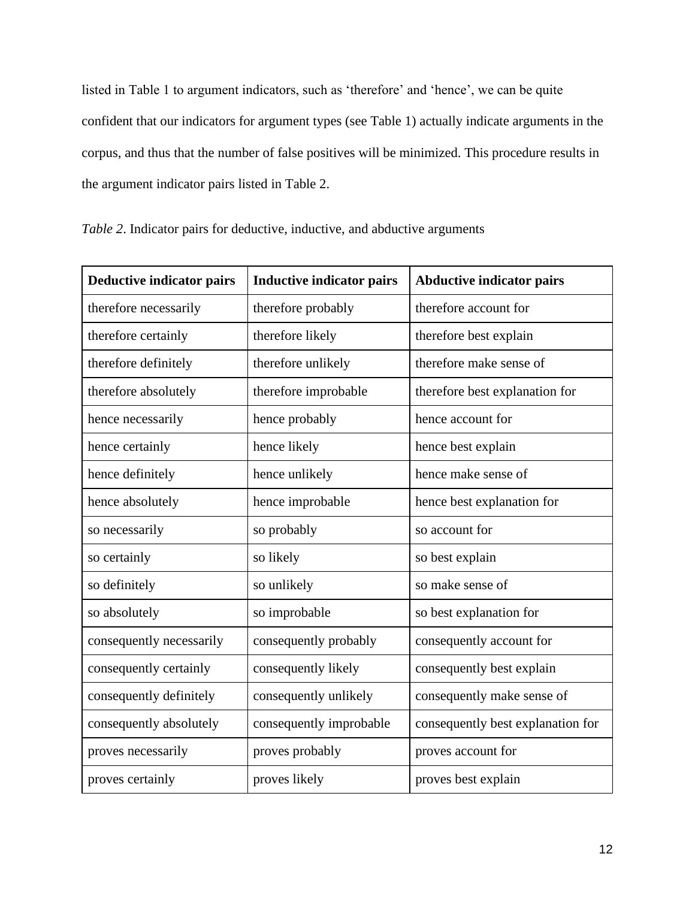listed in Table 1 to argument indicators, such as 'therefore' and 'hence', we can be quite confident that our indicators for argument types (see Table 1) actually indicate arguments in the corpus, and thus that the number of false positives will be minimized. This procedure results in the argument indicator pairs listed in Table 2.

*Table 2*. Indicator pairs for deductive, inductive, and abductive arguments

| Deductive indicator pairs | Inductive indicator pairs | Abductive indicator pairs |
| --- | --- | --- |
| therefore necessarily | therefore probably | therefore account for |
| therefore certainly | therefore likely | therefore best explain |
| therefore definitely | therefore unlikely | therefore make sense of |
| therefore absolutely | therefore improbable | therefore best explanation for |
| hence necessarily | hence probably | hence account for |
| hence certainly | hence likely | hence best explain |
| hence definitely | hence unlikely | hence make sense of |
| hence absolutely | hence improbable | hence best explanation for |
| so necessarily | so probably | so account for |
| so certainly | so likely | so best explain |
| so definitely | so unlikely | so make sense of |
| so absolutely | so improbable | so best explanation for |
| consequently necessarily | consequently probably | consequently account for |
| consequently certainly | consequently likely | consequently best explain |
| consequently definitely | consequently unlikely | consequently make sense of |
| consequently absolutely | consequently improbable | consequently best explanation for |
| proves necessarily | proves probably | proves account for |
| proves certainly | proves likely | proves best explain |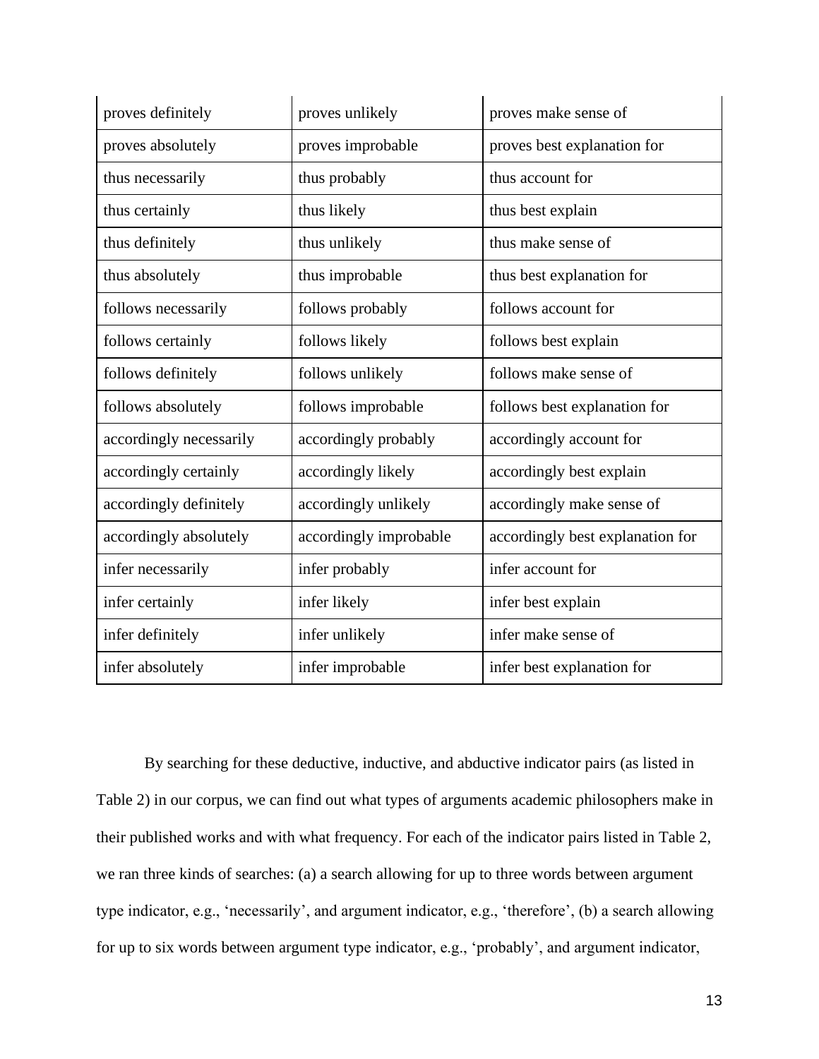| | | |
|---|---|---|
| proves definitely | proves unlikely | proves make sense of |
| proves absolutely | proves improbable | proves best explanation for |
| thus necessarily | thus probably | thus account for |
| thus certainly | thus likely | thus best explain |
| thus definitely | thus unlikely | thus make sense of |
| thus absolutely | thus improbable | thus best explanation for |
| follows necessarily | follows probably | follows account for |
| follows certainly | follows likely | follows best explain |
| follows definitely | follows unlikely | follows make sense of |
| follows absolutely | follows improbable | follows best explanation for |
| accordingly necessarily | accordingly probably | accordingly account for |
| accordingly certainly | accordingly likely | accordingly best explain |
| accordingly definitely | accordingly unlikely | accordingly make sense of |
| accordingly absolutely | accordingly improbable | accordingly best explanation for |
| infer necessarily | infer probably | infer account for |
| infer certainly | infer likely | infer best explain |
| infer definitely | infer unlikely | infer make sense of |
| infer absolutely | infer improbable | infer best explanation for |

By searching for these deductive, inductive, and abductive indicator pairs (as listed in Table 2) in our corpus, we can find out what types of arguments academic philosophers make in their published works and with what frequency. For each of the indicator pairs listed in Table 2, we ran three kinds of searches: (a) a search allowing for up to three words between argument type indicator, e.g., 'necessarily', and argument indicator, e.g., 'therefore', (b) a search allowing for up to six words between argument type indicator, e.g., 'probably', and argument indicator,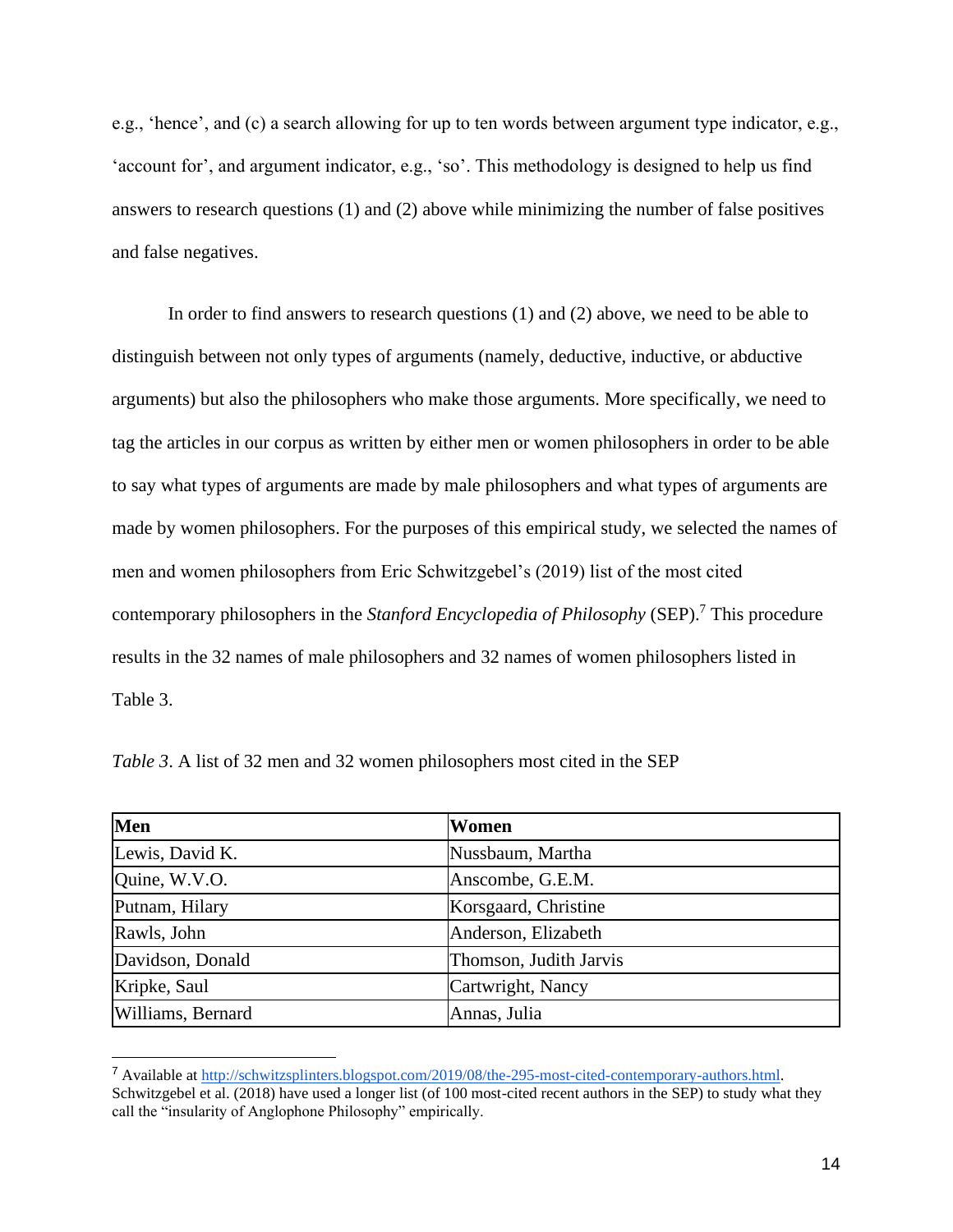e.g., 'hence', and (c) a search allowing for up to ten words between argument type indicator, e.g., 'account for', and argument indicator, e.g., 'so'. This methodology is designed to help us find answers to research questions (1) and (2) above while minimizing the number of false positives and false negatives.

In order to find answers to research questions (1) and (2) above, we need to be able to distinguish between not only types of arguments (namely, deductive, inductive, or abductive arguments) but also the philosophers who make those arguments. More specifically, we need to tag the articles in our corpus as written by either men or women philosophers in order to be able to say what types of arguments are made by male philosophers and what types of arguments are made by women philosophers. For the purposes of this empirical study, we selected the names of men and women philosophers from Eric Schwitzgebel's (2019) list of the most cited contemporary philosophers in the *Stanford Encyclopedia of Philosophy* (SEP).[7] This procedure results in the 32 names of male philosophers and 32 names of women philosophers listed in Table 3.

*Table 3*. A list of 32 men and 32 women philosophers most cited in the SEP

| Men | Women |
|---|---|
| Lewis, David K. | Nussbaum, Martha |
| Quine, W.V.O. | Anscombe, G.E.M. |
| Putnam, Hilary | Korsgaard, Christine |
| Rawls, John | Anderson, Elizabeth |
| Davidson, Donald | Thomson, Judith Jarvis |
| Kripke, Saul | Cartwright, Nancy |
| Williams, Bernard | Annas, Julia |

[7] Available at http://schwitzsplinters.blogspot.com/2019/08/the-295-most-cited-contemporary-authors.html. Schwitzgebel et al. (2018) have used a longer list (of 100 most-cited recent authors in the SEP) to study what they call the "insularity of Anglophone Philosophy" empirically.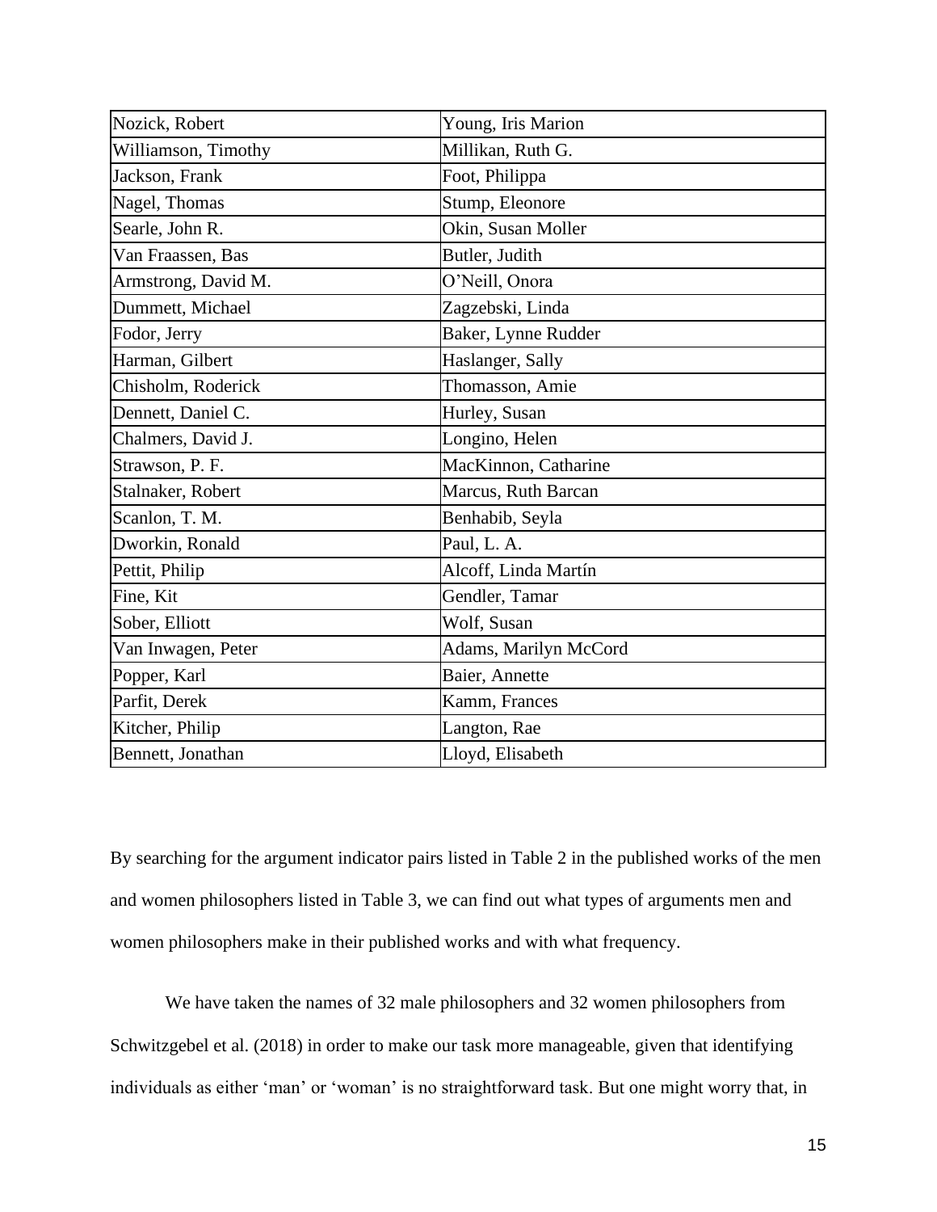| Nozick, Robert | Young, Iris Marion |
|---|---|
| Williamson, Timothy | Millikan, Ruth G. |
| Jackson, Frank | Foot, Philippa |
| Nagel, Thomas | Stump, Eleonore |
| Searle, John R. | Okin, Susan Moller |
| Van Fraassen, Bas | Butler, Judith |
| Armstrong, David M. | O'Neill, Onora |
| Dummett, Michael | Zagzebski, Linda |
| Fodor, Jerry | Baker, Lynne Rudder |
| Harman, Gilbert | Haslanger, Sally |
| Chisholm, Roderick | Thomasson, Amie |
| Dennett, Daniel C. | Hurley, Susan |
| Chalmers, David J. | Longino, Helen |
| Strawson, P. F. | MacKinnon, Catharine |
| Stalnaker, Robert | Marcus, Ruth Barcan |
| Scanlon, T. M. | Benhabib, Seyla |
| Dworkin, Ronald | Paul, L. A. |
| Pettit, Philip | Alcoff, Linda Martín |
| Fine, Kit | Gendler, Tamar |
| Sober, Elliott | Wolf, Susan |
| Van Inwagen, Peter | Adams, Marilyn McCord |
| Popper, Karl | Baier, Annette |
| Parfit, Derek | Kamm, Frances |
| Kitcher, Philip | Langton, Rae |
| Bennett, Jonathan | Lloyd, Elisabeth |

By searching for the argument indicator pairs listed in Table 2 in the published works of the men and women philosophers listed in Table 3, we can find out what types of arguments men and women philosophers make in their published works and with what frequency.

We have taken the names of 32 male philosophers and 32 women philosophers from Schwitzgebel et al. (2018) in order to make our task more manageable, given that identifying individuals as either 'man' or 'woman' is no straightforward task. But one might worry that, in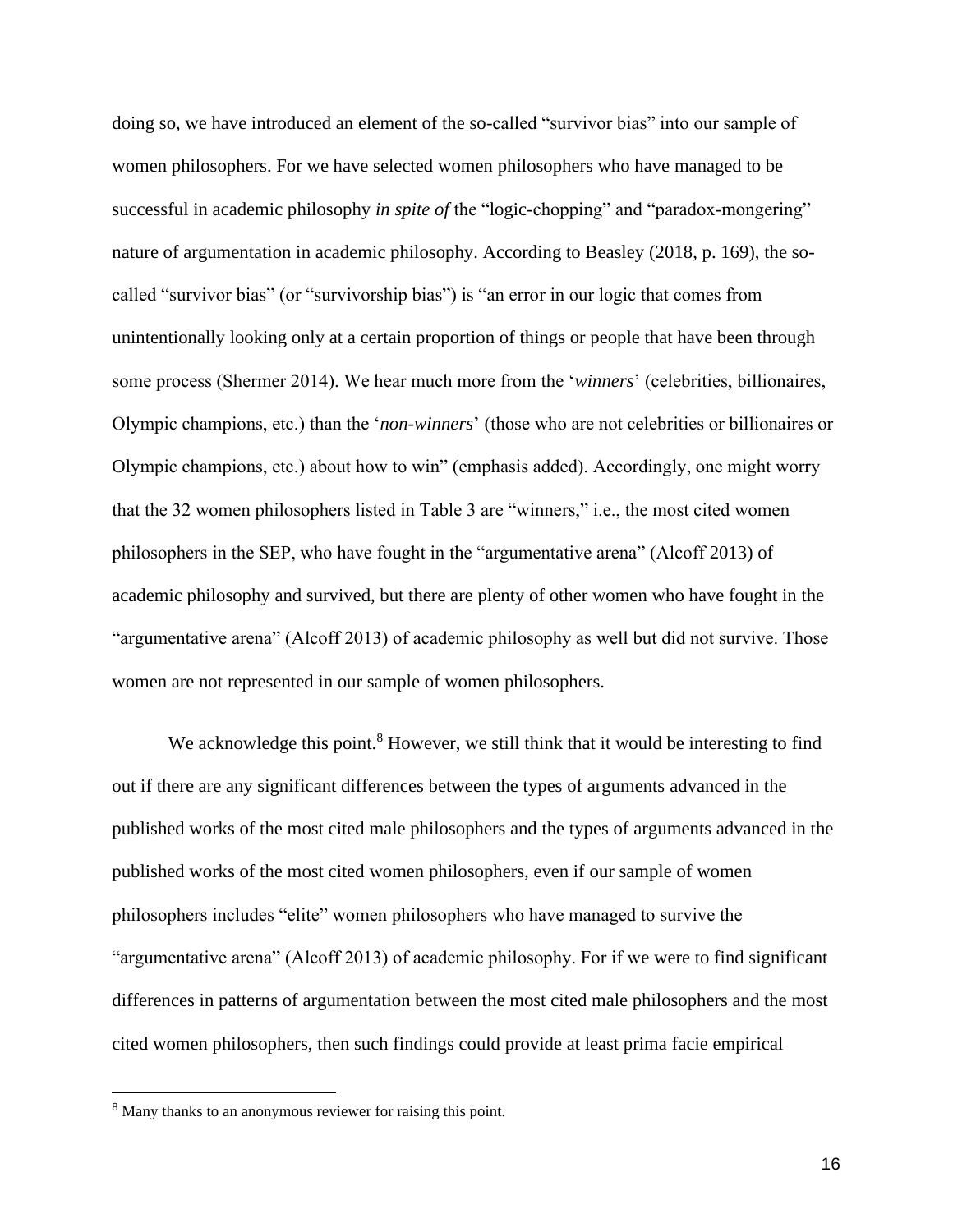doing so, we have introduced an element of the so-called "survivor bias" into our sample of women philosophers. For we have selected women philosophers who have managed to be successful in academic philosophy *in spite of* the "logic-chopping" and "paradox-mongering" nature of argumentation in academic philosophy. According to Beasley (2018, p. 169), the so-called "survivor bias" (or "survivorship bias") is "an error in our logic that comes from unintentionally looking only at a certain proportion of things or people that have been through some process (Shermer 2014). We hear much more from the '*winners*' (celebrities, billionaires, Olympic champions, etc.) than the '*non-winners*' (those who are not celebrities or billionaires or Olympic champions, etc.) about how to win" (emphasis added). Accordingly, one might worry that the 32 women philosophers listed in Table 3 are "winners," i.e., the most cited women philosophers in the SEP, who have fought in the "argumentative arena" (Alcoff 2013) of academic philosophy and survived, but there are plenty of other women who have fought in the "argumentative arena" (Alcoff 2013) of academic philosophy as well but did not survive. Those women are not represented in our sample of women philosophers.

We acknowledge this point.[8] However, we still think that it would be interesting to find out if there are any significant differences between the types of arguments advanced in the published works of the most cited male philosophers and the types of arguments advanced in the published works of the most cited women philosophers, even if our sample of women philosophers includes "elite" women philosophers who have managed to survive the "argumentative arena" (Alcoff 2013) of academic philosophy. For if we were to find significant differences in patterns of argumentation between the most cited male philosophers and the most cited women philosophers, then such findings could provide at least prima facie empirical

[8] Many thanks to an anonymous reviewer for raising this point.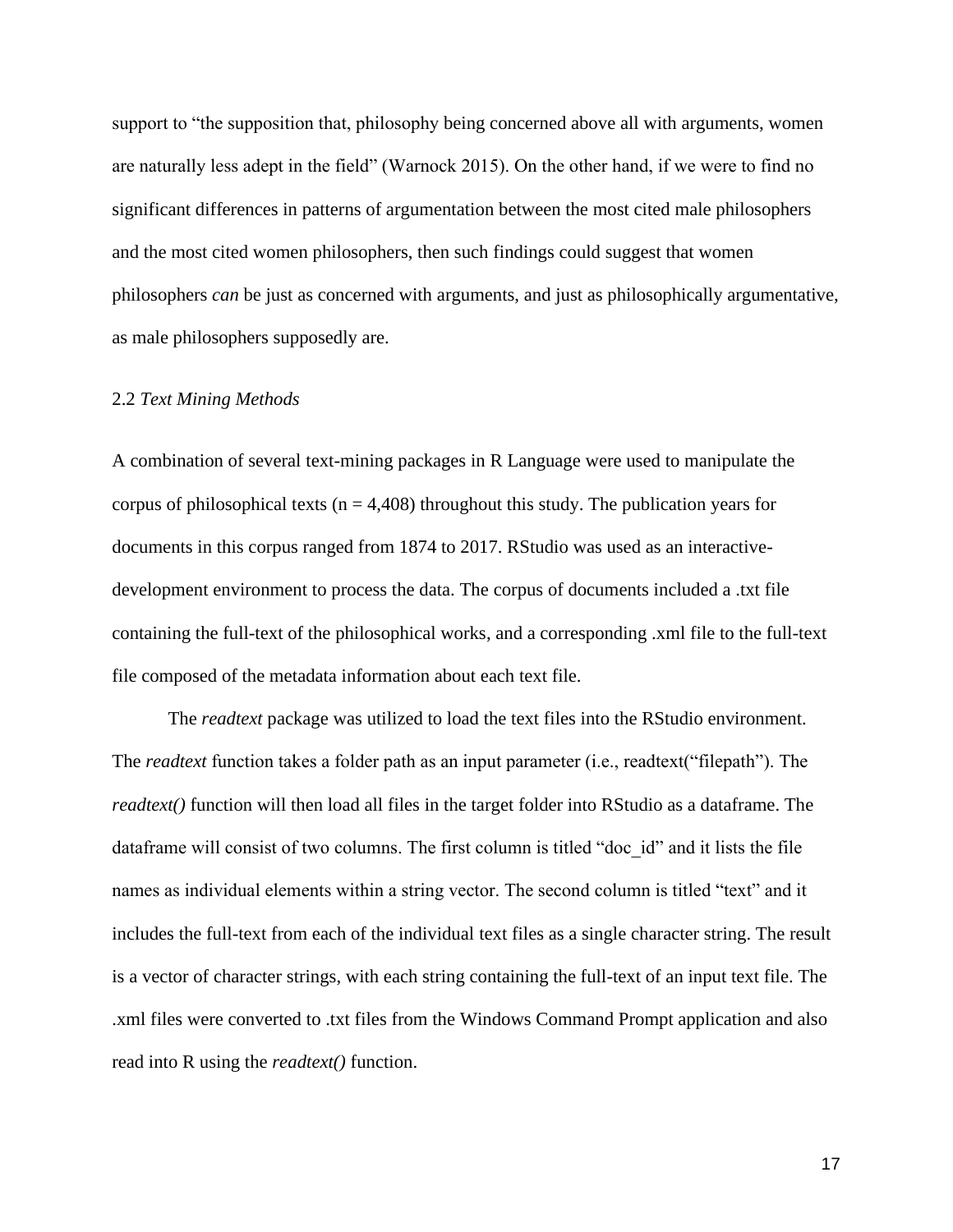support to "the supposition that, philosophy being concerned above all with arguments, women are naturally less adept in the field" (Warnock 2015). On the other hand, if we were to find no significant differences in patterns of argumentation between the most cited male philosophers and the most cited women philosophers, then such findings could suggest that women philosophers *can* be just as concerned with arguments, and just as philosophically argumentative, as male philosophers supposedly are.

### 2.2 *Text Mining Methods*

A combination of several text-mining packages in R Language were used to manipulate the corpus of philosophical texts (n = 4,408) throughout this study. The publication years for documents in this corpus ranged from 1874 to 2017. RStudio was used as an interactive-development environment to process the data. The corpus of documents included a .txt file containing the full-text of the philosophical works, and a corresponding .xml file to the full-text file composed of the metadata information about each text file.

The *readtext* package was utilized to load the text files into the RStudio environment. The *readtext* function takes a folder path as an input parameter (i.e., readtext("filepath"). The *readtext()* function will then load all files in the target folder into RStudio as a dataframe. The dataframe will consist of two columns. The first column is titled "doc_id" and it lists the file names as individual elements within a string vector. The second column is titled "text" and it includes the full-text from each of the individual text files as a single character string. The result is a vector of character strings, with each string containing the full-text of an input text file. The .xml files were converted to .txt files from the Windows Command Prompt application and also read into R using the *readtext()* function.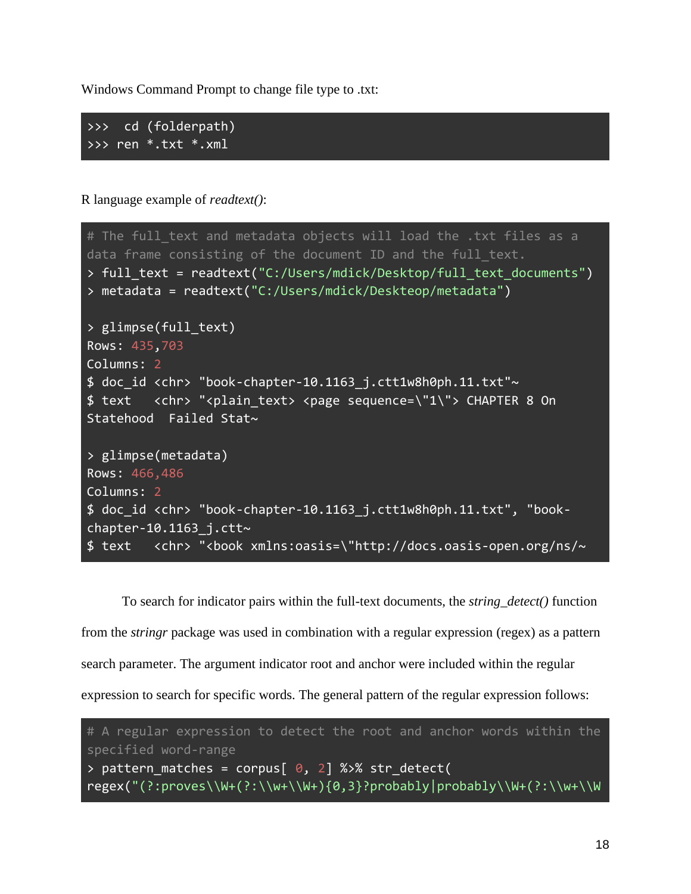Windows Command Prompt to change file type to .txt:

```
>>>  cd (folderpath)
>>> ren *.txt *.xml
```

R language example of *readtext()*:

```
# The full_text and metadata objects will load the .txt files as a
data frame consisting of the document ID and the full_text.
> full_text = readtext("C:/Users/mdick/Desktop/full_text_documents")
> metadata = readtext("C:/Users/mdick/Deskteop/metadata")

> glimpse(full_text)
Rows: 435,703
Columns: 2
$ doc_id <chr> "book-chapter-10.1163_j.ctt1w8h0ph.11.txt"~
$ text   <chr> "<plain_text> <page sequence=\"1\"> CHAPTER 8 On
Statehood  Failed Stat~

> glimpse(metadata)
Rows: 466,486
Columns: 2
$ doc_id <chr> "book-chapter-10.1163_j.ctt1w8h0ph.11.txt", "book-
chapter-10.1163_j.ctt~
$ text   <chr> "<book xmlns:oasis=\"http://docs.oasis-open.org/ns/~
```

To search for indicator pairs within the full-text documents, the *string_detect()* function from the *stringr* package was used in combination with a regular expression (regex) as a pattern search parameter. The argument indicator root and anchor were included within the regular expression to search for specific words. The general pattern of the regular expression follows:

```
# A regular expression to detect the root and anchor words within the
specified word-range
> pattern_matches = corpus[ 0, 2] %>% str_detect(
regex("(?:proves\\W+(?:\\w+\\W+){0,3}?probably|probably\\W+(?:\\w+\\W
```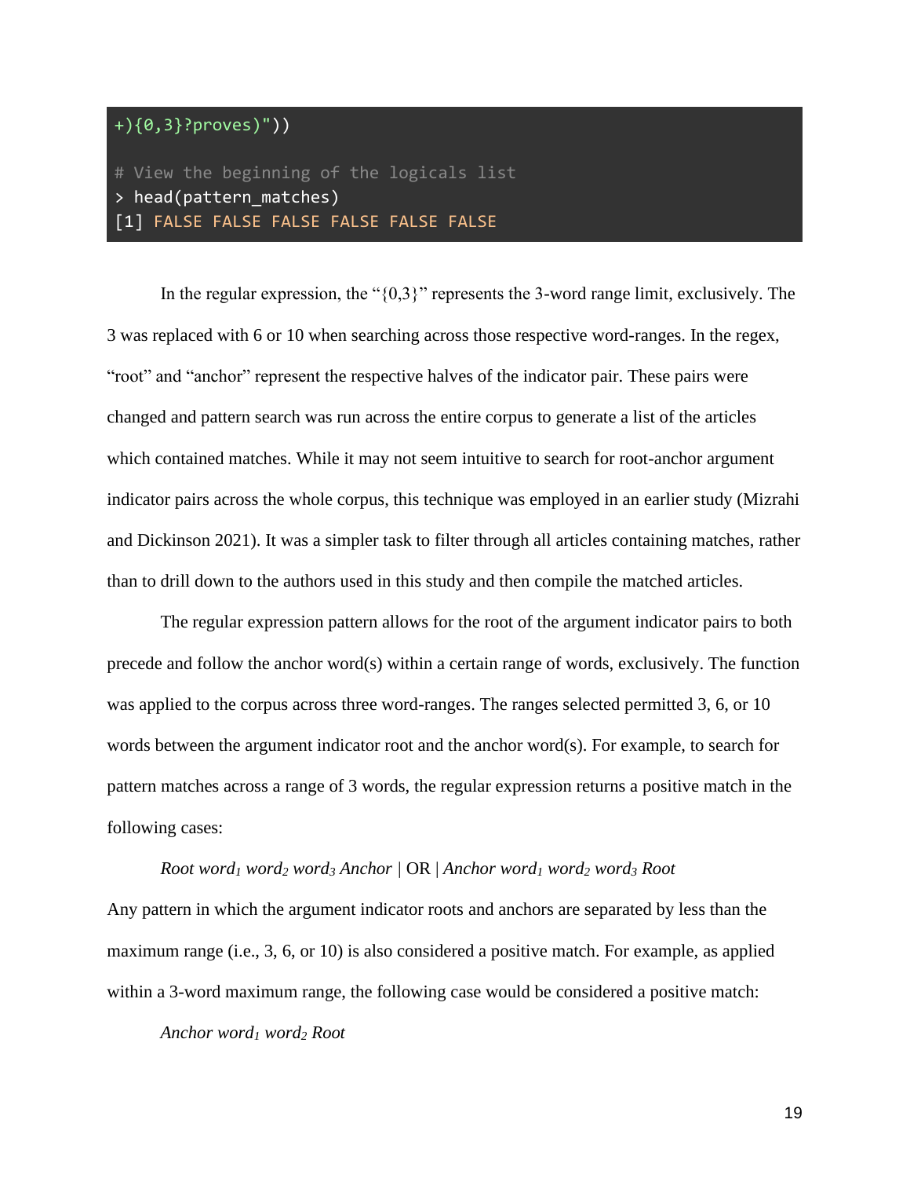```
+){0,3}?proves)"))

# View the beginning of the logicals list
> head(pattern_matches)
[1] FALSE FALSE FALSE FALSE FALSE FALSE
```

In the regular expression, the "{0,3}" represents the 3-word range limit, exclusively. The 3 was replaced with 6 or 10 when searching across those respective word-ranges. In the regex, "root" and "anchor" represent the respective halves of the indicator pair. These pairs were changed and pattern search was run across the entire corpus to generate a list of the articles which contained matches. While it may not seem intuitive to search for root-anchor argument indicator pairs across the whole corpus, this technique was employed in an earlier study (Mizrahi and Dickinson 2021). It was a simpler task to filter through all articles containing matches, rather than to drill down to the authors used in this study and then compile the matched articles.

The regular expression pattern allows for the root of the argument indicator pairs to both precede and follow the anchor word(s) within a certain range of words, exclusively. The function was applied to the corpus across three word-ranges. The ranges selected permitted 3, 6, or 10 words between the argument indicator root and the anchor word(s). For example, to search for pattern matches across a range of 3 words, the regular expression returns a positive match in the following cases:

*Root* $word_1$ $word_2$ $word_3$ *Anchor* | OR | *Anchor* $word_1$ $word_2$ $word_3$ *Root*

Any pattern in which the argument indicator roots and anchors are separated by less than the maximum range (i.e., 3, 6, or 10) is also considered a positive match. For example, as applied within a 3-word maximum range, the following case would be considered a positive match:

*Anchor* $word_1$ $word_2$ *Root*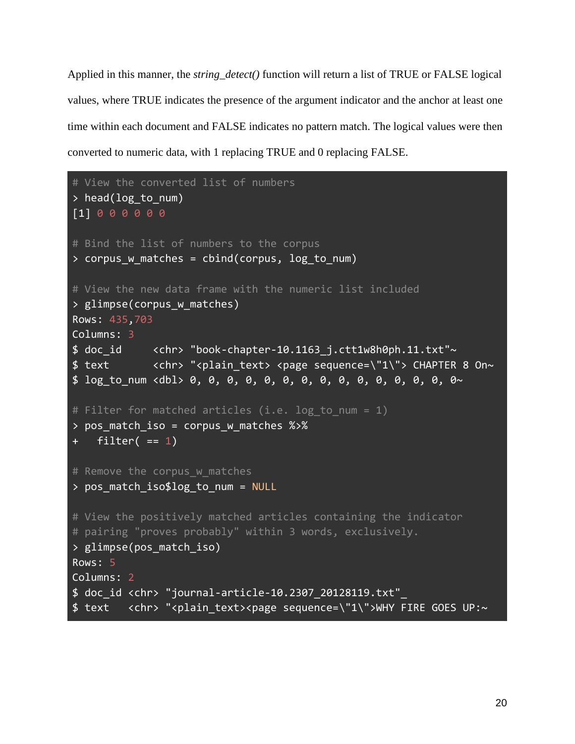Applied in this manner, the *string_detect()* function will return a list of TRUE or FALSE logical values, where TRUE indicates the presence of the argument indicator and the anchor at least one time within each document and FALSE indicates no pattern match. The logical values were then converted to numeric data, with 1 replacing TRUE and 0 replacing FALSE.

```
# View the converted list of numbers
> head(log_to_num)
[1] 0 0 0 0 0 0

# Bind the list of numbers to the corpus
> corpus_w_matches = cbind(corpus, log_to_num)

# View the new data frame with the numeric list included
> glimpse(corpus_w_matches)
Rows: 435,703
Columns: 3
$ doc_id     <chr> "book-chapter-10.1163_j.ctt1w8h0ph.11.txt"~
$ text       <chr> "<plain_text> <page sequence=\"1\"> CHAPTER 8 On~
$ log_to_num <dbl> 0, 0, 0, 0, 0, 0, 0, 0, 0, 0, 0, 0, 0, 0, 0~

# Filter for matched articles (i.e. log_to_num = 1)
> pos_match_iso = corpus_w_matches %>%
+   filter( == 1)

# Remove the corpus_w_matches
> pos_match_iso$log_to_num = NULL

# View the positively matched articles containing the indicator
# pairing "proves probably" within 3 words, exclusively.
> glimpse(pos_match_iso)
Rows: 5
Columns: 2
$ doc_id <chr> "journal-article-10.2307_20128119.txt"_
$ text   <chr> "<plain_text><page sequence=\"1\">WHY FIRE GOES UP:~
```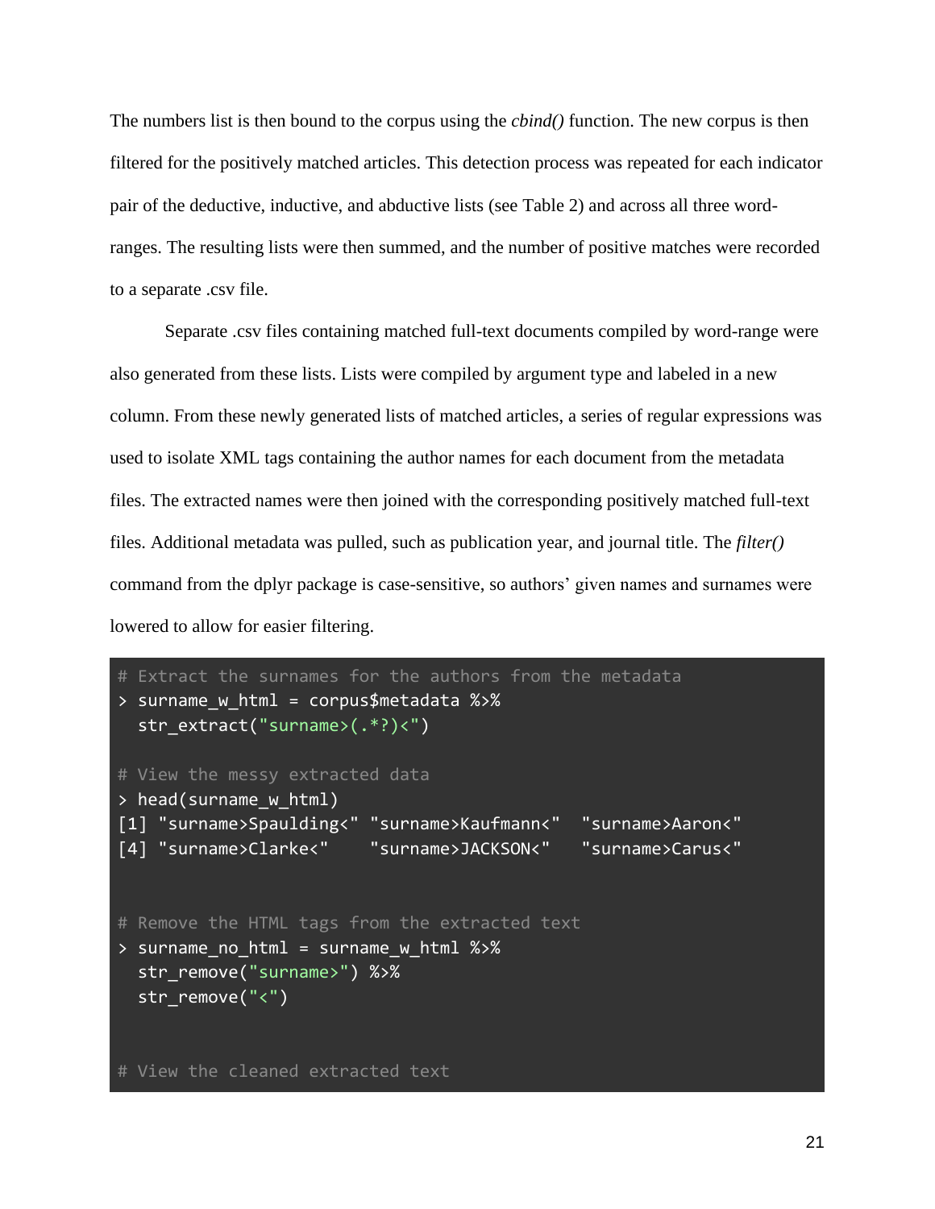The numbers list is then bound to the corpus using the *cbind()* function. The new corpus is then filtered for the positively matched articles. This detection process was repeated for each indicator pair of the deductive, inductive, and abductive lists (see Table 2) and across all three word-ranges. The resulting lists were then summed, and the number of positive matches were recorded to a separate .csv file.

Separate .csv files containing matched full-text documents compiled by word-range were also generated from these lists. Lists were compiled by argument type and labeled in a new column. From these newly generated lists of matched articles, a series of regular expressions was used to isolate XML tags containing the author names for each document from the metadata files. The extracted names were then joined with the corresponding positively matched full-text files. Additional metadata was pulled, such as publication year, and journal title. The *filter()* command from the dplyr package is case-sensitive, so authors' given names and surnames were lowered to allow for easier filtering.

```
# Extract the surnames for the authors from the metadata
> surname_w_html = corpus$metadata %>%
  str_extract("surname>(.*?)<")

# View the messy extracted data
> head(surname_w_html)
[1] "surname>Spaulding<" "surname>Kaufmann<"  "surname>Aaron<"
[4] "surname>Clarke<"    "surname>JACKSON<"   "surname>Carus<"


# Remove the HTML tags from the extracted text
> surname_no_html = surname_w_html %>%
  str_remove("surname>") %>%
  str_remove("<")


# View the cleaned extracted text
```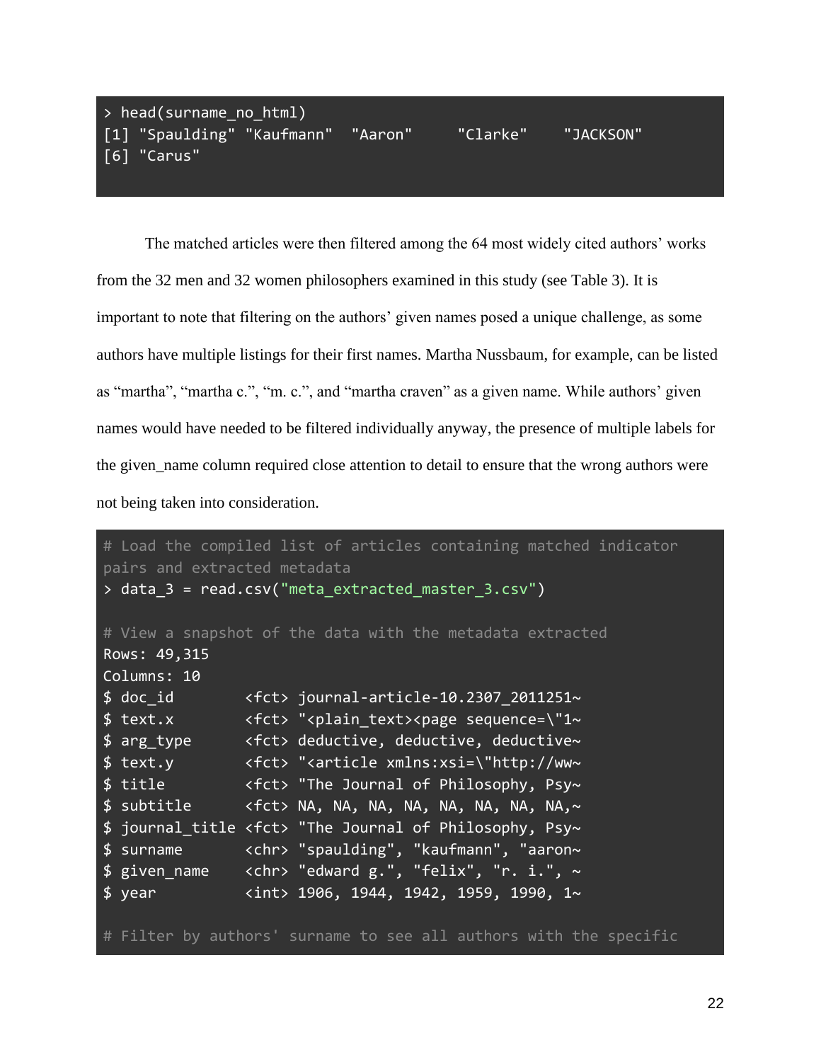```
> head(surname_no_html)
[1] "Spaulding" "Kaufmann"  "Aaron"     "Clarke"    "JACKSON"
[6] "Carus"
```

The matched articles were then filtered among the 64 most widely cited authors' works from the 32 men and 32 women philosophers examined in this study (see Table 3). It is important to note that filtering on the authors' given names posed a unique challenge, as some authors have multiple listings for their first names. Martha Nussbaum, for example, can be listed as "martha", "martha c.", "m. c.", and "martha craven" as a given name. While authors' given names would have needed to be filtered individually anyway, the presence of multiple labels for the given_name column required close attention to detail to ensure that the wrong authors were not being taken into consideration.

```
# Load the compiled list of articles containing matched indicator
pairs and extracted metadata
> data_3 = read.csv("meta_extracted_master_3.csv")

# View a snapshot of the data with the metadata extracted
Rows: 49,315
Columns: 10
$ doc_id        <fct> journal-article-10.2307_2011251~
$ text.x        <fct> "<plain_text><page sequence=\"1~
$ arg_type      <fct> deductive, deductive, deductive~
$ text.y        <fct> "<article xmlns:xsi=\"http://ww~
$ title         <fct> "The Journal of Philosophy, Psy~
$ subtitle      <fct> NA, NA, NA, NA, NA, NA, NA, NA,~
$ journal_title <fct> "The Journal of Philosophy, Psy~
$ surname       <chr> "spaulding", "kaufmann", "aaron~
$ given_name    <chr> "edward g.", "felix", "r. i.", ~
$ year          <int> 1906, 1944, 1942, 1959, 1990, 1~

# Filter by authors' surname to see all authors with the specific
```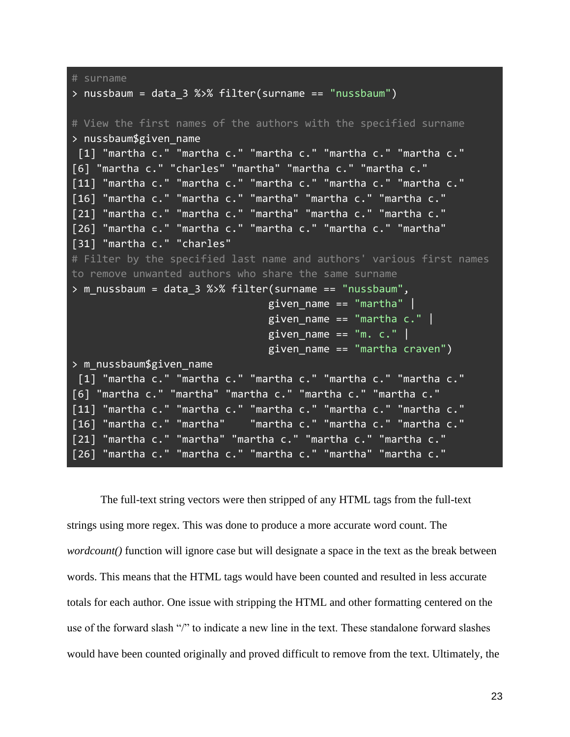```
# surname
> nussbaum = data_3 %>% filter(surname == "nussbaum")

# View the first names of the authors with the specified surname
> nussbaum$given_name
 [1] "martha c." "martha c." "martha c." "martha c." "martha c."
[6] "martha c." "charles" "martha" "martha c." "martha c."
[11] "martha c." "martha c." "martha c." "martha c." "martha c."
[16] "martha c." "martha c." "martha" "martha c." "martha c."
[21] "martha c." "martha c." "martha" "martha c." "martha c."
[26] "martha c." "martha c." "martha c." "martha c." "martha"
[31] "martha c." "charles"
# Filter by the specified last name and authors' various first names
to remove unwanted authors who share the same surname
> m_nussbaum = data_3 %>% filter(surname == "nussbaum",
                                 given_name == "martha" |
                                 given_name == "martha c." |
                                 given_name == "m. c." |
                                 given_name == "martha craven")
> m_nussbaum$given_name
 [1] "martha c." "martha c." "martha c." "martha c." "martha c."
[6] "martha c." "martha" "martha c." "martha c." "martha c."
[11] "martha c." "martha c." "martha c." "martha c." "martha c."
[16] "martha c." "martha"    "martha c." "martha c." "martha c."
[21] "martha c." "martha" "martha c." "martha c." "martha c."
[26] "martha c." "martha c." "martha c." "martha" "martha c."
```

The full-text string vectors were then stripped of any HTML tags from the full-text strings using more regex. This was done to produce a more accurate word count. The *wordcount()* function will ignore case but will designate a space in the text as the break between words. This means that the HTML tags would have been counted and resulted in less accurate totals for each author. One issue with stripping the HTML and other formatting centered on the use of the forward slash "/" to indicate a new line in the text. These standalone forward slashes would have been counted originally and proved difficult to remove from the text. Ultimately, the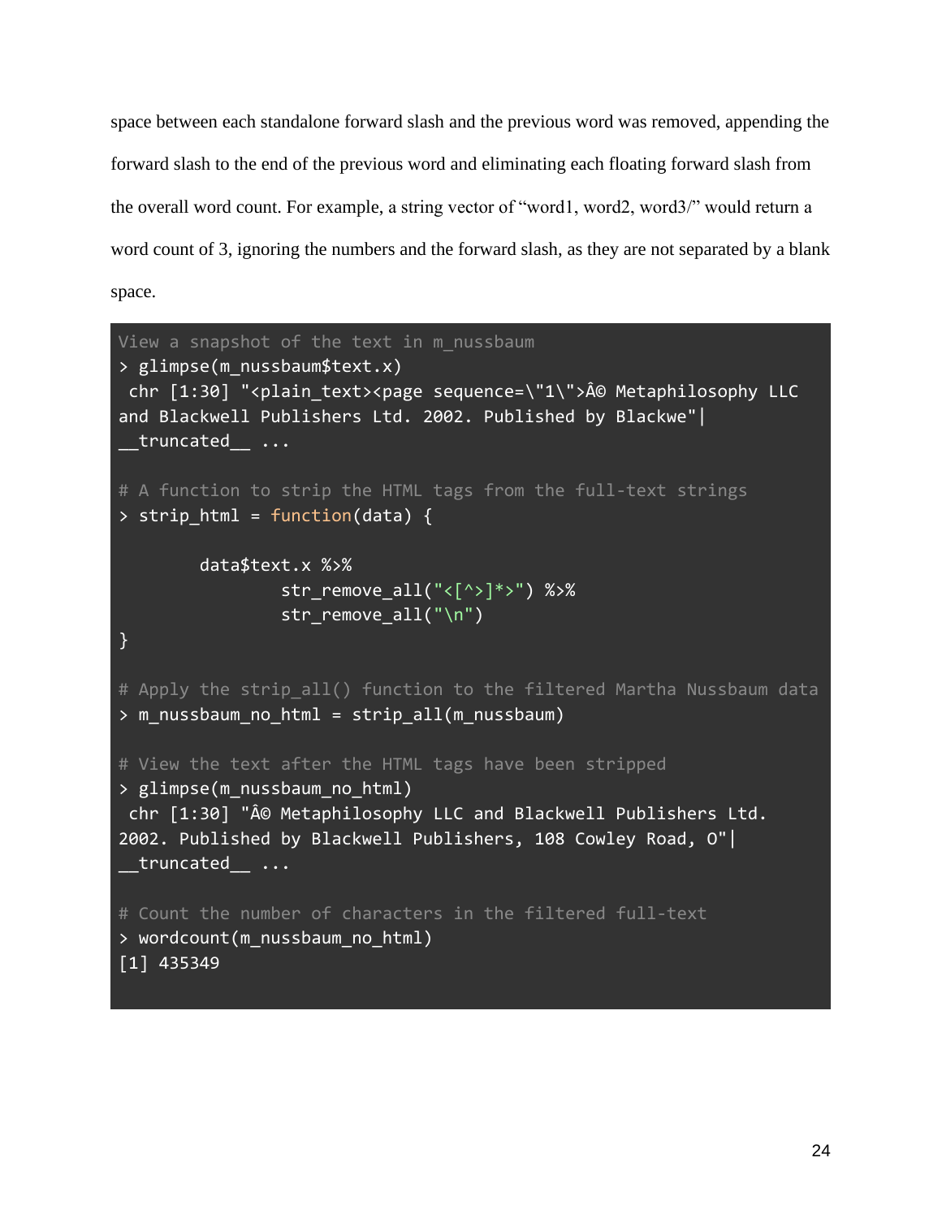space between each standalone forward slash and the previous word was removed, appending the forward slash to the end of the previous word and eliminating each floating forward slash from the overall word count. For example, a string vector of "word1, word2, word3/" would return a word count of 3, ignoring the numbers and the forward slash, as they are not separated by a blank space.

```
View a snapshot of the text in m_nussbaum
> glimpse(m_nussbaum$text.x)
 chr [1:30] "<plain_text><page sequence=\"1\">Â© Metaphilosophy LLC
and Blackwell Publishers Ltd. 2002. Published by Blackwe"|
__truncated__ ...

# A function to strip the HTML tags from the full-text strings
> strip_html = function(data) {

        data$text.x %>%
                str_remove_all("<[^>]*>") %>%
                str_remove_all("\n")
}

# Apply the strip_all() function to the filtered Martha Nussbaum data
> m_nussbaum_no_html = strip_all(m_nussbaum)

# View the text after the HTML tags have been stripped
> glimpse(m_nussbaum_no_html)
 chr [1:30] "Â© Metaphilosophy LLC and Blackwell Publishers Ltd.
2002. Published by Blackwell Publishers, 108 Cowley Road, O"|
__truncated__ ...

# Count the number of characters in the filtered full-text
> wordcount(m_nussbaum_no_html)
[1] 435349
```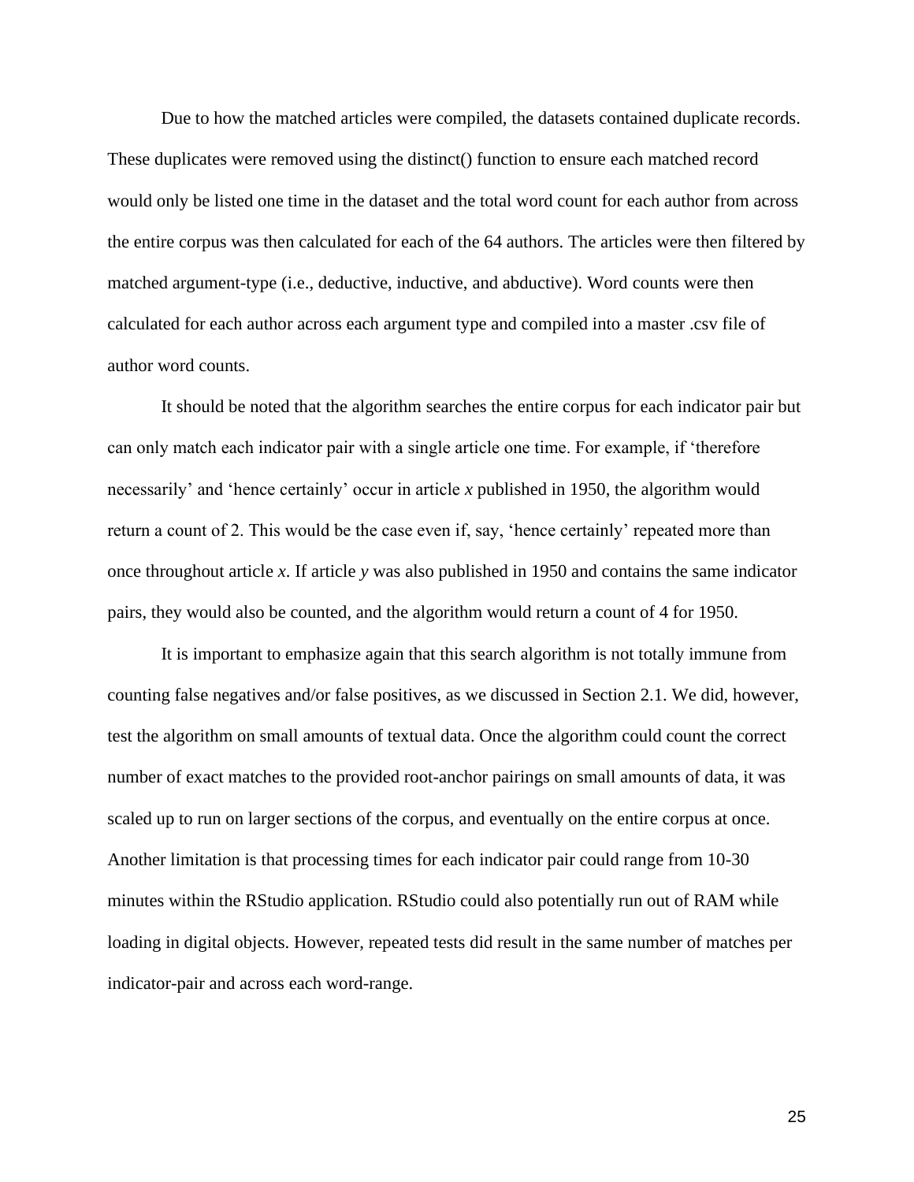Due to how the matched articles were compiled, the datasets contained duplicate records. These duplicates were removed using the distinct() function to ensure each matched record would only be listed one time in the dataset and the total word count for each author from across the entire corpus was then calculated for each of the 64 authors. The articles were then filtered by matched argument-type (i.e., deductive, inductive, and abductive). Word counts were then calculated for each author across each argument type and compiled into a master .csv file of author word counts.

It should be noted that the algorithm searches the entire corpus for each indicator pair but can only match each indicator pair with a single article one time. For example, if 'therefore necessarily' and 'hence certainly' occur in article *x* published in 1950, the algorithm would return a count of 2. This would be the case even if, say, 'hence certainly' repeated more than once throughout article *x*. If article *y* was also published in 1950 and contains the same indicator pairs, they would also be counted, and the algorithm would return a count of 4 for 1950.

It is important to emphasize again that this search algorithm is not totally immune from counting false negatives and/or false positives, as we discussed in Section 2.1. We did, however, test the algorithm on small amounts of textual data. Once the algorithm could count the correct number of exact matches to the provided root-anchor pairings on small amounts of data, it was scaled up to run on larger sections of the corpus, and eventually on the entire corpus at once. Another limitation is that processing times for each indicator pair could range from 10-30 minutes within the RStudio application. RStudio could also potentially run out of RAM while loading in digital objects. However, repeated tests did result in the same number of matches per indicator-pair and across each word-range.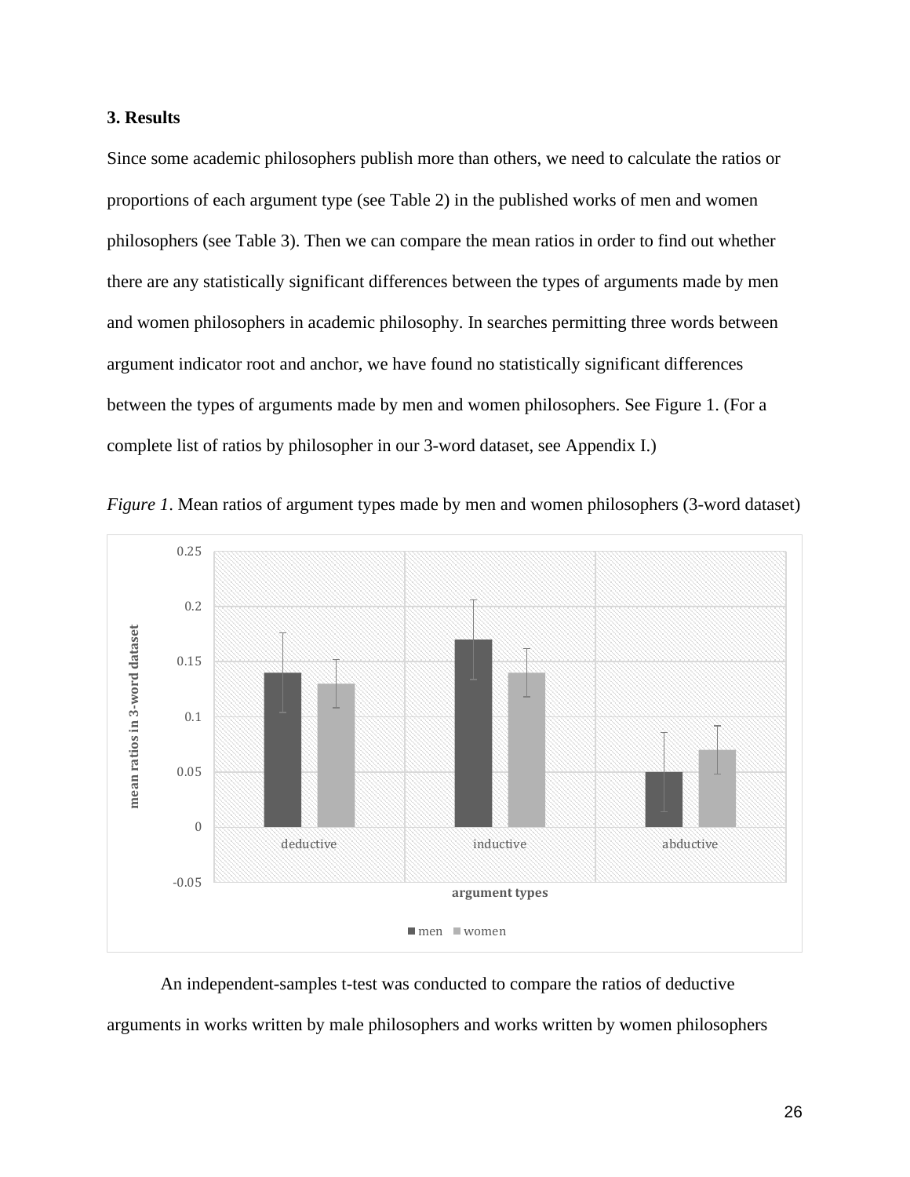### 3. Results

Since some academic philosophers publish more than others, we need to calculate the ratios or proportions of each argument type (see Table 2) in the published works of men and women philosophers (see Table 3). Then we can compare the mean ratios in order to find out whether there are any statistically significant differences between the types of arguments made by men and women philosophers in academic philosophy. In searches permitting three words between argument indicator root and anchor, we have found no statistically significant differences between the types of arguments made by men and women philosophers. See Figure 1. (For a complete list of ratios by philosopher in our 3-word dataset, see Appendix I.)

*Figure 1*. Mean ratios of argument types made by men and women philosophers (3-word dataset)

An independent-samples t-test was conducted to compare the ratios of deductive arguments in works written by male philosophers and works written by women philosophers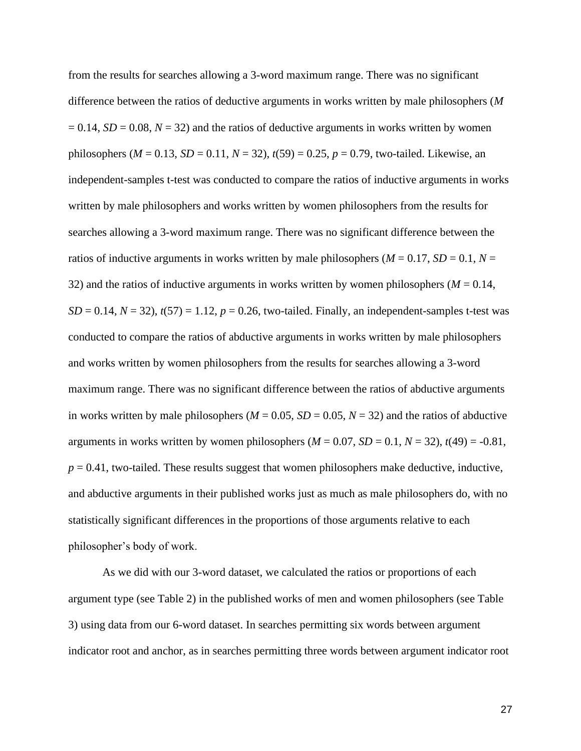from the results for searches allowing a 3-word maximum range. There was no significant difference between the ratios of deductive arguments in works written by male philosophers ($M$ = 0.14, $SD$ = 0.08, $N$ = 32) and the ratios of deductive arguments in works written by women philosophers ($M$ = 0.13, $SD$ = 0.11, $N$ = 32), $t(59) = 0.25$, $p = 0.79$, two-tailed. Likewise, an independent-samples t-test was conducted to compare the ratios of inductive arguments in works written by male philosophers and works written by women philosophers from the results for searches allowing a 3-word maximum range. There was no significant difference between the ratios of inductive arguments in works written by male philosophers ($M$ = 0.17, $SD$ = 0.1, $N$ = 32) and the ratios of inductive arguments in works written by women philosophers ($M$ = 0.14, $SD$ = 0.14, $N$ = 32), $t(57) = 1.12$, $p = 0.26$, two-tailed. Finally, an independent-samples t-test was conducted to compare the ratios of abductive arguments in works written by male philosophers and works written by women philosophers from the results for searches allowing a 3-word maximum range. There was no significant difference between the ratios of abductive arguments in works written by male philosophers ($M$ = 0.05, $SD$ = 0.05, $N$ = 32) and the ratios of abductive arguments in works written by women philosophers ($M$ = 0.07, $SD$ = 0.1, $N$ = 32), $t(49) = -0.81$, $p = 0.41$, two-tailed. These results suggest that women philosophers make deductive, inductive, and abductive arguments in their published works just as much as male philosophers do, with no statistically significant differences in the proportions of those arguments relative to each philosopher's body of work.

As we did with our 3-word dataset, we calculated the ratios or proportions of each argument type (see Table 2) in the published works of men and women philosophers (see Table 3) using data from our 6-word dataset. In searches permitting six words between argument indicator root and anchor, as in searches permitting three words between argument indicator root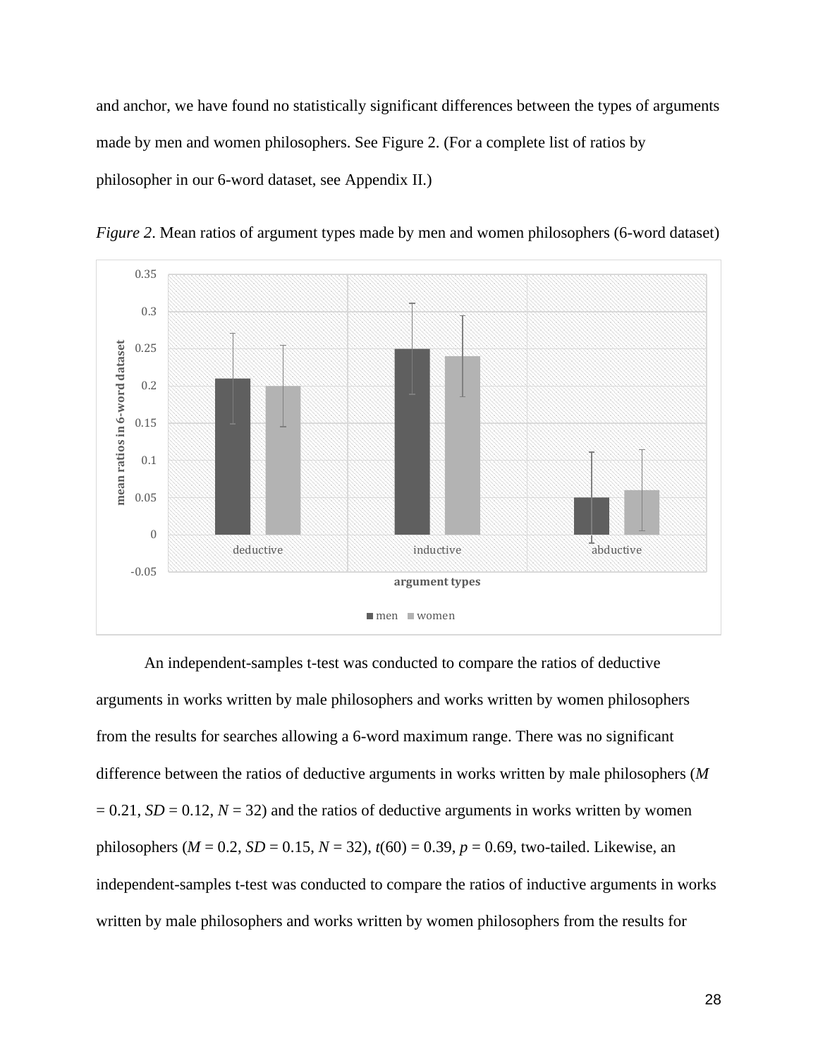and anchor, we have found no statistically significant differences between the types of arguments made by men and women philosophers. See Figure 2. (For a complete list of ratios by philosopher in our 6-word dataset, see Appendix II.)

*Figure 2*. Mean ratios of argument types made by men and women philosophers (6-word dataset)

An independent-samples t-test was conducted to compare the ratios of deductive arguments in works written by male philosophers and works written by women philosophers from the results for searches allowing a 6-word maximum range. There was no significant difference between the ratios of deductive arguments in works written by male philosophers ($M = 0.21$, $SD = 0.12$, $N = 32$) and the ratios of deductive arguments in works written by women philosophers ($M = 0.2$, $SD = 0.15$, $N = 32$), $t(60) = 0.39$, $p = 0.69$, two-tailed. Likewise, an independent-samples t-test was conducted to compare the ratios of inductive arguments in works written by male philosophers and works written by women philosophers from the results for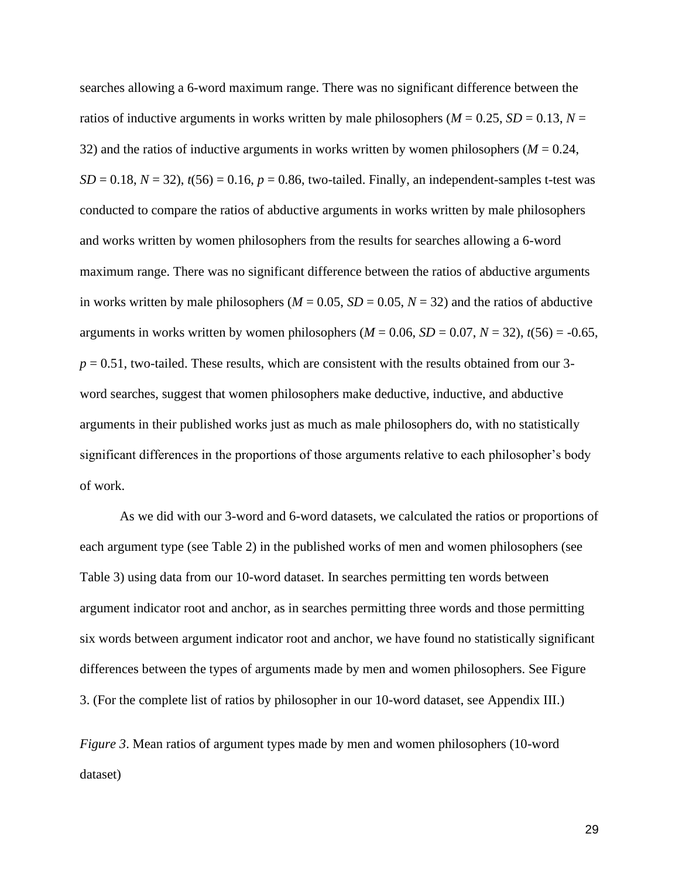searches allowing a 6-word maximum range. There was no significant difference between the ratios of inductive arguments in works written by male philosophers ($M = 0.25$, $SD = 0.13$, $N = 32$) and the ratios of inductive arguments in works written by women philosophers ($M = 0.24$, $SD = 0.18$, $N = 32$), $t(56) = 0.16$, $p = 0.86$, two-tailed. Finally, an independent-samples t-test was conducted to compare the ratios of abductive arguments in works written by male philosophers and works written by women philosophers from the results for searches allowing a 6-word maximum range. There was no significant difference between the ratios of abductive arguments in works written by male philosophers ($M = 0.05$, $SD = 0.05$, $N = 32$) and the ratios of abductive arguments in works written by women philosophers ($M = 0.06$, $SD = 0.07$, $N = 32$), $t(56) = -0.65$, $p = 0.51$, two-tailed. These results, which are consistent with the results obtained from our 3-word searches, suggest that women philosophers make deductive, inductive, and abductive arguments in their published works just as much as male philosophers do, with no statistically significant differences in the proportions of those arguments relative to each philosopher's body of work.

As we did with our 3-word and 6-word datasets, we calculated the ratios or proportions of each argument type (see Table 2) in the published works of men and women philosophers (see Table 3) using data from our 10-word dataset. In searches permitting ten words between argument indicator root and anchor, as in searches permitting three words and those permitting six words between argument indicator root and anchor, we have found no statistically significant differences between the types of arguments made by men and women philosophers. See Figure 3. (For the complete list of ratios by philosopher in our 10-word dataset, see Appendix III.)

*Figure 3*. Mean ratios of argument types made by men and women philosophers (10-word dataset)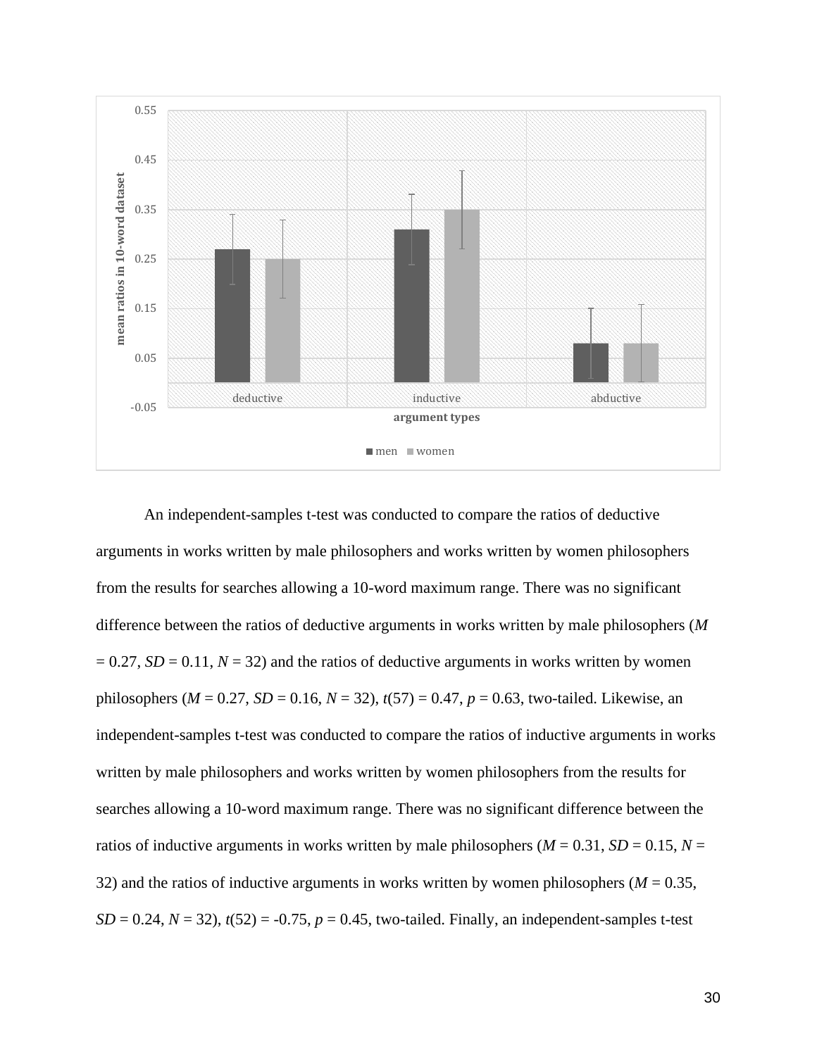An independent-samples t-test was conducted to compare the ratios of deductive arguments in works written by male philosophers and works written by women philosophers from the results for searches allowing a 10-word maximum range. There was no significant difference between the ratios of deductive arguments in works written by male philosophers (*M* = 0.27, *SD* = 0.11, *N* = 32) and the ratios of deductive arguments in works written by women philosophers (*M* = 0.27, *SD* = 0.16, *N* = 32), $t(57) = 0.47$, $p = 0.63$, two-tailed. Likewise, an independent-samples t-test was conducted to compare the ratios of inductive arguments in works written by male philosophers and works written by women philosophers from the results for searches allowing a 10-word maximum range. There was no significant difference between the ratios of inductive arguments in works written by male philosophers (*M* = 0.31, *SD* = 0.15, *N* = 32) and the ratios of inductive arguments in works written by women philosophers (*M* = 0.35, *SD* = 0.24, *N* = 32), $t(52) = -0.75$, $p = 0.45$, two-tailed. Finally, an independent-samples t-test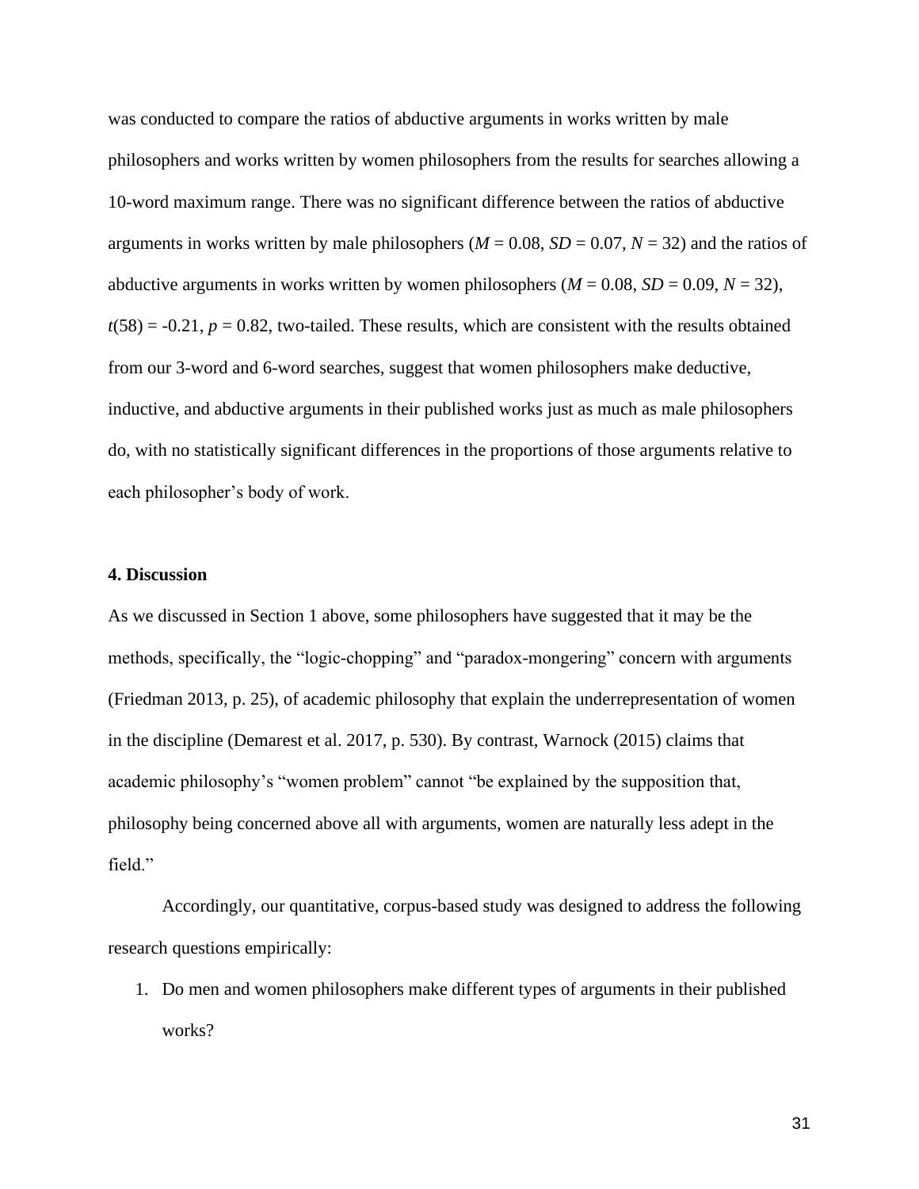was conducted to compare the ratios of abductive arguments in works written by male philosophers and works written by women philosophers from the results for searches allowing a 10-word maximum range. There was no significant difference between the ratios of abductive arguments in works written by male philosophers ($M$ = 0.08, $SD$ = 0.07, $N$ = 32) and the ratios of abductive arguments in works written by women philosophers ($M$ = 0.08, $SD$ = 0.09, $N$ = 32), $t(58) = -0.21$, $p = 0.82$, two-tailed. These results, which are consistent with the results obtained from our 3-word and 6-word searches, suggest that women philosophers make deductive, inductive, and abductive arguments in their published works just as much as male philosophers do, with no statistically significant differences in the proportions of those arguments relative to each philosopher's body of work.

## 4. Discussion

As we discussed in Section 1 above, some philosophers have suggested that it may be the methods, specifically, the "logic-chopping" and "paradox-mongering" concern with arguments (Friedman 2013, p. 25), of academic philosophy that explain the underrepresentation of women in the discipline (Demarest et al. 2017, p. 530). By contrast, Warnock (2015) claims that academic philosophy's "women problem" cannot "be explained by the supposition that, philosophy being concerned above all with arguments, women are naturally less adept in the field."

Accordingly, our quantitative, corpus-based study was designed to address the following research questions empirically:

1. Do men and women philosophers make different types of arguments in their published works?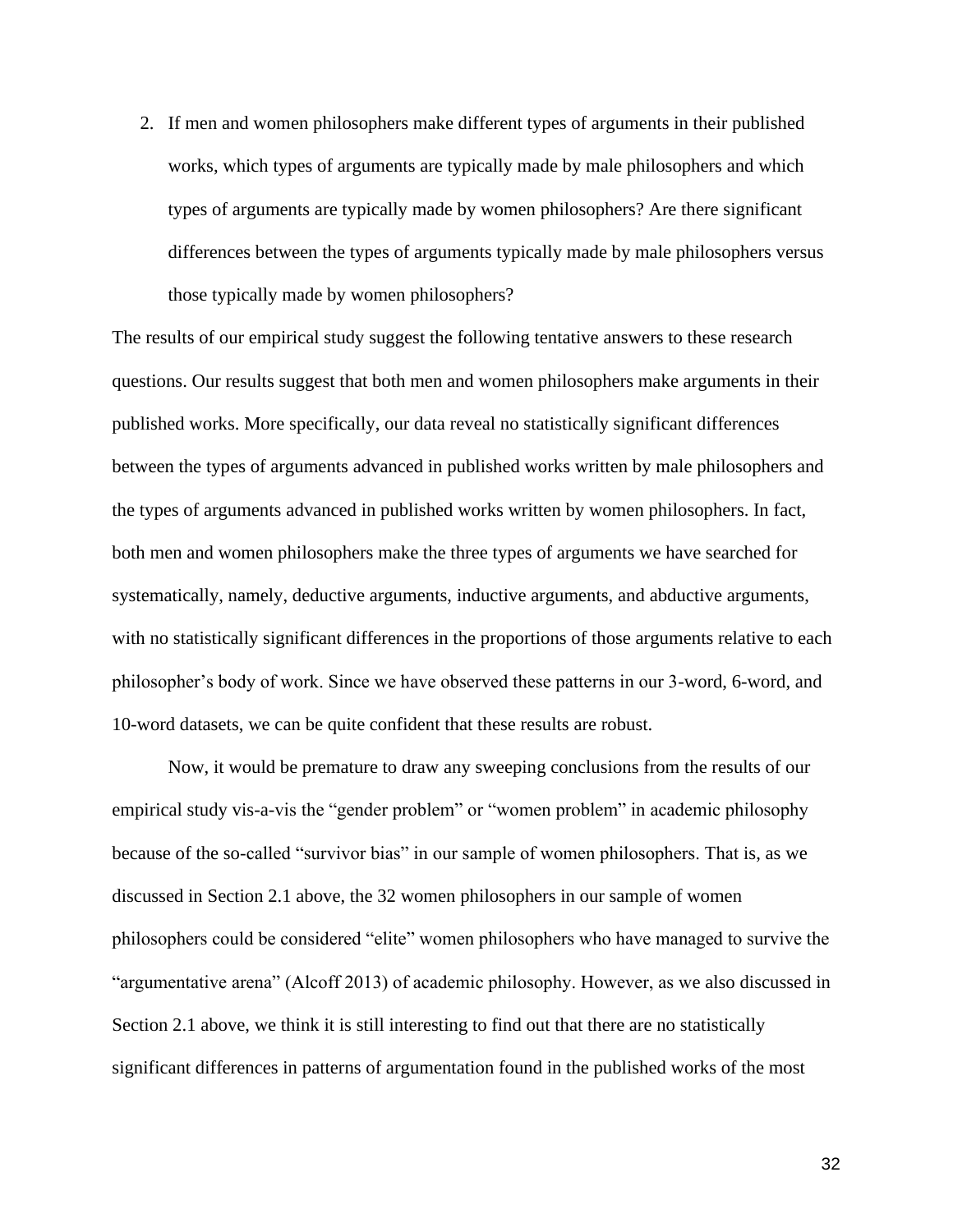2. If men and women philosophers make different types of arguments in their published works, which types of arguments are typically made by male philosophers and which types of arguments are typically made by women philosophers? Are there significant differences between the types of arguments typically made by male philosophers versus those typically made by women philosophers?

The results of our empirical study suggest the following tentative answers to these research questions. Our results suggest that both men and women philosophers make arguments in their published works. More specifically, our data reveal no statistically significant differences between the types of arguments advanced in published works written by male philosophers and the types of arguments advanced in published works written by women philosophers. In fact, both men and women philosophers make the three types of arguments we have searched for systematically, namely, deductive arguments, inductive arguments, and abductive arguments, with no statistically significant differences in the proportions of those arguments relative to each philosopher's body of work. Since we have observed these patterns in our 3-word, 6-word, and 10-word datasets, we can be quite confident that these results are robust.

Now, it would be premature to draw any sweeping conclusions from the results of our empirical study vis-a-vis the "gender problem" or "women problem" in academic philosophy because of the so-called "survivor bias" in our sample of women philosophers. That is, as we discussed in Section 2.1 above, the 32 women philosophers in our sample of women philosophers could be considered "elite" women philosophers who have managed to survive the "argumentative arena" (Alcoff 2013) of academic philosophy. However, as we also discussed in Section 2.1 above, we think it is still interesting to find out that there are no statistically significant differences in patterns of argumentation found in the published works of the most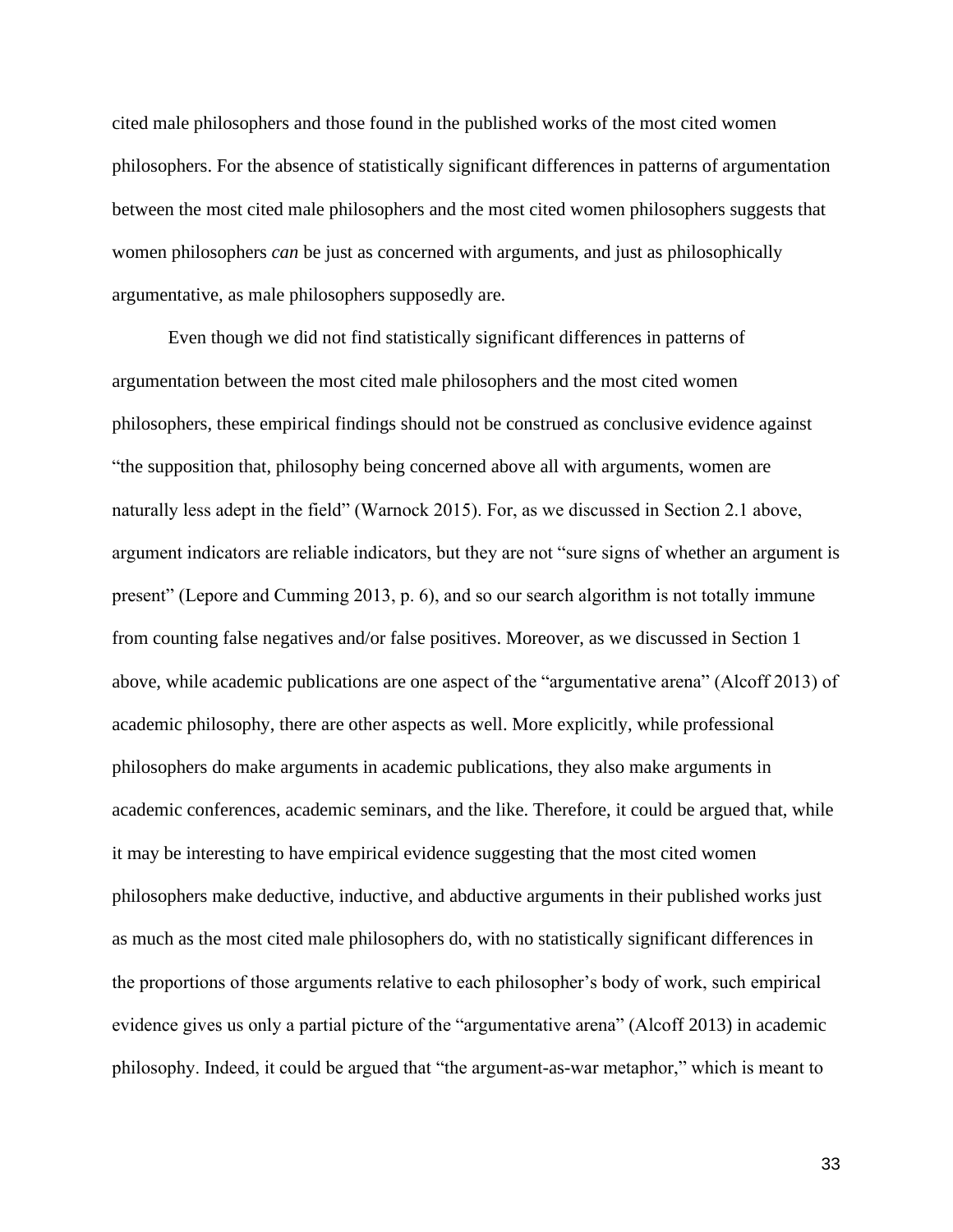cited male philosophers and those found in the published works of the most cited women philosophers. For the absence of statistically significant differences in patterns of argumentation between the most cited male philosophers and the most cited women philosophers suggests that women philosophers *can* be just as concerned with arguments, and just as philosophically argumentative, as male philosophers supposedly are.

Even though we did not find statistically significant differences in patterns of argumentation between the most cited male philosophers and the most cited women philosophers, these empirical findings should not be construed as conclusive evidence against "the supposition that, philosophy being concerned above all with arguments, women are naturally less adept in the field" (Warnock 2015). For, as we discussed in Section 2.1 above, argument indicators are reliable indicators, but they are not "sure signs of whether an argument is present" (Lepore and Cumming 2013, p. 6), and so our search algorithm is not totally immune from counting false negatives and/or false positives. Moreover, as we discussed in Section 1 above, while academic publications are one aspect of the "argumentative arena" (Alcoff 2013) of academic philosophy, there are other aspects as well. More explicitly, while professional philosophers do make arguments in academic publications, they also make arguments in academic conferences, academic seminars, and the like. Therefore, it could be argued that, while it may be interesting to have empirical evidence suggesting that the most cited women philosophers make deductive, inductive, and abductive arguments in their published works just as much as the most cited male philosophers do, with no statistically significant differences in the proportions of those arguments relative to each philosopher's body of work, such empirical evidence gives us only a partial picture of the "argumentative arena" (Alcoff 2013) in academic philosophy. Indeed, it could be argued that "the argument-as-war metaphor," which is meant to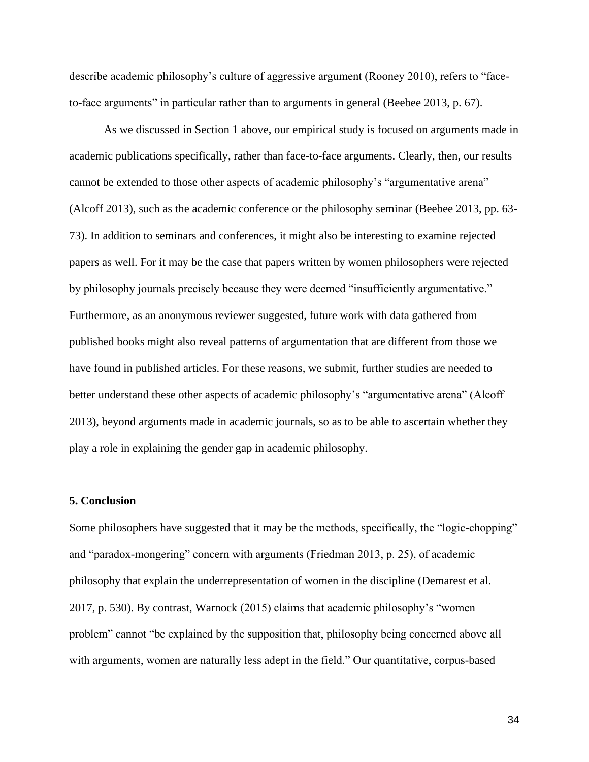describe academic philosophy's culture of aggressive argument (Rooney 2010), refers to "face-to-face arguments" in particular rather than to arguments in general (Beebee 2013, p. 67).

As we discussed in Section 1 above, our empirical study is focused on arguments made in academic publications specifically, rather than face-to-face arguments. Clearly, then, our results cannot be extended to those other aspects of academic philosophy's "argumentative arena" (Alcoff 2013), such as the academic conference or the philosophy seminar (Beebee 2013, pp. 63-73). In addition to seminars and conferences, it might also be interesting to examine rejected papers as well. For it may be the case that papers written by women philosophers were rejected by philosophy journals precisely because they were deemed "insufficiently argumentative." Furthermore, as an anonymous reviewer suggested, future work with data gathered from published books might also reveal patterns of argumentation that are different from those we have found in published articles. For these reasons, we submit, further studies are needed to better understand these other aspects of academic philosophy's "argumentative arena" (Alcoff 2013), beyond arguments made in academic journals, so as to be able to ascertain whether they play a role in explaining the gender gap in academic philosophy.

## 5. Conclusion

Some philosophers have suggested that it may be the methods, specifically, the "logic-chopping" and "paradox-mongering" concern with arguments (Friedman 2013, p. 25), of academic philosophy that explain the underrepresentation of women in the discipline (Demarest et al. 2017, p. 530). By contrast, Warnock (2015) claims that academic philosophy's "women problem" cannot "be explained by the supposition that, philosophy being concerned above all with arguments, women are naturally less adept in the field." Our quantitative, corpus-based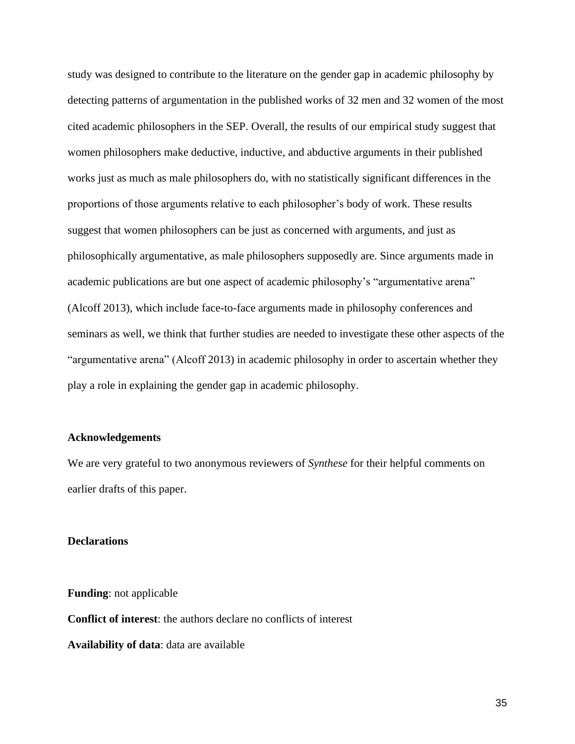study was designed to contribute to the literature on the gender gap in academic philosophy by detecting patterns of argumentation in the published works of 32 men and 32 women of the most cited academic philosophers in the SEP. Overall, the results of our empirical study suggest that women philosophers make deductive, inductive, and abductive arguments in their published works just as much as male philosophers do, with no statistically significant differences in the proportions of those arguments relative to each philosopher's body of work. These results suggest that women philosophers can be just as concerned with arguments, and just as philosophically argumentative, as male philosophers supposedly are. Since arguments made in academic publications are but one aspect of academic philosophy's "argumentative arena" (Alcoff 2013), which include face-to-face arguments made in philosophy conferences and seminars as well, we think that further studies are needed to investigate these other aspects of the "argumentative arena" (Alcoff 2013) in academic philosophy in order to ascertain whether they play a role in explaining the gender gap in academic philosophy.

**Acknowledgements**

We are very grateful to two anonymous reviewers of *Synthese* for their helpful comments on earlier drafts of this paper.

**Declarations**

**Funding**: not applicable

**Conflict of interest**: the authors declare no conflicts of interest

**Availability of data**: data are available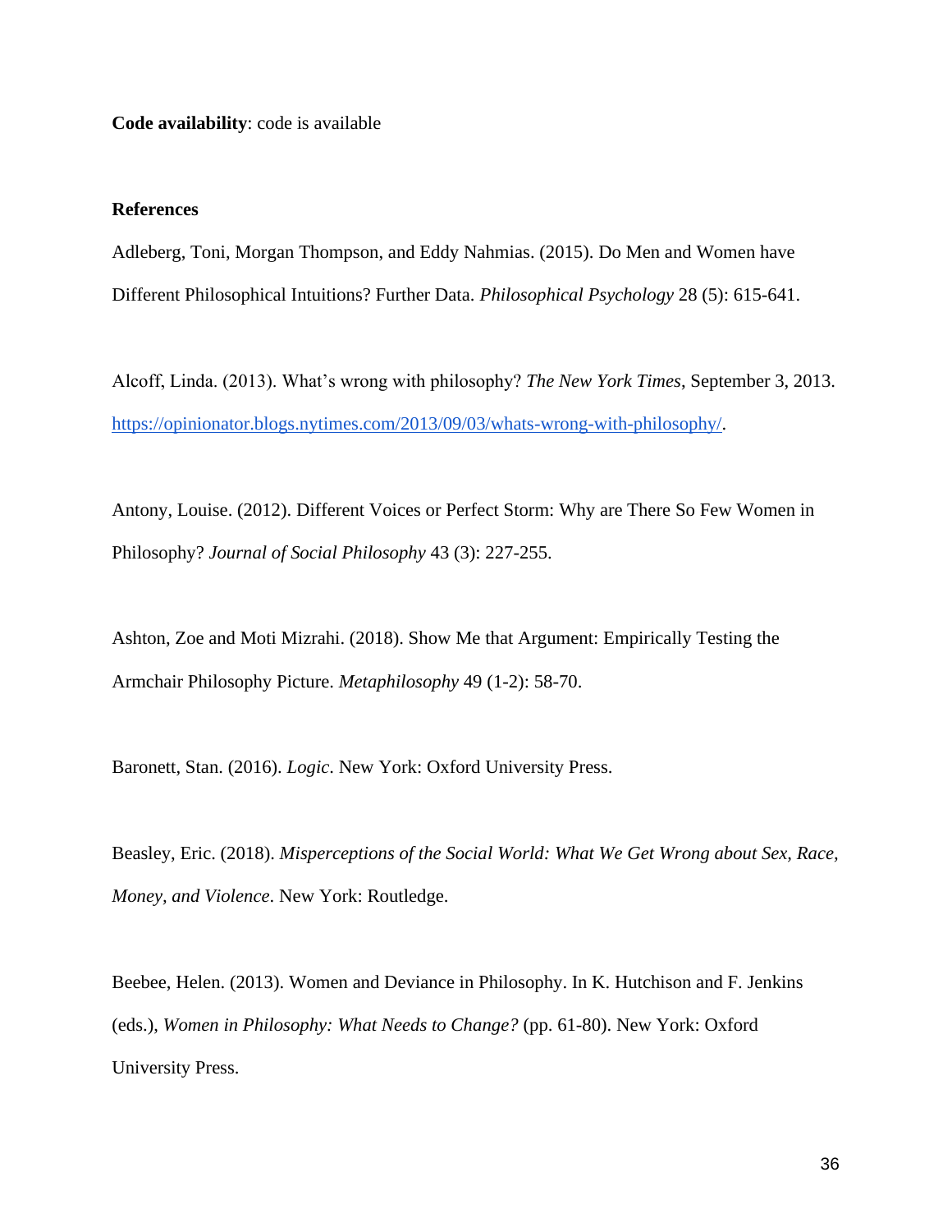**Code availability**: code is available

**References**

Adleberg, Toni, Morgan Thompson, and Eddy Nahmias. (2015). Do Men and Women have Different Philosophical Intuitions? Further Data. *Philosophical Psychology* 28 (5): 615-641.

Alcoff, Linda. (2013). What's wrong with philosophy? *The New York Times*, September 3, 2013. https://opinionator.blogs.nytimes.com/2013/09/03/whats-wrong-with-philosophy/.

Antony, Louise. (2012). Different Voices or Perfect Storm: Why are There So Few Women in Philosophy? *Journal of Social Philosophy* 43 (3): 227-255.

Ashton, Zoe and Moti Mizrahi. (2018). Show Me that Argument: Empirically Testing the Armchair Philosophy Picture. *Metaphilosophy* 49 (1-2): 58-70.

Baronett, Stan. (2016). *Logic*. New York: Oxford University Press.

Beasley, Eric. (2018). *Misperceptions of the Social World: What We Get Wrong about Sex, Race, Money, and Violence*. New York: Routledge.

Beebee, Helen. (2013). Women and Deviance in Philosophy. In K. Hutchison and F. Jenkins (eds.), *Women in Philosophy: What Needs to Change?* (pp. 61-80). New York: Oxford University Press.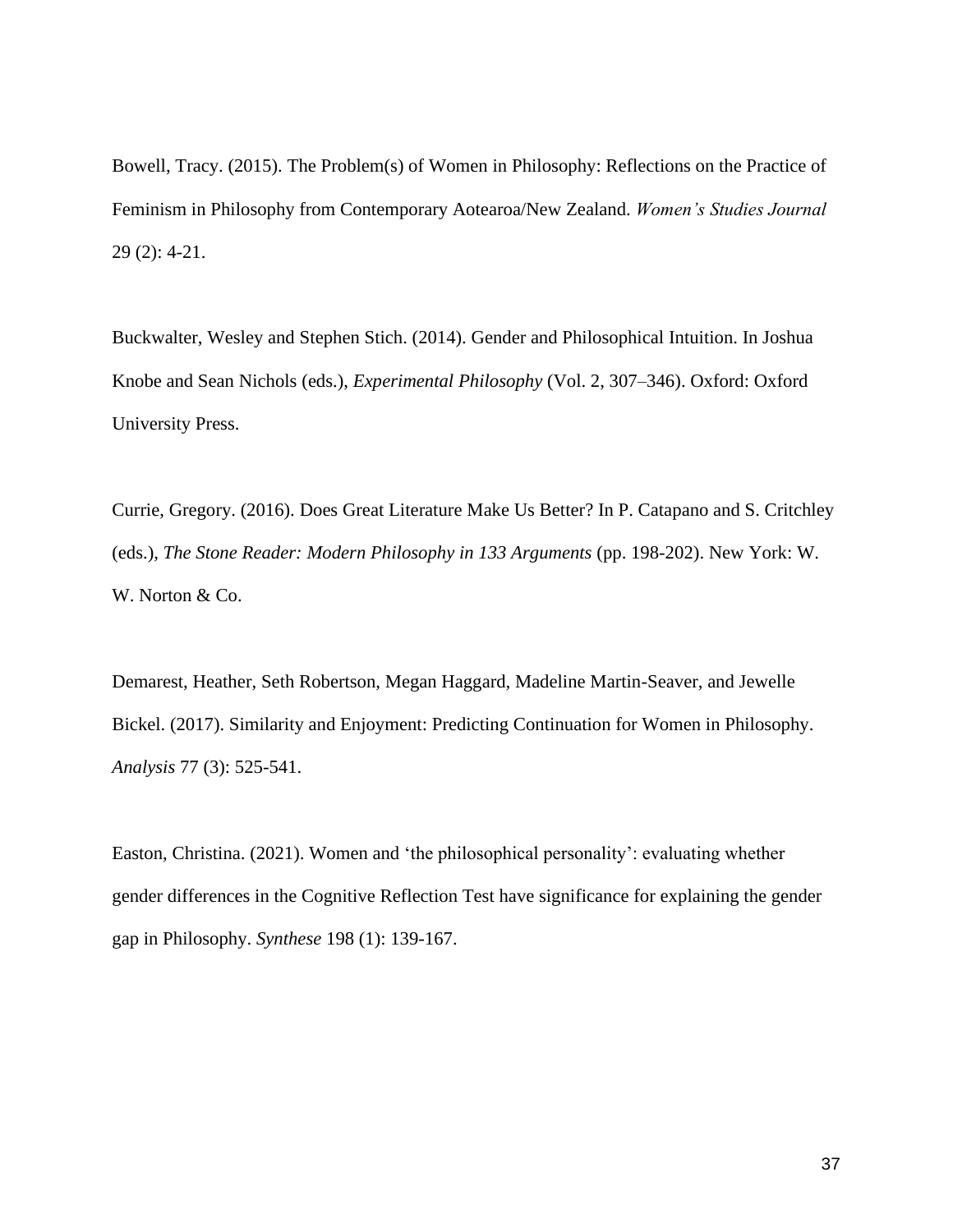Bowell, Tracy. (2015). The Problem(s) of Women in Philosophy: Reflections on the Practice of Feminism in Philosophy from Contemporary Aotearoa/New Zealand. *Women's Studies Journal* 29 (2): 4-21.

Buckwalter, Wesley and Stephen Stich. (2014). Gender and Philosophical Intuition. In Joshua Knobe and Sean Nichols (eds.), *Experimental Philosophy* (Vol. 2, 307–346). Oxford: Oxford University Press.

Currie, Gregory. (2016). Does Great Literature Make Us Better? In P. Catapano and S. Critchley (eds.), *The Stone Reader: Modern Philosophy in 133 Arguments* (pp. 198-202). New York: W. W. Norton & Co.

Demarest, Heather, Seth Robertson, Megan Haggard, Madeline Martin-Seaver, and Jewelle Bickel. (2017). Similarity and Enjoyment: Predicting Continuation for Women in Philosophy. *Analysis* 77 (3): 525-541.

Easton, Christina. (2021). Women and 'the philosophical personality': evaluating whether gender differences in the Cognitive Reflection Test have significance for explaining the gender gap in Philosophy. *Synthese* 198 (1): 139-167.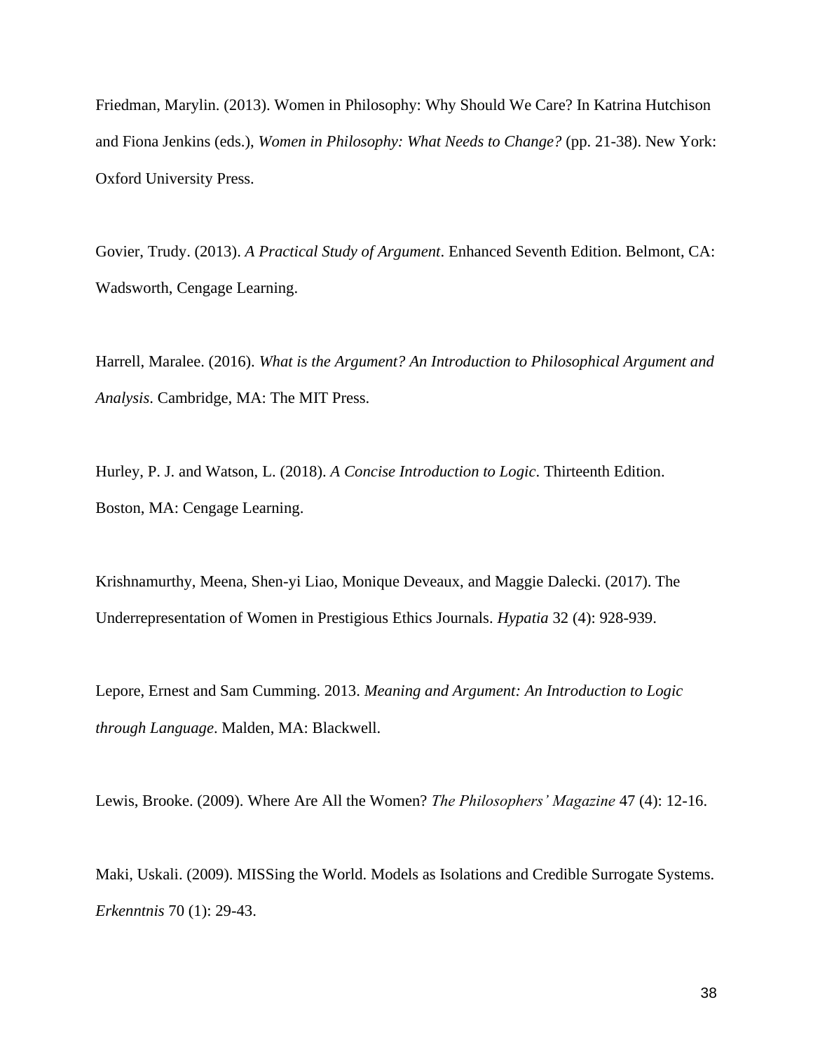Friedman, Marylin. (2013). Women in Philosophy: Why Should We Care? In Katrina Hutchison and Fiona Jenkins (eds.), *Women in Philosophy: What Needs to Change?* (pp. 21-38). New York: Oxford University Press.

Govier, Trudy. (2013). *A Practical Study of Argument*. Enhanced Seventh Edition. Belmont, CA: Wadsworth, Cengage Learning.

Harrell, Maralee. (2016). *What is the Argument? An Introduction to Philosophical Argument and Analysis*. Cambridge, MA: The MIT Press.

Hurley, P. J. and Watson, L. (2018). *A Concise Introduction to Logic*. Thirteenth Edition. Boston, MA: Cengage Learning.

Krishnamurthy, Meena, Shen-yi Liao, Monique Deveaux, and Maggie Dalecki. (2017). The Underrepresentation of Women in Prestigious Ethics Journals. *Hypatia* 32 (4): 928-939.

Lepore, Ernest and Sam Cumming. 2013. *Meaning and Argument: An Introduction to Logic through Language*. Malden, MA: Blackwell.

Lewis, Brooke. (2009). Where Are All the Women? *The Philosophers' Magazine* 47 (4): 12-16.

Maki, Uskali. (2009). MISSing the World. Models as Isolations and Credible Surrogate Systems. *Erkenntnis* 70 (1): 29-43.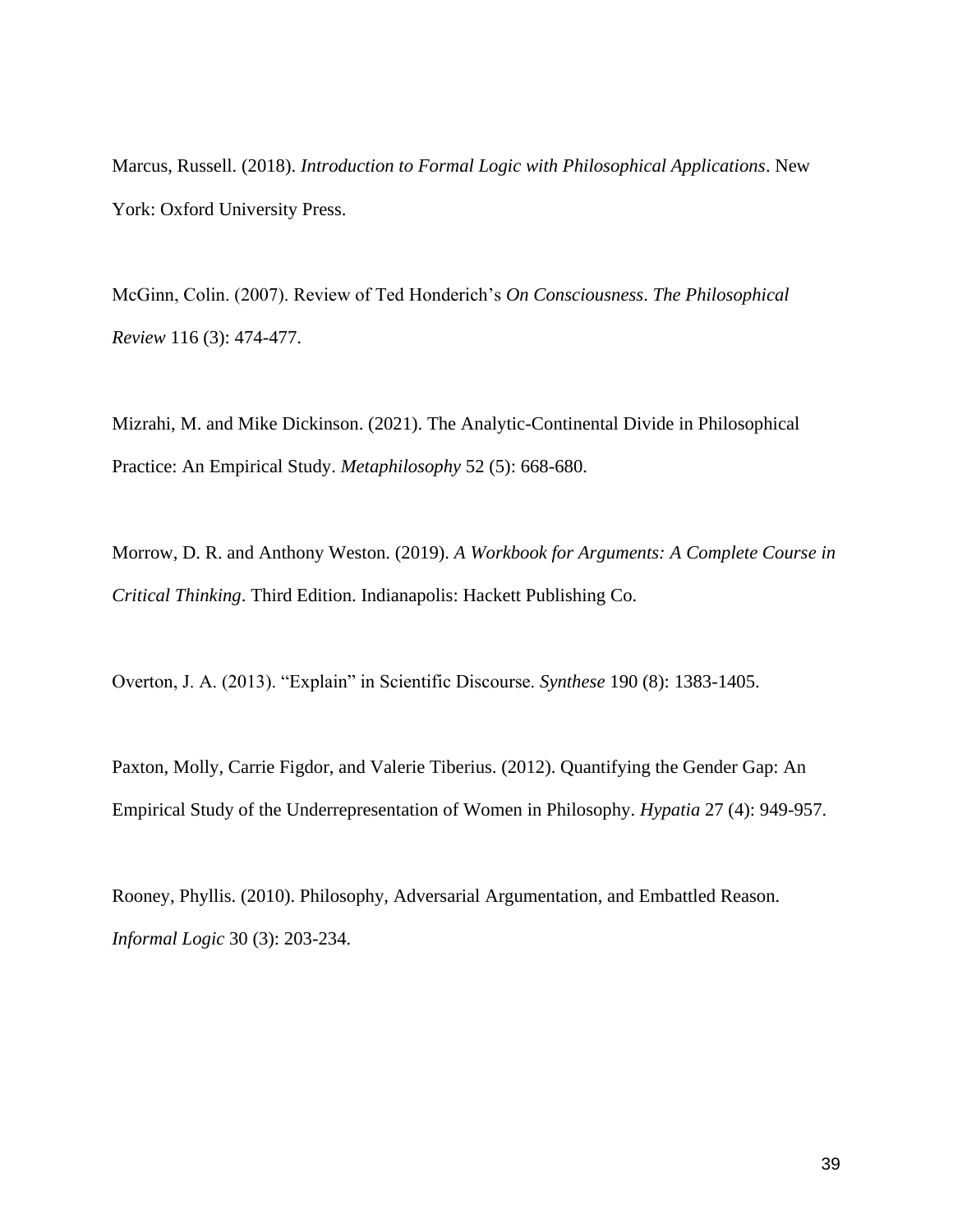Marcus, Russell. (2018). *Introduction to Formal Logic with Philosophical Applications*. New York: Oxford University Press.

McGinn, Colin. (2007). Review of Ted Honderich's *On Consciousness*. *The Philosophical Review* 116 (3): 474-477.

Mizrahi, M. and Mike Dickinson. (2021). The Analytic-Continental Divide in Philosophical Practice: An Empirical Study. *Metaphilosophy* 52 (5): 668-680.

Morrow, D. R. and Anthony Weston. (2019). *A Workbook for Arguments: A Complete Course in Critical Thinking*. Third Edition. Indianapolis: Hackett Publishing Co.

Overton, J. A. (2013). "Explain" in Scientific Discourse. *Synthese* 190 (8): 1383-1405.

Paxton, Molly, Carrie Figdor, and Valerie Tiberius. (2012). Quantifying the Gender Gap: An Empirical Study of the Underrepresentation of Women in Philosophy. *Hypatia* 27 (4): 949-957.

Rooney, Phyllis. (2010). Philosophy, Adversarial Argumentation, and Embattled Reason. *Informal Logic* 30 (3): 203-234.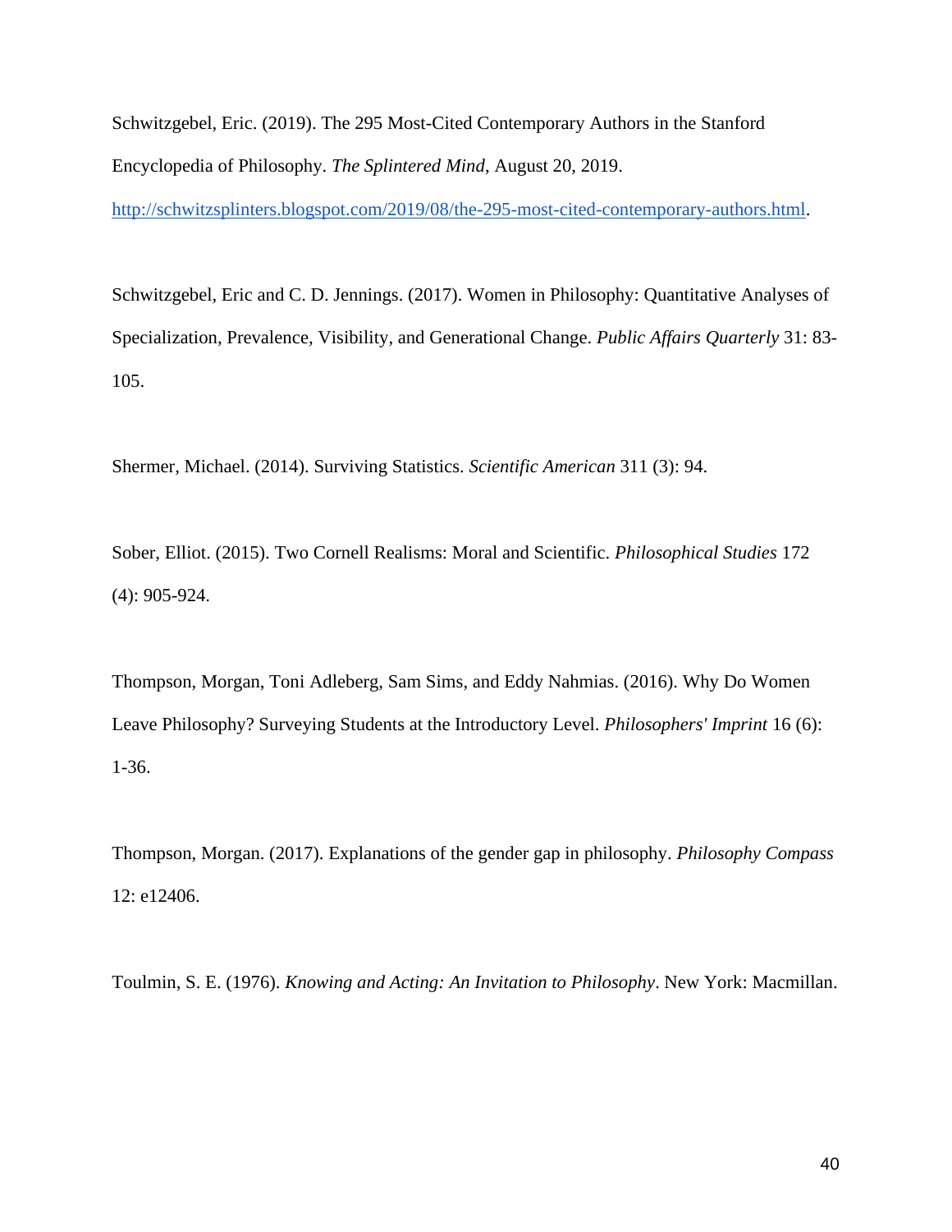Schwitzgebel, Eric. (2019). The 295 Most-Cited Contemporary Authors in the Stanford Encyclopedia of Philosophy. *The Splintered Mind*, August 20, 2019. http://schwitzsplinters.blogspot.com/2019/08/the-295-most-cited-contemporary-authors.html.

Schwitzgebel, Eric and C. D. Jennings. (2017). Women in Philosophy: Quantitative Analyses of Specialization, Prevalence, Visibility, and Generational Change. *Public Affairs Quarterly* 31: 83-105.

Shermer, Michael. (2014). Surviving Statistics. *Scientific American* 311 (3): 94.

Sober, Elliot. (2015). Two Cornell Realisms: Moral and Scientific. *Philosophical Studies* 172 (4): 905-924.

Thompson, Morgan, Toni Adleberg, Sam Sims, and Eddy Nahmias. (2016). Why Do Women Leave Philosophy? Surveying Students at the Introductory Level. *Philosophers' Imprint* 16 (6): 1-36.

Thompson, Morgan. (2017). Explanations of the gender gap in philosophy. *Philosophy Compass* 12: e12406.

Toulmin, S. E. (1976). *Knowing and Acting: An Invitation to Philosophy*. New York: Macmillan.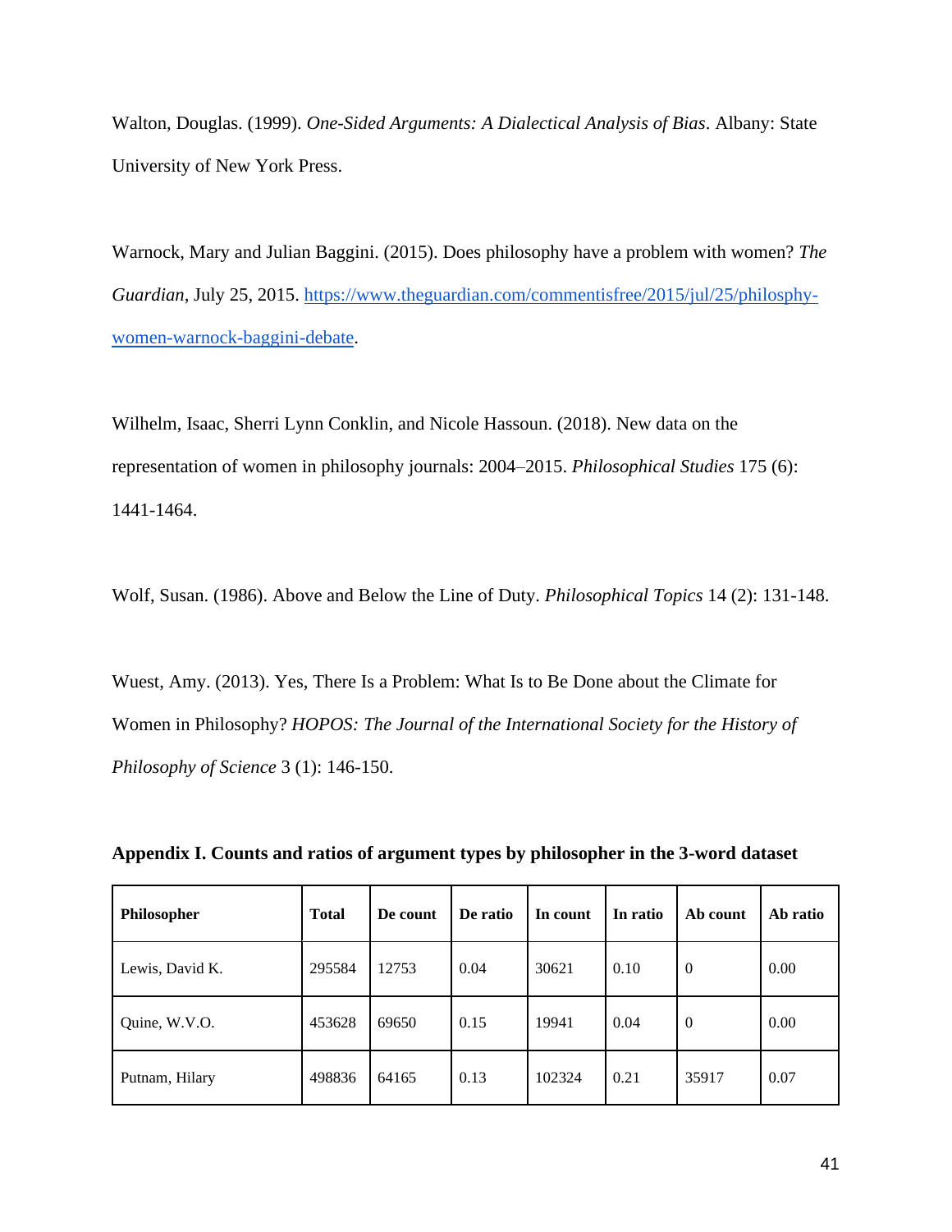Walton, Douglas. (1999). *One-Sided Arguments: A Dialectical Analysis of Bias*. Albany: State University of New York Press.

Warnock, Mary and Julian Baggini. (2015). Does philosophy have a problem with women? *The Guardian*, July 25, 2015. [https://www.theguardian.com/commentisfree/2015/jul/25/philosphy-women-warnock-baggini-debate](https://www.theguardian.com/commentisfree/2015/jul/25/philosphy-women-warnock-baggini-debate).

Wilhelm, Isaac, Sherri Lynn Conklin, and Nicole Hassoun. (2018). New data on the representation of women in philosophy journals: 2004–2015. *Philosophical Studies* 175 (6): 1441-1464.

Wolf, Susan. (1986). Above and Below the Line of Duty. *Philosophical Topics* 14 (2): 131-148.

Wuest, Amy. (2013). Yes, There Is a Problem: What Is to Be Done about the Climate for Women in Philosophy? *HOPOS: The Journal of the International Society for the History of Philosophy of Science* 3 (1): 146-150.

**Appendix I. Counts and ratios of argument types by philosopher in the 3-word dataset**

| Philosopher | Total | De count | De ratio | In count | In ratio | Ab count | Ab ratio |
|---|---|---|---|---|---|---|---|
| Lewis, David K. | 295584 | 12753 | 0.04 | 30621 | 0.10 | 0 | 0.00 |
| Quine, W.V.O. | 453628 | 69650 | 0.15 | 19941 | 0.04 | 0 | 0.00 |
| Putnam, Hilary | 498836 | 64165 | 0.13 | 102324 | 0.21 | 35917 | 0.07 |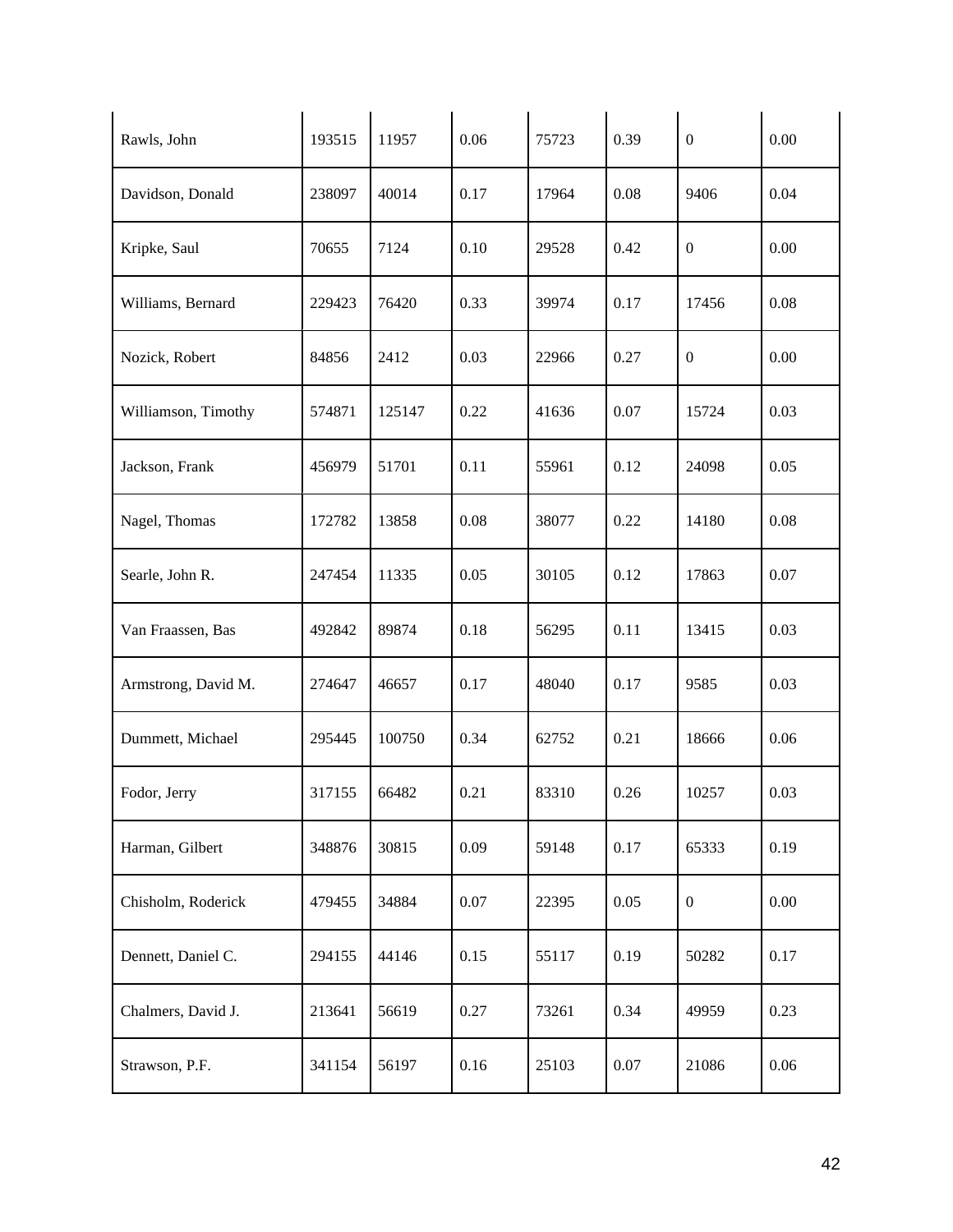| | | | | | | | |
|---|---|---|---|---|---|---|---|
| Rawls, John | 193515 | 11957 | 0.06 | 75723 | 0.39 | 0 | 0.00 |
| Davidson, Donald | 238097 | 40014 | 0.17 | 17964 | 0.08 | 9406 | 0.04 |
| Kripke, Saul | 70655 | 7124 | 0.10 | 29528 | 0.42 | 0 | 0.00 |
| Williams, Bernard | 229423 | 76420 | 0.33 | 39974 | 0.17 | 17456 | 0.08 |
| Nozick, Robert | 84856 | 2412 | 0.03 | 22966 | 0.27 | 0 | 0.00 |
| Williamson, Timothy | 574871 | 125147 | 0.22 | 41636 | 0.07 | 15724 | 0.03 |
| Jackson, Frank | 456979 | 51701 | 0.11 | 55961 | 0.12 | 24098 | 0.05 |
| Nagel, Thomas | 172782 | 13858 | 0.08 | 38077 | 0.22 | 14180 | 0.08 |
| Searle, John R. | 247454 | 11335 | 0.05 | 30105 | 0.12 | 17863 | 0.07 |
| Van Fraassen, Bas | 492842 | 89874 | 0.18 | 56295 | 0.11 | 13415 | 0.03 |
| Armstrong, David M. | 274647 | 46657 | 0.17 | 48040 | 0.17 | 9585 | 0.03 |
| Dummett, Michael | 295445 | 100750 | 0.34 | 62752 | 0.21 | 18666 | 0.06 |
| Fodor, Jerry | 317155 | 66482 | 0.21 | 83310 | 0.26 | 10257 | 0.03 |
| Harman, Gilbert | 348876 | 30815 | 0.09 | 59148 | 0.17 | 65333 | 0.19 |
| Chisholm, Roderick | 479455 | 34884 | 0.07 | 22395 | 0.05 | 0 | 0.00 |
| Dennett, Daniel C. | 294155 | 44146 | 0.15 | 55117 | 0.19 | 50282 | 0.17 |
| Chalmers, David J. | 213641 | 56619 | 0.27 | 73261 | 0.34 | 49959 | 0.23 |
| Strawson, P.F. | 341154 | 56197 | 0.16 | 25103 | 0.07 | 21086 | 0.06 |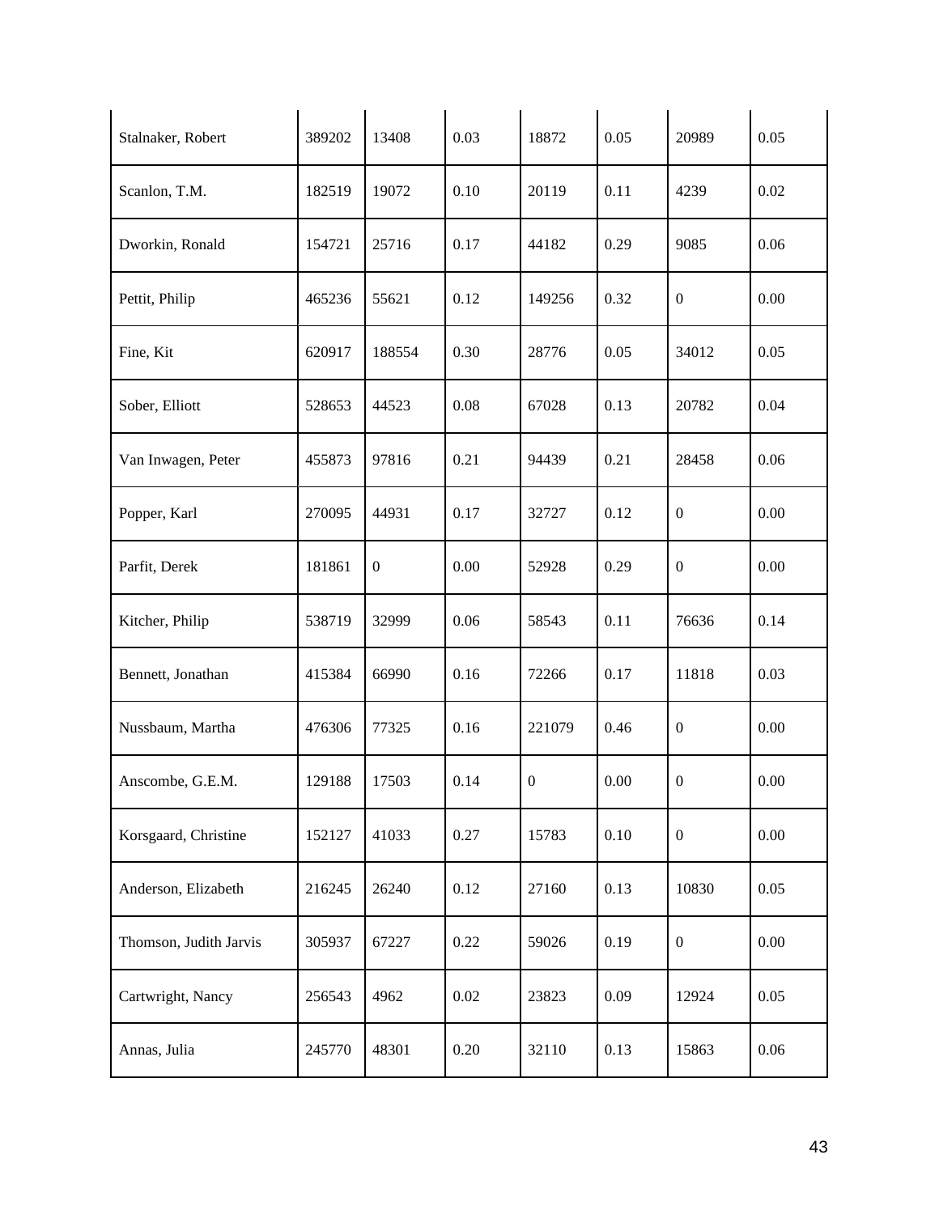| | | | | | | | |
|---|---|---|---|---|---|---|---|
| Stalnaker, Robert | 389202 | 13408 | 0.03 | 18872 | 0.05 | 20989 | 0.05 |
| Scanlon, T.M. | 182519 | 19072 | 0.10 | 20119 | 0.11 | 4239 | 0.02 |
| Dworkin, Ronald | 154721 | 25716 | 0.17 | 44182 | 0.29 | 9085 | 0.06 |
| Pettit, Philip | 465236 | 55621 | 0.12 | 149256 | 0.32 | 0 | 0.00 |
| Fine, Kit | 620917 | 188554 | 0.30 | 28776 | 0.05 | 34012 | 0.05 |
| Sober, Elliott | 528653 | 44523 | 0.08 | 67028 | 0.13 | 20782 | 0.04 |
| Van Inwagen, Peter | 455873 | 97816 | 0.21 | 94439 | 0.21 | 28458 | 0.06 |
| Popper, Karl | 270095 | 44931 | 0.17 | 32727 | 0.12 | 0 | 0.00 |
| Parfit, Derek | 181861 | 0 | 0.00 | 52928 | 0.29 | 0 | 0.00 |
| Kitcher, Philip | 538719 | 32999 | 0.06 | 58543 | 0.11 | 76636 | 0.14 |
| Bennett, Jonathan | 415384 | 66990 | 0.16 | 72266 | 0.17 | 11818 | 0.03 |
| Nussbaum, Martha | 476306 | 77325 | 0.16 | 221079 | 0.46 | 0 | 0.00 |
| Anscombe, G.E.M. | 129188 | 17503 | 0.14 | 0 | 0.00 | 0 | 0.00 |
| Korsgaard, Christine | 152127 | 41033 | 0.27 | 15783 | 0.10 | 0 | 0.00 |
| Anderson, Elizabeth | 216245 | 26240 | 0.12 | 27160 | 0.13 | 10830 | 0.05 |
| Thomson, Judith Jarvis | 305937 | 67227 | 0.22 | 59026 | 0.19 | 0 | 0.00 |
| Cartwright, Nancy | 256543 | 4962 | 0.02 | 23823 | 0.09 | 12924 | 0.05 |
| Annas, Julia | 245770 | 48301 | 0.20 | 32110 | 0.13 | 15863 | 0.06 |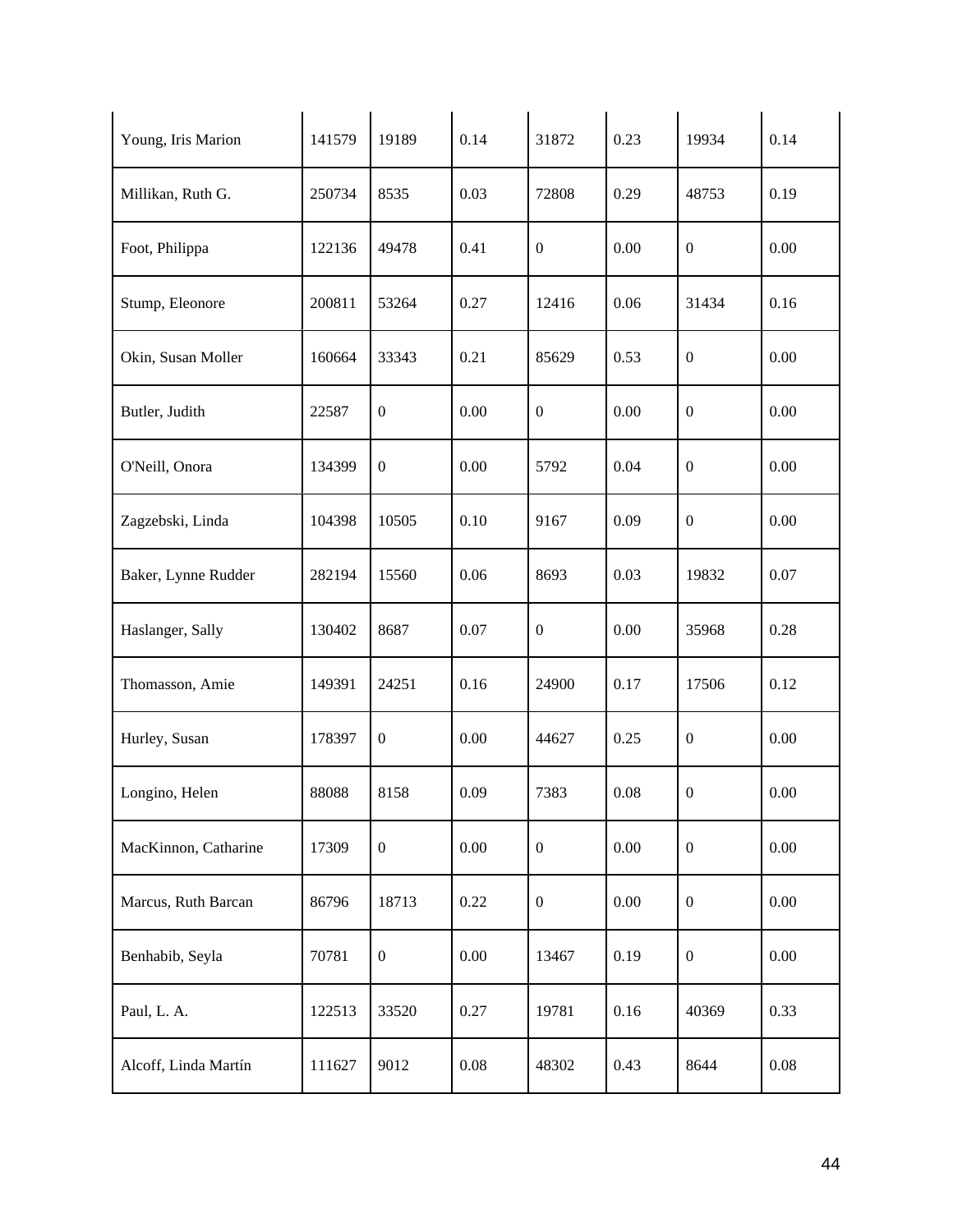| Young, Iris Marion | 141579 | 19189 | 0.14 | 31872 | 0.23 | 19934 | 0.14 |
|---|---|---|---|---|---|---|---|
| Millikan, Ruth G. | 250734 | 8535 | 0.03 | 72808 | 0.29 | 48753 | 0.19 |
| Foot, Philippa | 122136 | 49478 | 0.41 | 0 | 0.00 | 0 | 0.00 |
| Stump, Eleonore | 200811 | 53264 | 0.27 | 12416 | 0.06 | 31434 | 0.16 |
| Okin, Susan Moller | 160664 | 33343 | 0.21 | 85629 | 0.53 | 0 | 0.00 |
| Butler, Judith | 22587 | 0 | 0.00 | 0 | 0.00 | 0 | 0.00 |
| O'Neill, Onora | 134399 | 0 | 0.00 | 5792 | 0.04 | 0 | 0.00 |
| Zagzebski, Linda | 104398 | 10505 | 0.10 | 9167 | 0.09 | 0 | 0.00 |
| Baker, Lynne Rudder | 282194 | 15560 | 0.06 | 8693 | 0.03 | 19832 | 0.07 |
| Haslanger, Sally | 130402 | 8687 | 0.07 | 0 | 0.00 | 35968 | 0.28 |
| Thomasson, Amie | 149391 | 24251 | 0.16 | 24900 | 0.17 | 17506 | 0.12 |
| Hurley, Susan | 178397 | 0 | 0.00 | 44627 | 0.25 | 0 | 0.00 |
| Longino, Helen | 88088 | 8158 | 0.09 | 7383 | 0.08 | 0 | 0.00 |
| MacKinnon, Catharine | 17309 | 0 | 0.00 | 0 | 0.00 | 0 | 0.00 |
| Marcus, Ruth Barcan | 86796 | 18713 | 0.22 | 0 | 0.00 | 0 | 0.00 |
| Benhabib, Seyla | 70781 | 0 | 0.00 | 13467 | 0.19 | 0 | 0.00 |
| Paul, L. A. | 122513 | 33520 | 0.27 | 19781 | 0.16 | 40369 | 0.33 |
| Alcoff, Linda Martín | 111627 | 9012 | 0.08 | 48302 | 0.43 | 8644 | 0.08 |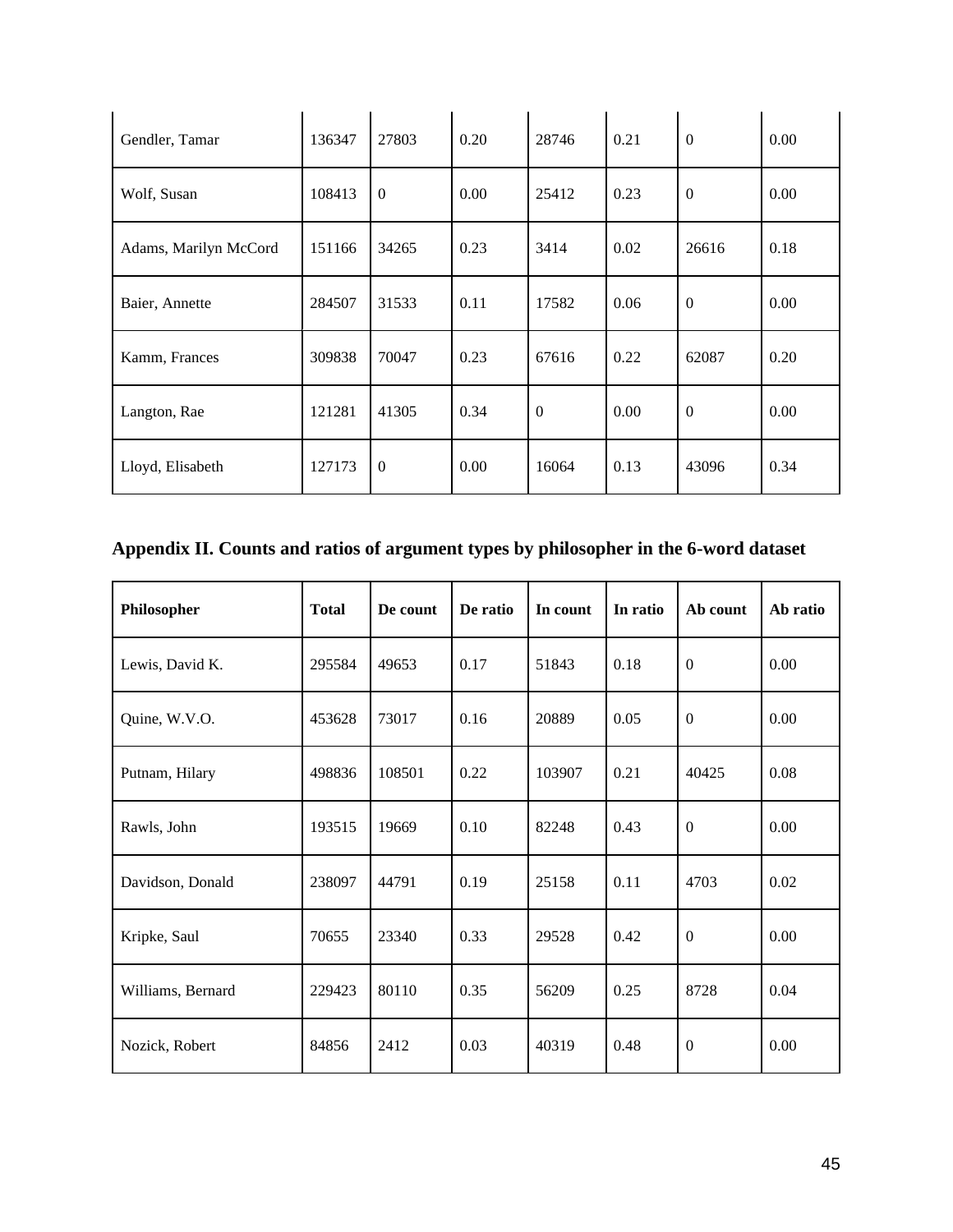| | | | | | | | |
|---|---|---|---|---|---|---|---|
| Gendler, Tamar | 136347 | 27803 | 0.20 | 28746 | 0.21 | 0 | 0.00 |
| Wolf, Susan | 108413 | 0 | 0.00 | 25412 | 0.23 | 0 | 0.00 |
| Adams, Marilyn McCord | 151166 | 34265 | 0.23 | 3414 | 0.02 | 26616 | 0.18 |
| Baier, Annette | 284507 | 31533 | 0.11 | 17582 | 0.06 | 0 | 0.00 |
| Kamm, Frances | 309838 | 70047 | 0.23 | 67616 | 0.22 | 62087 | 0.20 |
| Langton, Rae | 121281 | 41305 | 0.34 | 0 | 0.00 | 0 | 0.00 |
| Lloyd, Elisabeth | 127173 | 0 | 0.00 | 16064 | 0.13 | 43096 | 0.34 |

## Appendix II. Counts and ratios of argument types by philosopher in the 6-word dataset

| Philosopher | Total | De count | De ratio | In count | In ratio | Ab count | Ab ratio |
|---|---|---|---|---|---|---|---|
| Lewis, David K. | 295584 | 49653 | 0.17 | 51843 | 0.18 | 0 | 0.00 |
| Quine, W.V.O. | 453628 | 73017 | 0.16 | 20889 | 0.05 | 0 | 0.00 |
| Putnam, Hilary | 498836 | 108501 | 0.22 | 103907 | 0.21 | 40425 | 0.08 |
| Rawls, John | 193515 | 19669 | 0.10 | 82248 | 0.43 | 0 | 0.00 |
| Davidson, Donald | 238097 | 44791 | 0.19 | 25158 | 0.11 | 4703 | 0.02 |
| Kripke, Saul | 70655 | 23340 | 0.33 | 29528 | 0.42 | 0 | 0.00 |
| Williams, Bernard | 229423 | 80110 | 0.35 | 56209 | 0.25 | 8728 | 0.04 |
| Nozick, Robert | 84856 | 2412 | 0.03 | 40319 | 0.48 | 0 | 0.00 |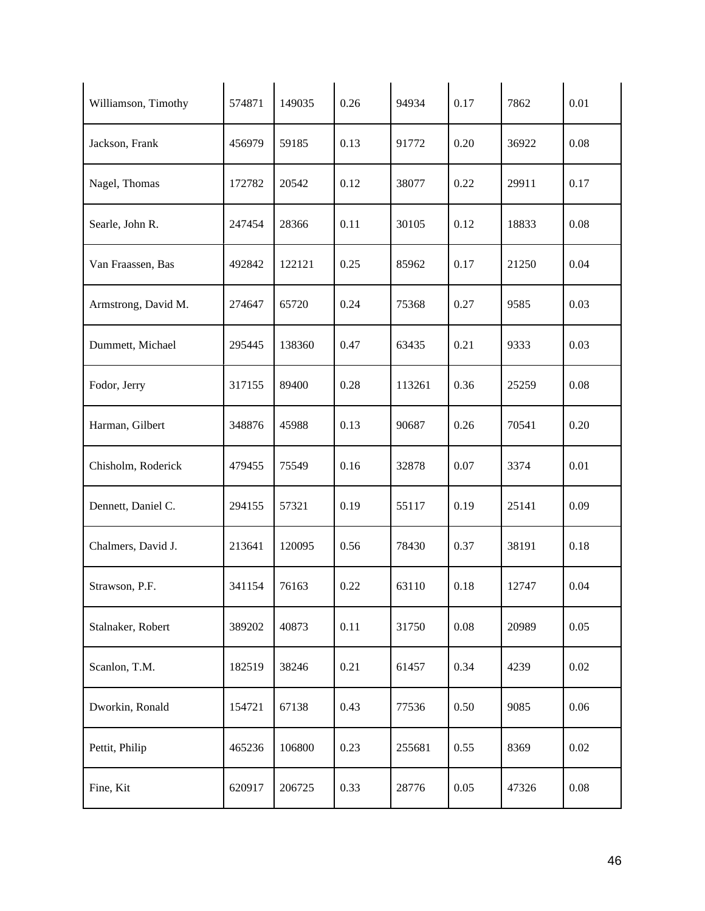| | | | | | | | |
|---|---|---|---|---|---|---|---|
| Williamson, Timothy | 574871 | 149035 | 0.26 | 94934 | 0.17 | 7862 | 0.01 |
| Jackson, Frank | 456979 | 59185 | 0.13 | 91772 | 0.20 | 36922 | 0.08 |
| Nagel, Thomas | 172782 | 20542 | 0.12 | 38077 | 0.22 | 29911 | 0.17 |
| Searle, John R. | 247454 | 28366 | 0.11 | 30105 | 0.12 | 18833 | 0.08 |
| Van Fraassen, Bas | 492842 | 122121 | 0.25 | 85962 | 0.17 | 21250 | 0.04 |
| Armstrong, David M. | 274647 | 65720 | 0.24 | 75368 | 0.27 | 9585 | 0.03 |
| Dummett, Michael | 295445 | 138360 | 0.47 | 63435 | 0.21 | 9333 | 0.03 |
| Fodor, Jerry | 317155 | 89400 | 0.28 | 113261 | 0.36 | 25259 | 0.08 |
| Harman, Gilbert | 348876 | 45988 | 0.13 | 90687 | 0.26 | 70541 | 0.20 |
| Chisholm, Roderick | 479455 | 75549 | 0.16 | 32878 | 0.07 | 3374 | 0.01 |
| Dennett, Daniel C. | 294155 | 57321 | 0.19 | 55117 | 0.19 | 25141 | 0.09 |
| Chalmers, David J. | 213641 | 120095 | 0.56 | 78430 | 0.37 | 38191 | 0.18 |
| Strawson, P.F. | 341154 | 76163 | 0.22 | 63110 | 0.18 | 12747 | 0.04 |
| Stalnaker, Robert | 389202 | 40873 | 0.11 | 31750 | 0.08 | 20989 | 0.05 |
| Scanlon, T.M. | 182519 | 38246 | 0.21 | 61457 | 0.34 | 4239 | 0.02 |
| Dworkin, Ronald | 154721 | 67138 | 0.43 | 77536 | 0.50 | 9085 | 0.06 |
| Pettit, Philip | 465236 | 106800 | 0.23 | 255681 | 0.55 | 8369 | 0.02 |
| Fine, Kit | 620917 | 206725 | 0.33 | 28776 | 0.05 | 47326 | 0.08 |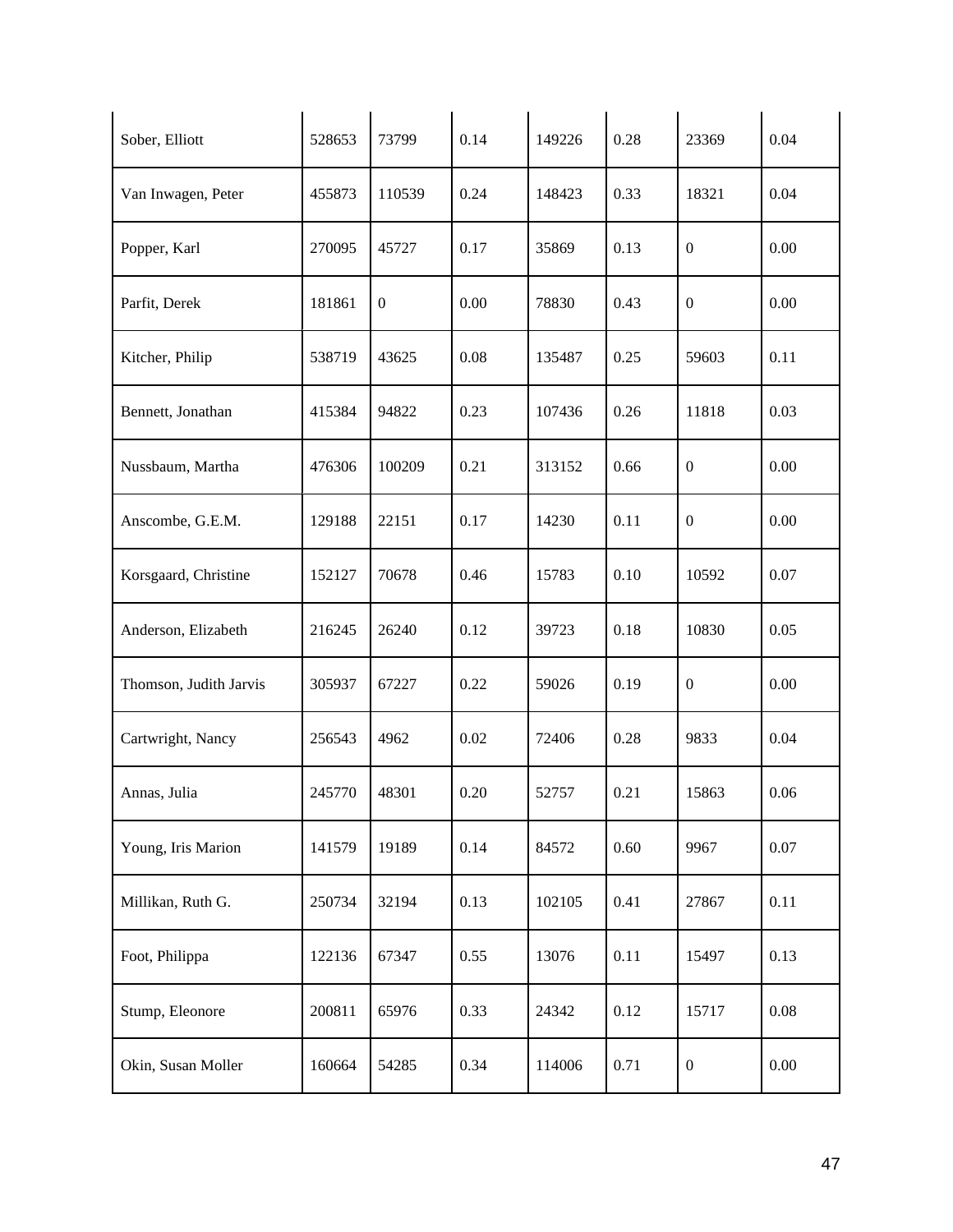| Sober, Elliott | 528653 | 73799 | 0.14 | 149226 | 0.28 | 23369 | 0.04 |
|---|---|---|---|---|---|---|---|
| Van Inwagen, Peter | 455873 | 110539 | 0.24 | 148423 | 0.33 | 18321 | 0.04 |
| Popper, Karl | 270095 | 45727 | 0.17 | 35869 | 0.13 | 0 | 0.00 |
| Parfit, Derek | 181861 | 0 | 0.00 | 78830 | 0.43 | 0 | 0.00 |
| Kitcher, Philip | 538719 | 43625 | 0.08 | 135487 | 0.25 | 59603 | 0.11 |
| Bennett, Jonathan | 415384 | 94822 | 0.23 | 107436 | 0.26 | 11818 | 0.03 |
| Nussbaum, Martha | 476306 | 100209 | 0.21 | 313152 | 0.66 | 0 | 0.00 |
| Anscombe, G.E.M. | 129188 | 22151 | 0.17 | 14230 | 0.11 | 0 | 0.00 |
| Korsgaard, Christine | 152127 | 70678 | 0.46 | 15783 | 0.10 | 10592 | 0.07 |
| Anderson, Elizabeth | 216245 | 26240 | 0.12 | 39723 | 0.18 | 10830 | 0.05 |
| Thomson, Judith Jarvis | 305937 | 67227 | 0.22 | 59026 | 0.19 | 0 | 0.00 |
| Cartwright, Nancy | 256543 | 4962 | 0.02 | 72406 | 0.28 | 9833 | 0.04 |
| Annas, Julia | 245770 | 48301 | 0.20 | 52757 | 0.21 | 15863 | 0.06 |
| Young, Iris Marion | 141579 | 19189 | 0.14 | 84572 | 0.60 | 9967 | 0.07 |
| Millikan, Ruth G. | 250734 | 32194 | 0.13 | 102105 | 0.41 | 27867 | 0.11 |
| Foot, Philippa | 122136 | 67347 | 0.55 | 13076 | 0.11 | 15497 | 0.13 |
| Stump, Eleonore | 200811 | 65976 | 0.33 | 24342 | 0.12 | 15717 | 0.08 |
| Okin, Susan Moller | 160664 | 54285 | 0.34 | 114006 | 0.71 | 0 | 0.00 |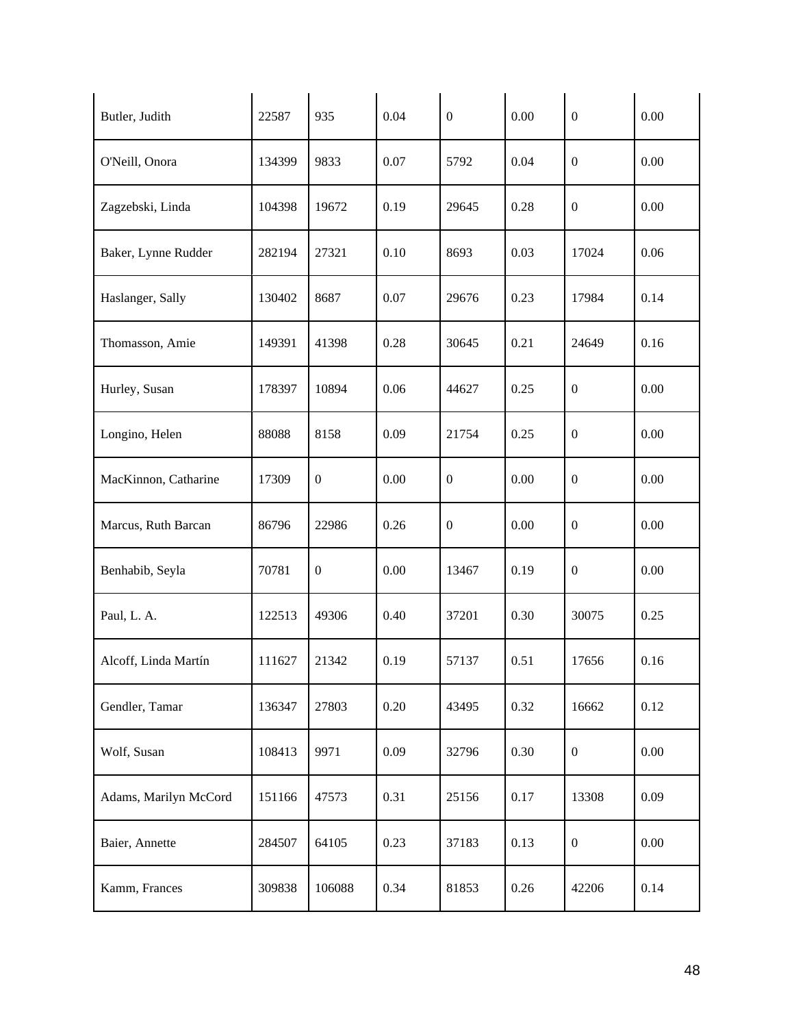| Butler, Judith | 22587 | 935 | 0.04 | 0 | 0.00 | 0 | 0.00 |
|---|---|---|---|---|---|---|---|
| O'Neill, Onora | 134399 | 9833 | 0.07 | 5792 | 0.04 | 0 | 0.00 |
| Zagzebski, Linda | 104398 | 19672 | 0.19 | 29645 | 0.28 | 0 | 0.00 |
| Baker, Lynne Rudder | 282194 | 27321 | 0.10 | 8693 | 0.03 | 17024 | 0.06 |
| Haslanger, Sally | 130402 | 8687 | 0.07 | 29676 | 0.23 | 17984 | 0.14 |
| Thomasson, Amie | 149391 | 41398 | 0.28 | 30645 | 0.21 | 24649 | 0.16 |
| Hurley, Susan | 178397 | 10894 | 0.06 | 44627 | 0.25 | 0 | 0.00 |
| Longino, Helen | 88088 | 8158 | 0.09 | 21754 | 0.25 | 0 | 0.00 |
| MacKinnon, Catharine | 17309 | 0 | 0.00 | 0 | 0.00 | 0 | 0.00 |
| Marcus, Ruth Barcan | 86796 | 22986 | 0.26 | 0 | 0.00 | 0 | 0.00 |
| Benhabib, Seyla | 70781 | 0 | 0.00 | 13467 | 0.19 | 0 | 0.00 |
| Paul, L. A. | 122513 | 49306 | 0.40 | 37201 | 0.30 | 30075 | 0.25 |
| Alcoff, Linda Martín | 111627 | 21342 | 0.19 | 57137 | 0.51 | 17656 | 0.16 |
| Gendler, Tamar | 136347 | 27803 | 0.20 | 43495 | 0.32 | 16662 | 0.12 |
| Wolf, Susan | 108413 | 9971 | 0.09 | 32796 | 0.30 | 0 | 0.00 |
| Adams, Marilyn McCord | 151166 | 47573 | 0.31 | 25156 | 0.17 | 13308 | 0.09 |
| Baier, Annette | 284507 | 64105 | 0.23 | 37183 | 0.13 | 0 | 0.00 |
| Kamm, Frances | 309838 | 106088 | 0.34 | 81853 | 0.26 | 42206 | 0.14 |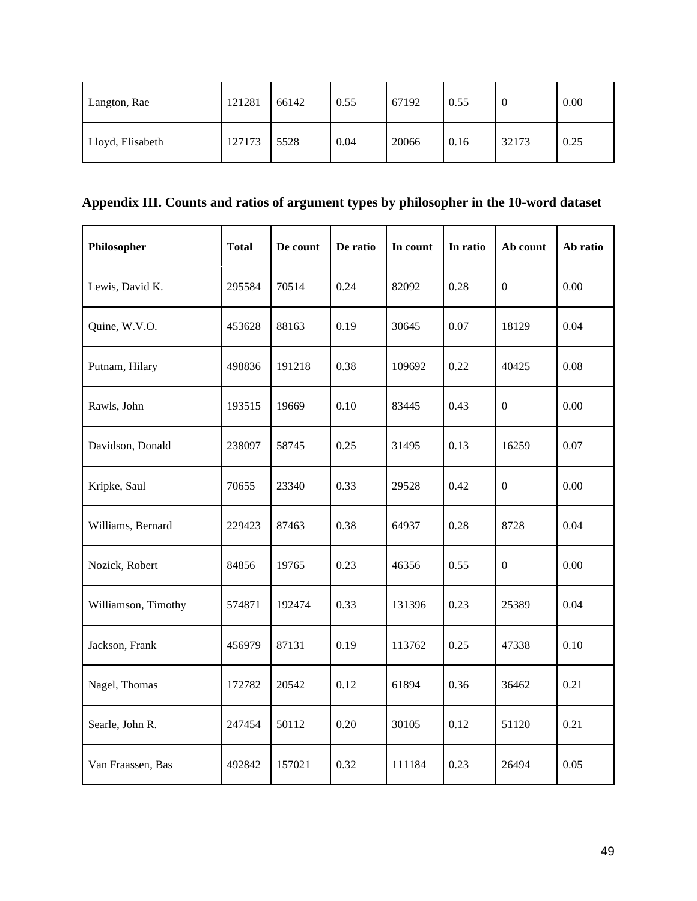| Langton, Rae | 121281 | 66142 | 0.55 | 67192 | 0.55 | 0 | 0.00 |
|---|---|---|---|---|---|---|---|
| Lloyd, Elisabeth | 127173 | 5528 | 0.04 | 20066 | 0.16 | 32173 | 0.25 |

**Appendix III. Counts and ratios of argument types by philosopher in the 10-word dataset**

| Philosopher | Total | De count | De ratio | In count | In ratio | Ab count | Ab ratio |
|---|---|---|---|---|---|---|---|
| Lewis, David K. | 295584 | 70514 | 0.24 | 82092 | 0.28 | 0 | 0.00 |
| Quine, W.V.O. | 453628 | 88163 | 0.19 | 30645 | 0.07 | 18129 | 0.04 |
| Putnam, Hilary | 498836 | 191218 | 0.38 | 109692 | 0.22 | 40425 | 0.08 |
| Rawls, John | 193515 | 19669 | 0.10 | 83445 | 0.43 | 0 | 0.00 |
| Davidson, Donald | 238097 | 58745 | 0.25 | 31495 | 0.13 | 16259 | 0.07 |
| Kripke, Saul | 70655 | 23340 | 0.33 | 29528 | 0.42 | 0 | 0.00 |
| Williams, Bernard | 229423 | 87463 | 0.38 | 64937 | 0.28 | 8728 | 0.04 |
| Nozick, Robert | 84856 | 19765 | 0.23 | 46356 | 0.55 | 0 | 0.00 |
| Williamson, Timothy | 574871 | 192474 | 0.33 | 131396 | 0.23 | 25389 | 0.04 |
| Jackson, Frank | 456979 | 87131 | 0.19 | 113762 | 0.25 | 47338 | 0.10 |
| Nagel, Thomas | 172782 | 20542 | 0.12 | 61894 | 0.36 | 36462 | 0.21 |
| Searle, John R. | 247454 | 50112 | 0.20 | 30105 | 0.12 | 51120 | 0.21 |
| Van Fraassen, Bas | 492842 | 157021 | 0.32 | 111184 | 0.23 | 26494 | 0.05 |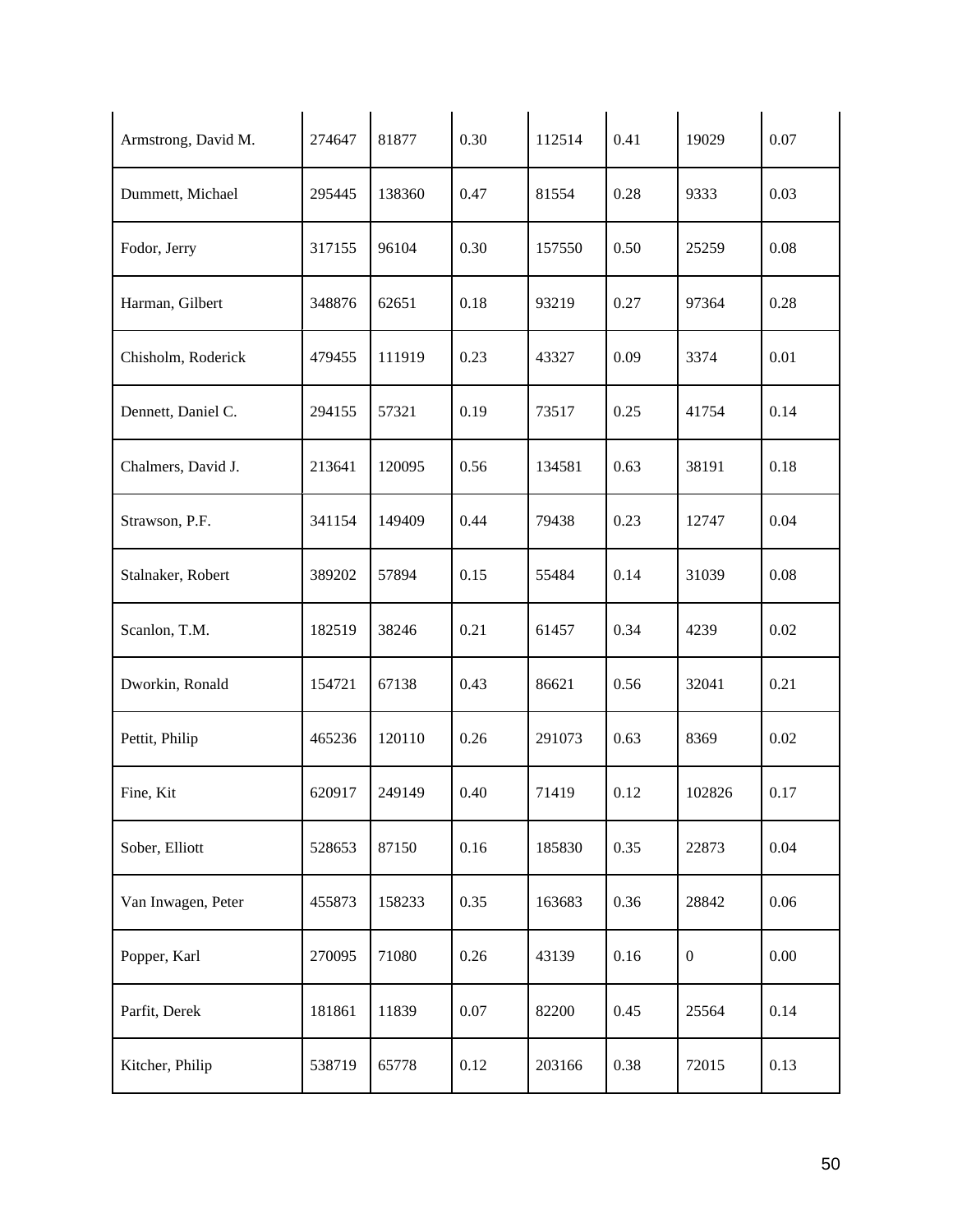| Armstrong, David M. | 274647 | 81877 | 0.30 | 112514 | 0.41 | 19029 | 0.07 |
|---|---|---|---|---|---|---|---|
| Dummett, Michael | 295445 | 138360 | 0.47 | 81554 | 0.28 | 9333 | 0.03 |
| Fodor, Jerry | 317155 | 96104 | 0.30 | 157550 | 0.50 | 25259 | 0.08 |
| Harman, Gilbert | 348876 | 62651 | 0.18 | 93219 | 0.27 | 97364 | 0.28 |
| Chisholm, Roderick | 479455 | 111919 | 0.23 | 43327 | 0.09 | 3374 | 0.01 |
| Dennett, Daniel C. | 294155 | 57321 | 0.19 | 73517 | 0.25 | 41754 | 0.14 |
| Chalmers, David J. | 213641 | 120095 | 0.56 | 134581 | 0.63 | 38191 | 0.18 |
| Strawson, P.F. | 341154 | 149409 | 0.44 | 79438 | 0.23 | 12747 | 0.04 |
| Stalnaker, Robert | 389202 | 57894 | 0.15 | 55484 | 0.14 | 31039 | 0.08 |
| Scanlon, T.M. | 182519 | 38246 | 0.21 | 61457 | 0.34 | 4239 | 0.02 |
| Dworkin, Ronald | 154721 | 67138 | 0.43 | 86621 | 0.56 | 32041 | 0.21 |
| Pettit, Philip | 465236 | 120110 | 0.26 | 291073 | 0.63 | 8369 | 0.02 |
| Fine, Kit | 620917 | 249149 | 0.40 | 71419 | 0.12 | 102826 | 0.17 |
| Sober, Elliott | 528653 | 87150 | 0.16 | 185830 | 0.35 | 22873 | 0.04 |
| Van Inwagen, Peter | 455873 | 158233 | 0.35 | 163683 | 0.36 | 28842 | 0.06 |
| Popper, Karl | 270095 | 71080 | 0.26 | 43139 | 0.16 | 0 | 0.00 |
| Parfit, Derek | 181861 | 11839 | 0.07 | 82200 | 0.45 | 25564 | 0.14 |
| Kitcher, Philip | 538719 | 65778 | 0.12 | 203166 | 0.38 | 72015 | 0.13 |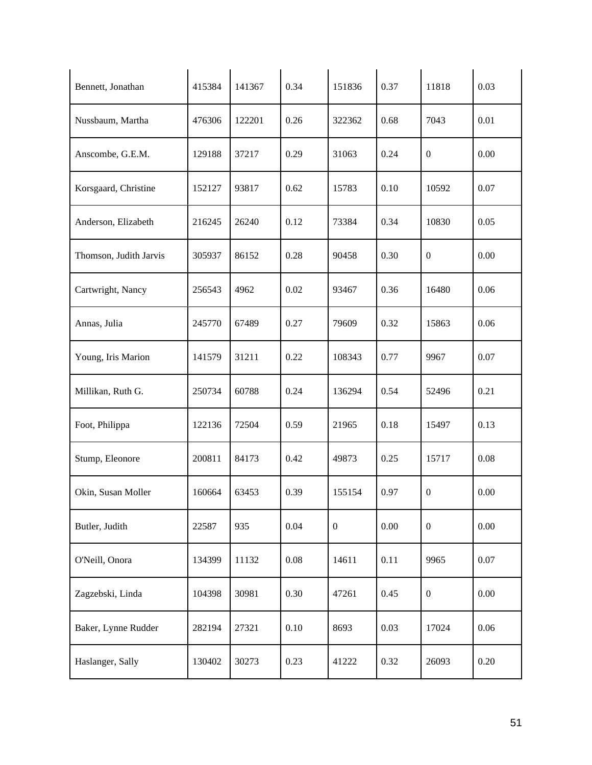| Bennett, Jonathan | 415384 | 141367 | 0.34 | 151836 | 0.37 | 11818 | 0.03 |
|---|---|---|---|---|---|---|---|
| Nussbaum, Martha | 476306 | 122201 | 0.26 | 322362 | 0.68 | 7043 | 0.01 |
| Anscombe, G.E.M. | 129188 | 37217 | 0.29 | 31063 | 0.24 | 0 | 0.00 |
| Korsgaard, Christine | 152127 | 93817 | 0.62 | 15783 | 0.10 | 10592 | 0.07 |
| Anderson, Elizabeth | 216245 | 26240 | 0.12 | 73384 | 0.34 | 10830 | 0.05 |
| Thomson, Judith Jarvis | 305937 | 86152 | 0.28 | 90458 | 0.30 | 0 | 0.00 |
| Cartwright, Nancy | 256543 | 4962 | 0.02 | 93467 | 0.36 | 16480 | 0.06 |
| Annas, Julia | 245770 | 67489 | 0.27 | 79609 | 0.32 | 15863 | 0.06 |
| Young, Iris Marion | 141579 | 31211 | 0.22 | 108343 | 0.77 | 9967 | 0.07 |
| Millikan, Ruth G. | 250734 | 60788 | 0.24 | 136294 | 0.54 | 52496 | 0.21 |
| Foot, Philippa | 122136 | 72504 | 0.59 | 21965 | 0.18 | 15497 | 0.13 |
| Stump, Eleonore | 200811 | 84173 | 0.42 | 49873 | 0.25 | 15717 | 0.08 |
| Okin, Susan Moller | 160664 | 63453 | 0.39 | 155154 | 0.97 | 0 | 0.00 |
| Butler, Judith | 22587 | 935 | 0.04 | 0 | 0.00 | 0 | 0.00 |
| O'Neill, Onora | 134399 | 11132 | 0.08 | 14611 | 0.11 | 9965 | 0.07 |
| Zagzebski, Linda | 104398 | 30981 | 0.30 | 47261 | 0.45 | 0 | 0.00 |
| Baker, Lynne Rudder | 282194 | 27321 | 0.10 | 8693 | 0.03 | 17024 | 0.06 |
| Haslanger, Sally | 130402 | 30273 | 0.23 | 41222 | 0.32 | 26093 | 0.20 |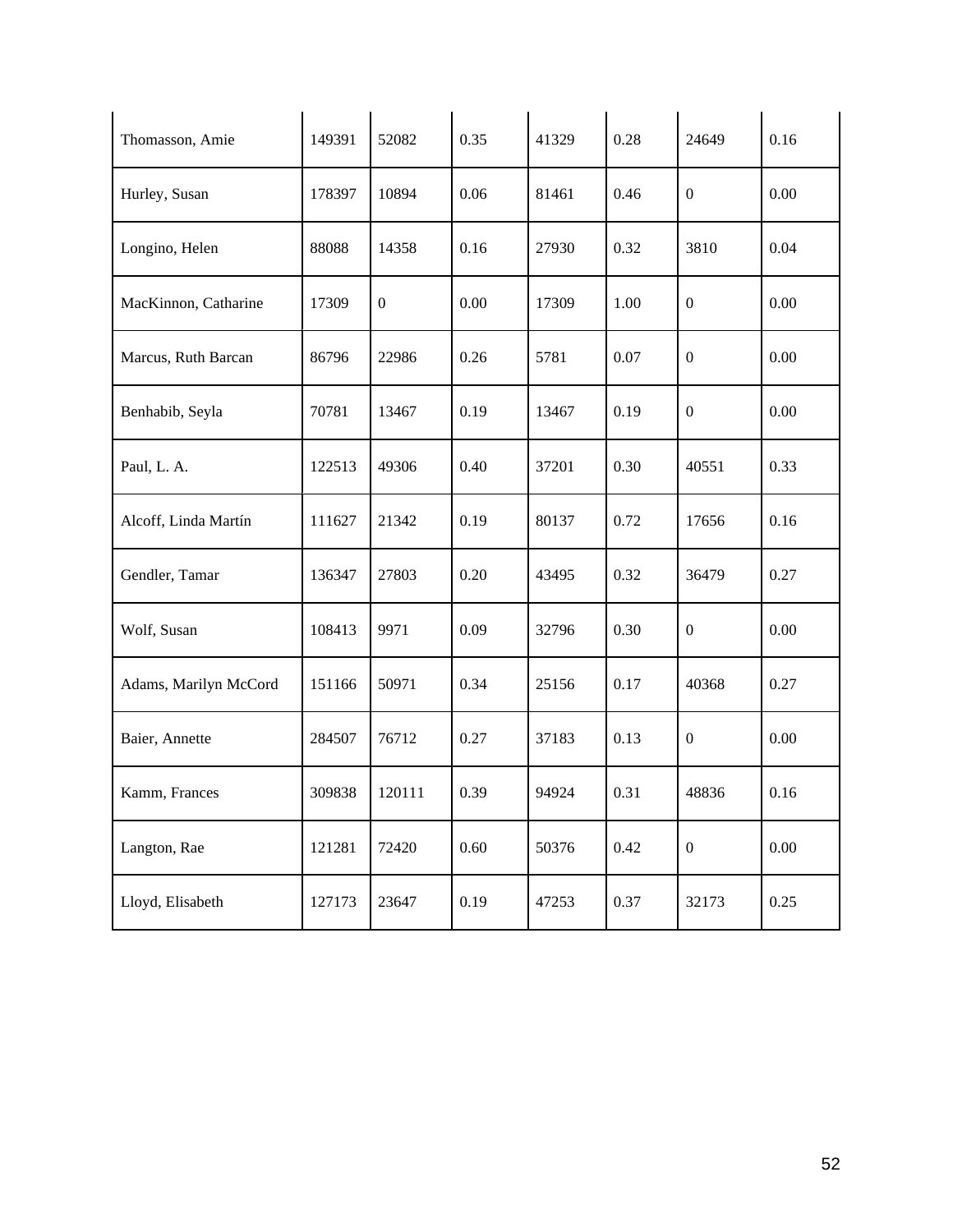| | | | | | | | |
|---|---|---|---|---|---|---|---|
| Thomasson, Amie | 149391 | 52082 | 0.35 | 41329 | 0.28 | 24649 | 0.16 |
| Hurley, Susan | 178397 | 10894 | 0.06 | 81461 | 0.46 | 0 | 0.00 |
| Longino, Helen | 88088 | 14358 | 0.16 | 27930 | 0.32 | 3810 | 0.04 |
| MacKinnon, Catharine | 17309 | 0 | 0.00 | 17309 | 1.00 | 0 | 0.00 |
| Marcus, Ruth Barcan | 86796 | 22986 | 0.26 | 5781 | 0.07 | 0 | 0.00 |
| Benhabib, Seyla | 70781 | 13467 | 0.19 | 13467 | 0.19 | 0 | 0.00 |
| Paul, L. A. | 122513 | 49306 | 0.40 | 37201 | 0.30 | 40551 | 0.33 |
| Alcoff, Linda Martín | 111627 | 21342 | 0.19 | 80137 | 0.72 | 17656 | 0.16 |
| Gendler, Tamar | 136347 | 27803 | 0.20 | 43495 | 0.32 | 36479 | 0.27 |
| Wolf, Susan | 108413 | 9971 | 0.09 | 32796 | 0.30 | 0 | 0.00 |
| Adams, Marilyn McCord | 151166 | 50971 | 0.34 | 25156 | 0.17 | 40368 | 0.27 |
| Baier, Annette | 284507 | 76712 | 0.27 | 37183 | 0.13 | 0 | 0.00 |
| Kamm, Frances | 309838 | 120111 | 0.39 | 94924 | 0.31 | 48836 | 0.16 |
| Langton, Rae | 121281 | 72420 | 0.60 | 50376 | 0.42 | 0 | 0.00 |
| Lloyd, Elisabeth | 127173 | 23647 | 0.19 | 47253 | 0.37 | 32173 | 0.25 |